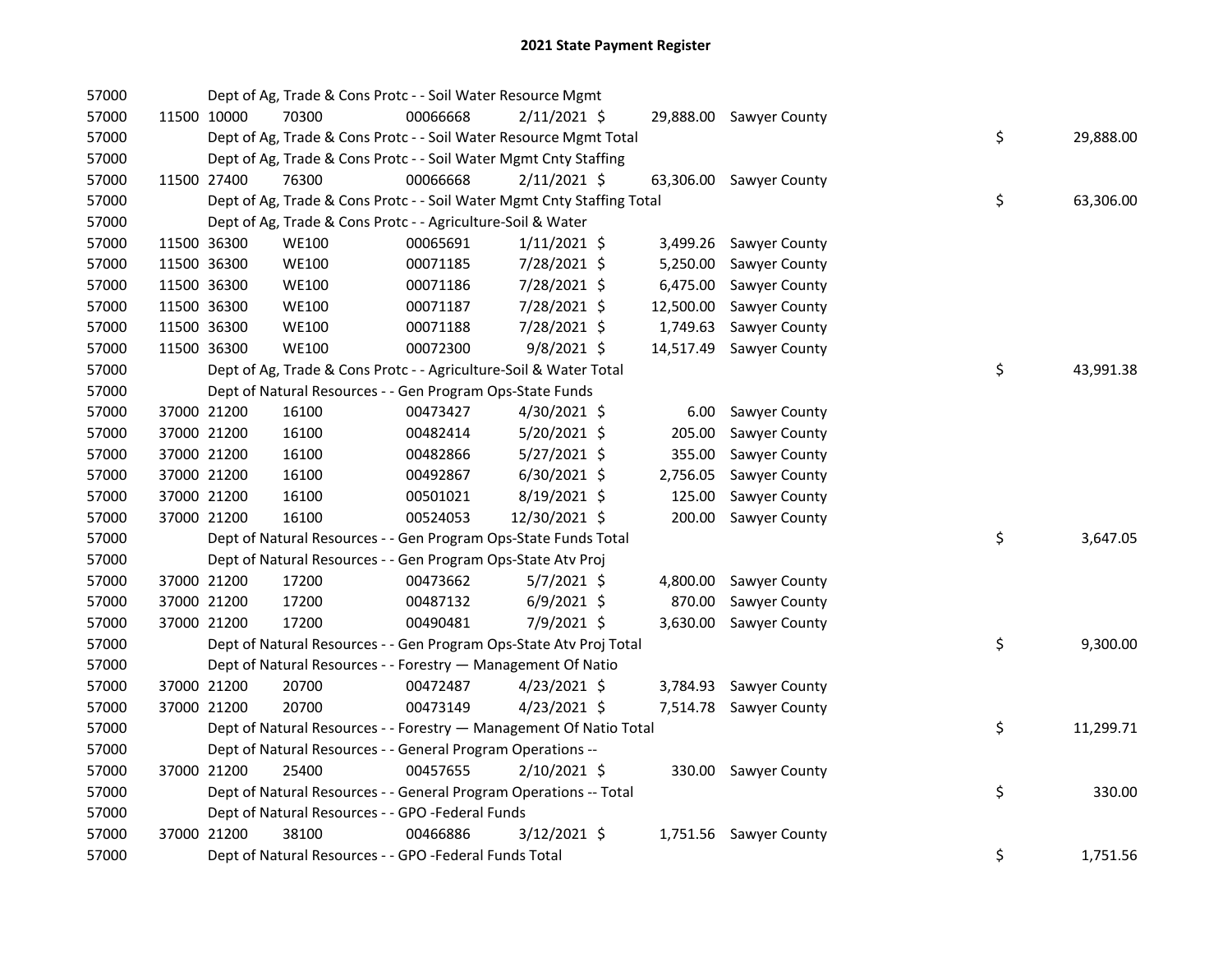# 2021 State Payment Register

| | | | | | | | | | |
|---|---|---|---|---|---|---|---|---|---|
| 57000 | | Dept of Ag, Trade & Cons Protc - - Soil Water Resource Mgmt | | | | | | | |
| 57000 | 11500 | 10000 | 70300 | 00066668 | 2/11/2021 | $ 29,888.00 | Sawyer County | | |
| 57000 | | Dept of Ag, Trade & Cons Protc - - Soil Water Resource Mgmt Total | | | | | | $ | 29,888.00 |
| 57000 | | Dept of Ag, Trade & Cons Protc - - Soil Water Mgmt Cnty Staffing | | | | | | | |
| 57000 | 11500 | 27400 | 76300 | 00066668 | 2/11/2021 | $ 63,306.00 | Sawyer County | | |
| 57000 | | Dept of Ag, Trade & Cons Protc - - Soil Water Mgmt Cnty Staffing Total | | | | | | $ | 63,306.00 |
| 57000 | | Dept of Ag, Trade & Cons Protc - - Agriculture-Soil & Water | | | | | | | |
| 57000 | 11500 | 36300 | WE100 | 00065691 | 1/11/2021 | $ 3,499.26 | Sawyer County | | |
| 57000 | 11500 | 36300 | WE100 | 00071185 | 7/28/2021 | $ 5,250.00 | Sawyer County | | |
| 57000 | 11500 | 36300 | WE100 | 00071186 | 7/28/2021 | $ 6,475.00 | Sawyer County | | |
| 57000 | 11500 | 36300 | WE100 | 00071187 | 7/28/2021 | $ 12,500.00 | Sawyer County | | |
| 57000 | 11500 | 36300 | WE100 | 00071188 | 7/28/2021 | $ 1,749.63 | Sawyer County | | |
| 57000 | 11500 | 36300 | WE100 | 00072300 | 9/8/2021 | $ 14,517.49 | Sawyer County | | |
| 57000 | | Dept of Ag, Trade & Cons Protc - - Agriculture-Soil & Water Total | | | | | | $ | 43,991.38 |
| 57000 | | Dept of Natural Resources - - Gen Program Ops-State Funds | | | | | | | |
| 57000 | 37000 | 21200 | 16100 | 00473427 | 4/30/2021 | $ 6.00 | Sawyer County | | |
| 57000 | 37000 | 21200 | 16100 | 00482414 | 5/20/2021 | $ 205.00 | Sawyer County | | |
| 57000 | 37000 | 21200 | 16100 | 00482866 | 5/27/2021 | $ 355.00 | Sawyer County | | |
| 57000 | 37000 | 21200 | 16100 | 00492867 | 6/30/2021 | $ 2,756.05 | Sawyer County | | |
| 57000 | 37000 | 21200 | 16100 | 00501021 | 8/19/2021 | $ 125.00 | Sawyer County | | |
| 57000 | 37000 | 21200 | 16100 | 00524053 | 12/30/2021 | $ 200.00 | Sawyer County | | |
| 57000 | | Dept of Natural Resources - - Gen Program Ops-State Funds Total | | | | | | $ | 3,647.05 |
| 57000 | | Dept of Natural Resources - - Gen Program Ops-State Atv Proj | | | | | | | |
| 57000 | 37000 | 21200 | 17200 | 00473662 | 5/7/2021 | $ 4,800.00 | Sawyer County | | |
| 57000 | 37000 | 21200 | 17200 | 00487132 | 6/9/2021 | $ 870.00 | Sawyer County | | |
| 57000 | 37000 | 21200 | 17200 | 00490481 | 7/9/2021 | $ 3,630.00 | Sawyer County | | |
| 57000 | | Dept of Natural Resources - - Gen Program Ops-State Atv Proj Total | | | | | | $ | 9,300.00 |
| 57000 | | Dept of Natural Resources - - Forestry — Management Of Natio | | | | | | | |
| 57000 | 37000 | 21200 | 20700 | 00472487 | 4/23/2021 | $ 3,784.93 | Sawyer County | | |
| 57000 | 37000 | 21200 | 20700 | 00473149 | 4/23/2021 | $ 7,514.78 | Sawyer County | | |
| 57000 | | Dept of Natural Resources - - Forestry — Management Of Natio Total | | | | | | $ | 11,299.71 |
| 57000 | | Dept of Natural Resources - - General Program Operations -- | | | | | | | |
| 57000 | 37000 | 21200 | 25400 | 00457655 | 2/10/2021 | $ 330.00 | Sawyer County | | |
| 57000 | | Dept of Natural Resources - - General Program Operations -- Total | | | | | | $ | 330.00 |
| 57000 | | Dept of Natural Resources - - GPO -Federal Funds | | | | | | | |
| 57000 | 37000 | 21200 | 38100 | 00466886 | 3/12/2021 | $ 1,751.56 | Sawyer County | | |
| 57000 | | Dept of Natural Resources - - GPO -Federal Funds Total | | | | | | $ | 1,751.56 |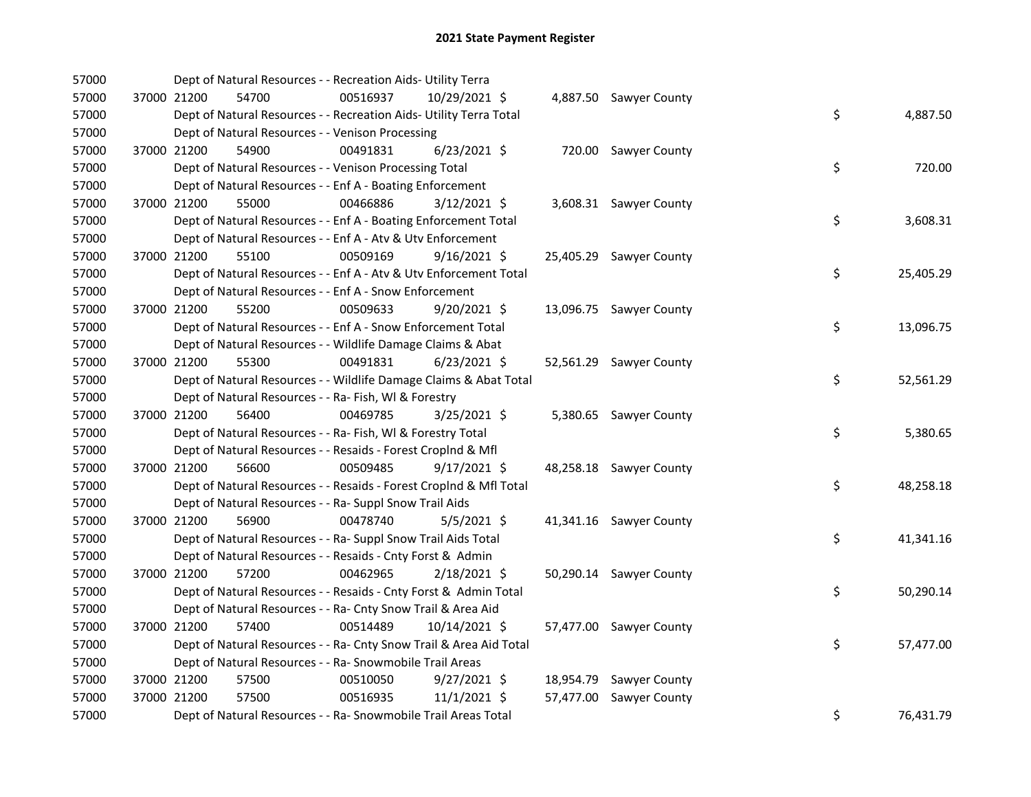# 2021 State Payment Register

| | | | | | | | | | |
|---|---|---|---|---|---|---|---|---|---|
| 57000 | | | Dept of Natural Resources - - Recreation Aids- Utility Terra | | | | | | |
| 57000 | 37000 | 21200 | 54700 | 00516937 | 10/29/2021 $ | 4,887.50 | Sawyer County | | |
| 57000 | | | Dept of Natural Resources - - Recreation Aids- Utility Terra Total | | | | | $ | 4,887.50 |
| 57000 | | | Dept of Natural Resources - - Venison Processing | | | | | | |
| 57000 | 37000 | 21200 | 54900 | 00491831 | 6/23/2021 $ | 720.00 | Sawyer County | | |
| 57000 | | | Dept of Natural Resources - - Venison Processing Total | | | | | $ | 720.00 |
| 57000 | | | Dept of Natural Resources - - Enf A - Boating Enforcement | | | | | | |
| 57000 | 37000 | 21200 | 55000 | 00466886 | 3/12/2021 $ | 3,608.31 | Sawyer County | | |
| 57000 | | | Dept of Natural Resources - - Enf A - Boating Enforcement Total | | | | | $ | 3,608.31 |
| 57000 | | | Dept of Natural Resources - - Enf A - Atv & Utv Enforcement | | | | | | |
| 57000 | 37000 | 21200 | 55100 | 00509169 | 9/16/2021 $ | 25,405.29 | Sawyer County | | |
| 57000 | | | Dept of Natural Resources - - Enf A - Atv & Utv Enforcement Total | | | | | $ | 25,405.29 |
| 57000 | | | Dept of Natural Resources - - Enf A - Snow Enforcement | | | | | | |
| 57000 | 37000 | 21200 | 55200 | 00509633 | 9/20/2021 $ | 13,096.75 | Sawyer County | | |
| 57000 | | | Dept of Natural Resources - - Enf A - Snow Enforcement Total | | | | | $ | 13,096.75 |
| 57000 | | | Dept of Natural Resources - - Wildlife Damage Claims & Abat | | | | | | |
| 57000 | 37000 | 21200 | 55300 | 00491831 | 6/23/2021 $ | 52,561.29 | Sawyer County | | |
| 57000 | | | Dept of Natural Resources - - Wildlife Damage Claims & Abat Total | | | | | $ | 52,561.29 |
| 57000 | | | Dept of Natural Resources - - Ra- Fish, Wl & Forestry | | | | | | |
| 57000 | 37000 | 21200 | 56400 | 00469785 | 3/25/2021 $ | 5,380.65 | Sawyer County | | |
| 57000 | | | Dept of Natural Resources - - Ra- Fish, Wl & Forestry Total | | | | | $ | 5,380.65 |
| 57000 | | | Dept of Natural Resources - - Resaids - Forest Croplnd & Mfl | | | | | | |
| 57000 | 37000 | 21200 | 56600 | 00509485 | 9/17/2021 $ | 48,258.18 | Sawyer County | | |
| 57000 | | | Dept of Natural Resources - - Resaids - Forest Croplnd & Mfl Total | | | | | $ | 48,258.18 |
| 57000 | | | Dept of Natural Resources - - Ra- Suppl Snow Trail Aids | | | | | | |
| 57000 | 37000 | 21200 | 56900 | 00478740 | 5/5/2021 $ | 41,341.16 | Sawyer County | | |
| 57000 | | | Dept of Natural Resources - - Ra- Suppl Snow Trail Aids Total | | | | | $ | 41,341.16 |
| 57000 | | | Dept of Natural Resources - - Resaids - Cnty Forst & Admin | | | | | | |
| 57000 | 37000 | 21200 | 57200 | 00462965 | 2/18/2021 $ | 50,290.14 | Sawyer County | | |
| 57000 | | | Dept of Natural Resources - - Resaids - Cnty Forst & Admin Total | | | | | $ | 50,290.14 |
| 57000 | | | Dept of Natural Resources - - Ra- Cnty Snow Trail & Area Aid | | | | | | |
| 57000 | 37000 | 21200 | 57400 | 00514489 | 10/14/2021 $ | 57,477.00 | Sawyer County | | |
| 57000 | | | Dept of Natural Resources - - Ra- Cnty Snow Trail & Area Aid Total | | | | | $ | 57,477.00 |
| 57000 | | | Dept of Natural Resources - - Ra- Snowmobile Trail Areas | | | | | | |
| 57000 | 37000 | 21200 | 57500 | 00510050 | 9/27/2021 $ | 18,954.79 | Sawyer County | | |
| 57000 | 37000 | 21200 | 57500 | 00516935 | 11/1/2021 $ | 57,477.00 | Sawyer County | | |
| 57000 | | | Dept of Natural Resources - - Ra- Snowmobile Trail Areas Total | | | | | $ | 76,431.79 |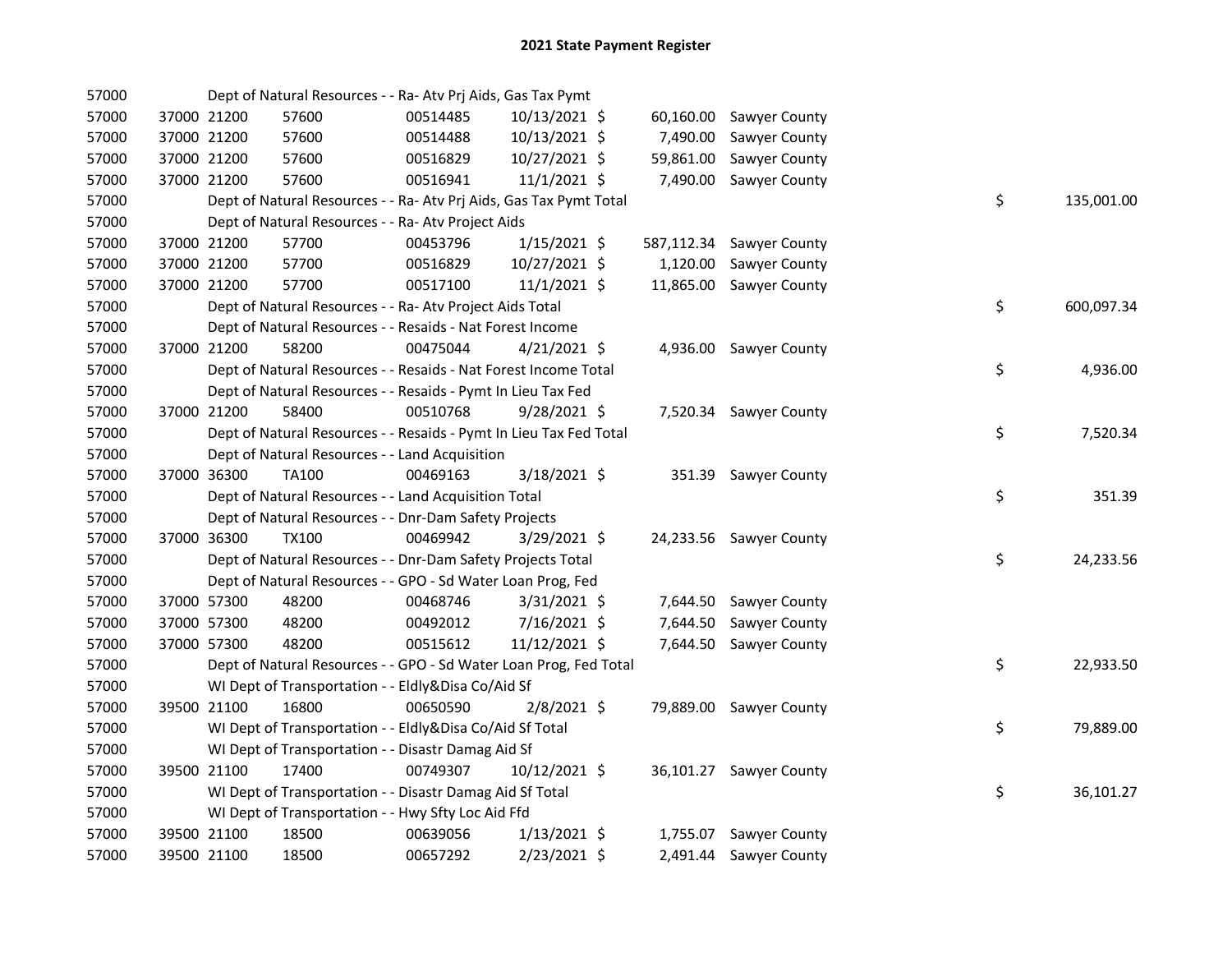# 2021 State Payment Register

| | | | | | | | | |
|---|---|---|---|---|---|---|---|---|
| 57000 | | Dept of Natural Resources - - Ra- Atv Prj Aids, Gas Tax Pymt | | | | | | |
| 57000 | 37000 21200 | 57600 | 00514485 | 10/13/2021 | $ 60,160.00 | Sawyer County | | |
| 57000 | 37000 21200 | 57600 | 00514488 | 10/13/2021 | $ 7,490.00 | Sawyer County | | |
| 57000 | 37000 21200 | 57600 | 00516829 | 10/27/2021 | $ 59,861.00 | Sawyer County | | |
| 57000 | 37000 21200 | 57600 | 00516941 | 11/1/2021 | $ 7,490.00 | Sawyer County | | |
| 57000 | | Dept of Natural Resources - - Ra- Atv Prj Aids, Gas Tax Pymt Total | | | | | $ | 135,001.00 |
| 57000 | | Dept of Natural Resources - - Ra- Atv Project Aids | | | | | | |
| 57000 | 37000 21200 | 57700 | 00453796 | 1/15/2021 | $ 587,112.34 | Sawyer County | | |
| 57000 | 37000 21200 | 57700 | 00516829 | 10/27/2021 | $ 1,120.00 | Sawyer County | | |
| 57000 | 37000 21200 | 57700 | 00517100 | 11/1/2021 | $ 11,865.00 | Sawyer County | | |
| 57000 | | Dept of Natural Resources - - Ra- Atv Project Aids Total | | | | | $ | 600,097.34 |
| 57000 | | Dept of Natural Resources - - Resaids - Nat Forest Income | | | | | | |
| 57000 | 37000 21200 | 58200 | 00475044 | 4/21/2021 | $ 4,936.00 | Sawyer County | | |
| 57000 | | Dept of Natural Resources - - Resaids - Nat Forest Income Total | | | | | $ | 4,936.00 |
| 57000 | | Dept of Natural Resources - - Resaids - Pymt In Lieu Tax Fed | | | | | | |
| 57000 | 37000 21200 | 58400 | 00510768 | 9/28/2021 | $ 7,520.34 | Sawyer County | | |
| 57000 | | Dept of Natural Resources - - Resaids - Pymt In Lieu Tax Fed Total | | | | | $ | 7,520.34 |
| 57000 | | Dept of Natural Resources - - Land Acquisition | | | | | | |
| 57000 | 37000 36300 | TA100 | 00469163 | 3/18/2021 | $ 351.39 | Sawyer County | | |
| 57000 | | Dept of Natural Resources - - Land Acquisition Total | | | | | $ | 351.39 |
| 57000 | | Dept of Natural Resources - - Dnr-Dam Safety Projects | | | | | | |
| 57000 | 37000 36300 | TX100 | 00469942 | 3/29/2021 | $ 24,233.56 | Sawyer County | | |
| 57000 | | Dept of Natural Resources - - Dnr-Dam Safety Projects Total | | | | | $ | 24,233.56 |
| 57000 | | Dept of Natural Resources - - GPO - Sd Water Loan Prog, Fed | | | | | | |
| 57000 | 37000 57300 | 48200 | 00468746 | 3/31/2021 | $ 7,644.50 | Sawyer County | | |
| 57000 | 37000 57300 | 48200 | 00492012 | 7/16/2021 | $ 7,644.50 | Sawyer County | | |
| 57000 | 37000 57300 | 48200 | 00515612 | 11/12/2021 | $ 7,644.50 | Sawyer County | | |
| 57000 | | Dept of Natural Resources - - GPO - Sd Water Loan Prog, Fed Total | | | | | $ | 22,933.50 |
| 57000 | | WI Dept of Transportation - - Eldly&Disa Co/Aid Sf | | | | | | |
| 57000 | 39500 21100 | 16800 | 00650590 | 2/8/2021 | $ 79,889.00 | Sawyer County | | |
| 57000 | | WI Dept of Transportation - - Eldly&Disa Co/Aid Sf Total | | | | | $ | 79,889.00 |
| 57000 | | WI Dept of Transportation - - Disastr Damag Aid Sf | | | | | | |
| 57000 | 39500 21100 | 17400 | 00749307 | 10/12/2021 | $ 36,101.27 | Sawyer County | | |
| 57000 | | WI Dept of Transportation - - Disastr Damag Aid Sf Total | | | | | $ | 36,101.27 |
| 57000 | | WI Dept of Transportation - - Hwy Sfty Loc Aid Ffd | | | | | | |
| 57000 | 39500 21100 | 18500 | 00639056 | 1/13/2021 | $ 1,755.07 | Sawyer County | | |
| 57000 | 39500 21100 | 18500 | 00657292 | 2/23/2021 | $ 2,491.44 | Sawyer County | | |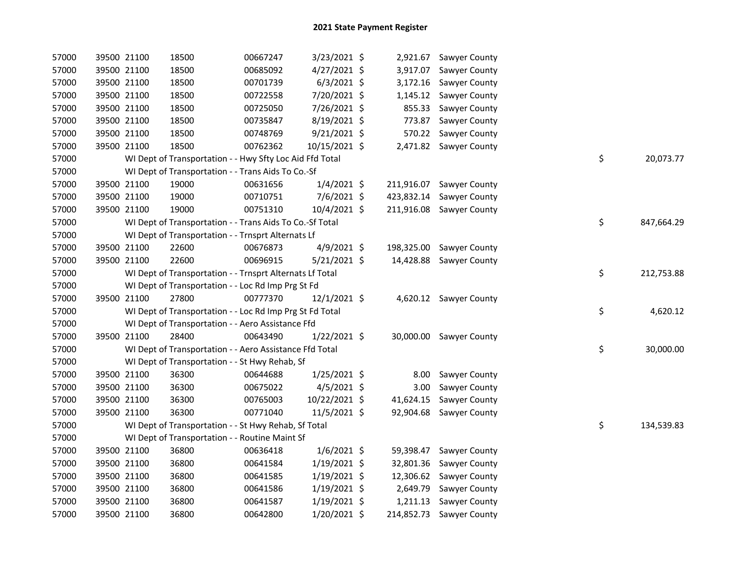# 2021 State Payment Register

| | | | | | | | | | |
|---|---|---|---|---|---|---|---|---|---|
| 57000 | 39500 | 21100 | 18500 | 00667247 | 3/23/2021 | $ 2,921.67 | Sawyer County | | |
| 57000 | 39500 | 21100 | 18500 | 00685092 | 4/27/2021 | $ 3,917.07 | Sawyer County | | |
| 57000 | 39500 | 21100 | 18500 | 00701739 | 6/3/2021 | $ 3,172.16 | Sawyer County | | |
| 57000 | 39500 | 21100 | 18500 | 00722558 | 7/20/2021 | $ 1,145.12 | Sawyer County | | |
| 57000 | 39500 | 21100 | 18500 | 00725050 | 7/26/2021 | $ 855.33 | Sawyer County | | |
| 57000 | 39500 | 21100 | 18500 | 00735847 | 8/19/2021 | $ 773.87 | Sawyer County | | |
| 57000 | 39500 | 21100 | 18500 | 00748769 | 9/21/2021 | $ 570.22 | Sawyer County | | |
| 57000 | 39500 | 21100 | 18500 | 00762362 | 10/15/2021 | $ 2,471.82 | Sawyer County | | |
| 57000 | | WI Dept of Transportation - - Hwy Sfty Loc Aid Ffd Total | | | | | | $ | 20,073.77 |
| 57000 | | WI Dept of Transportation - - Trans Aids To Co.-Sf | | | | | | | |
| 57000 | 39500 | 21100 | 19000 | 00631656 | 1/4/2021 | $ 211,916.07 | Sawyer County | | |
| 57000 | 39500 | 21100 | 19000 | 00710751 | 7/6/2021 | $ 423,832.14 | Sawyer County | | |
| 57000 | 39500 | 21100 | 19000 | 00751310 | 10/4/2021 | $ 211,916.08 | Sawyer County | | |
| 57000 | | WI Dept of Transportation - - Trans Aids To Co.-Sf Total | | | | | | $ | 847,664.29 |
| 57000 | | WI Dept of Transportation - - Trnsprt Alternats Lf | | | | | | | |
| 57000 | 39500 | 21100 | 22600 | 00676873 | 4/9/2021 | $ 198,325.00 | Sawyer County | | |
| 57000 | 39500 | 21100 | 22600 | 00696915 | 5/21/2021 | $ 14,428.88 | Sawyer County | | |
| 57000 | | WI Dept of Transportation - - Trnsprt Alternats Lf Total | | | | | | $ | 212,753.88 |
| 57000 | | WI Dept of Transportation - - Loc Rd Imp Prg St Fd | | | | | | | |
| 57000 | 39500 | 21100 | 27800 | 00777370 | 12/1/2021 | $ 4,620.12 | Sawyer County | | |
| 57000 | | WI Dept of Transportation - - Loc Rd Imp Prg St Fd Total | | | | | | $ | 4,620.12 |
| 57000 | | WI Dept of Transportation - - Aero Assistance Ffd | | | | | | | |
| 57000 | 39500 | 21100 | 28400 | 00643490 | 1/22/2021 | $ 30,000.00 | Sawyer County | | |
| 57000 | | WI Dept of Transportation - - Aero Assistance Ffd Total | | | | | | $ | 30,000.00 |
| 57000 | | WI Dept of Transportation - - St Hwy Rehab, Sf | | | | | | | |
| 57000 | 39500 | 21100 | 36300 | 00644688 | 1/25/2021 | $ 8.00 | Sawyer County | | |
| 57000 | 39500 | 21100 | 36300 | 00675022 | 4/5/2021 | $ 3.00 | Sawyer County | | |
| 57000 | 39500 | 21100 | 36300 | 00765003 | 10/22/2021 | $ 41,624.15 | Sawyer County | | |
| 57000 | 39500 | 21100 | 36300 | 00771040 | 11/5/2021 | $ 92,904.68 | Sawyer County | | |
| 57000 | | WI Dept of Transportation - - St Hwy Rehab, Sf Total | | | | | | $ | 134,539.83 |
| 57000 | | WI Dept of Transportation - - Routine Maint Sf | | | | | | | |
| 57000 | 39500 | 21100 | 36800 | 00636418 | 1/6/2021 | $ 59,398.47 | Sawyer County | | |
| 57000 | 39500 | 21100 | 36800 | 00641584 | 1/19/2021 | $ 32,801.36 | Sawyer County | | |
| 57000 | 39500 | 21100 | 36800 | 00641585 | 1/19/2021 | $ 12,306.62 | Sawyer County | | |
| 57000 | 39500 | 21100 | 36800 | 00641586 | 1/19/2021 | $ 2,649.79 | Sawyer County | | |
| 57000 | 39500 | 21100 | 36800 | 00641587 | 1/19/2021 | $ 1,211.13 | Sawyer County | | |
| 57000 | 39500 | 21100 | 36800 | 00642800 | 1/20/2021 | $ 214,852.73 | Sawyer County | | |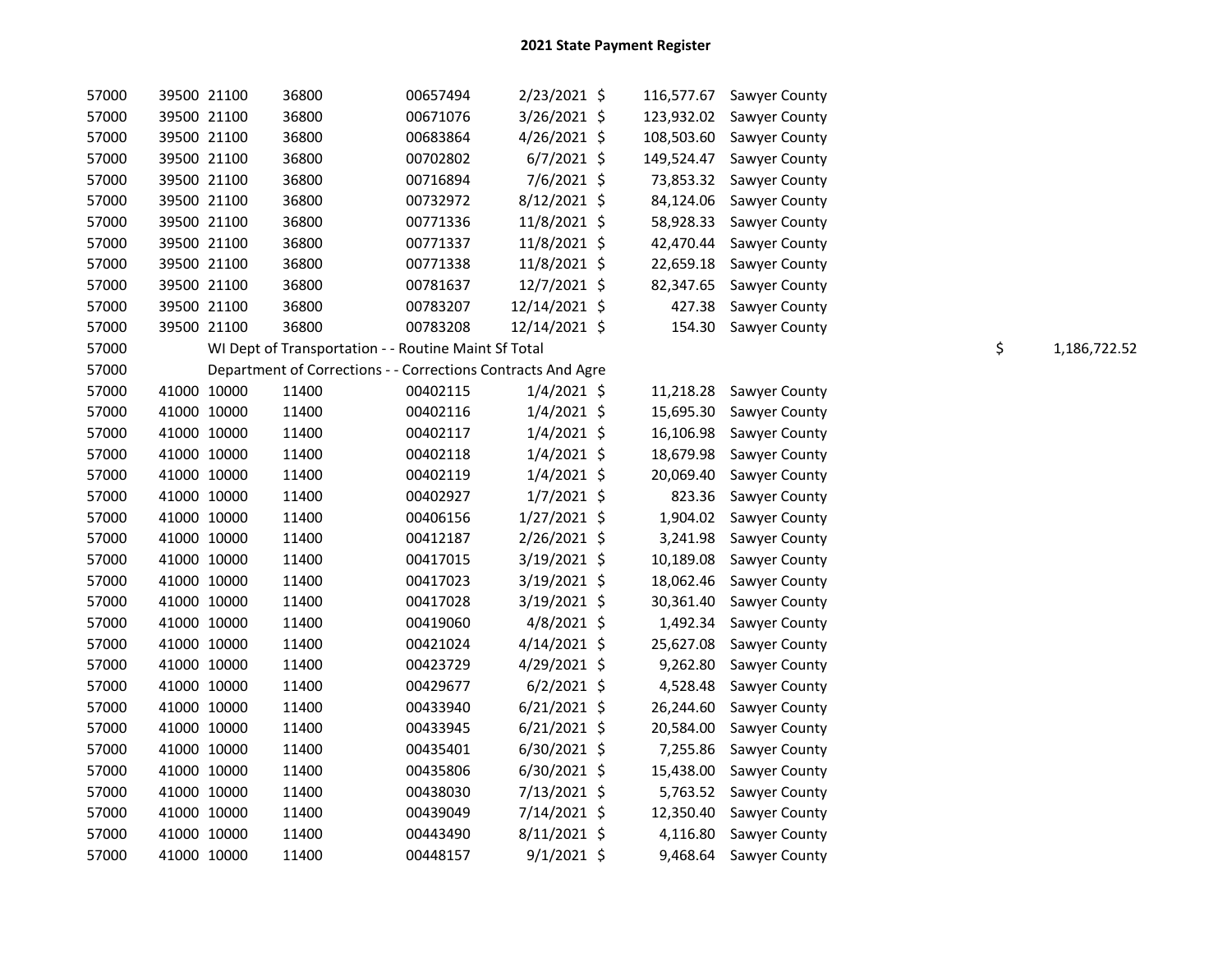# 2021 State Payment Register

| | | | | | | | | | |
|---|---|---|---|---|---|---|---|---|---|
| 57000 | 39500 | 21100 | 36800 | 00657494 | 2/23/2021 | $ | 116,577.67 | Sawyer County | |
| 57000 | 39500 | 21100 | 36800 | 00671076 | 3/26/2021 | $ | 123,932.02 | Sawyer County | |
| 57000 | 39500 | 21100 | 36800 | 00683864 | 4/26/2021 | $ | 108,503.60 | Sawyer County | |
| 57000 | 39500 | 21100 | 36800 | 00702802 | 6/7/2021 | $ | 149,524.47 | Sawyer County | |
| 57000 | 39500 | 21100 | 36800 | 00716894 | 7/6/2021 | $ | 73,853.32 | Sawyer County | |
| 57000 | 39500 | 21100 | 36800 | 00732972 | 8/12/2021 | $ | 84,124.06 | Sawyer County | |
| 57000 | 39500 | 21100 | 36800 | 00771336 | 11/8/2021 | $ | 58,928.33 | Sawyer County | |
| 57000 | 39500 | 21100 | 36800 | 00771337 | 11/8/2021 | $ | 42,470.44 | Sawyer County | |
| 57000 | 39500 | 21100 | 36800 | 00771338 | 11/8/2021 | $ | 22,659.18 | Sawyer County | |
| 57000 | 39500 | 21100 | 36800 | 00781637 | 12/7/2021 | $ | 82,347.65 | Sawyer County | |
| 57000 | 39500 | 21100 | 36800 | 00783207 | 12/14/2021 | $ | 427.38 | Sawyer County | |
| 57000 | 39500 | 21100 | 36800 | 00783208 | 12/14/2021 | $ | 154.30 | Sawyer County | |
| 57000 | | WI Dept of Transportation - - Routine Maint Sf Total | | | | | | | $ 1,186,722.52 |
| 57000 | | Department of Corrections - - Corrections Contracts And Agre | | | | | | | |
| 57000 | 41000 | 10000 | 11400 | 00402115 | 1/4/2021 | $ | 11,218.28 | Sawyer County | |
| 57000 | 41000 | 10000 | 11400 | 00402116 | 1/4/2021 | $ | 15,695.30 | Sawyer County | |
| 57000 | 41000 | 10000 | 11400 | 00402117 | 1/4/2021 | $ | 16,106.98 | Sawyer County | |
| 57000 | 41000 | 10000 | 11400 | 00402118 | 1/4/2021 | $ | 18,679.98 | Sawyer County | |
| 57000 | 41000 | 10000 | 11400 | 00402119 | 1/4/2021 | $ | 20,069.40 | Sawyer County | |
| 57000 | 41000 | 10000 | 11400 | 00402927 | 1/7/2021 | $ | 823.36 | Sawyer County | |
| 57000 | 41000 | 10000 | 11400 | 00406156 | 1/27/2021 | $ | 1,904.02 | Sawyer County | |
| 57000 | 41000 | 10000 | 11400 | 00412187 | 2/26/2021 | $ | 3,241.98 | Sawyer County | |
| 57000 | 41000 | 10000 | 11400 | 00417015 | 3/19/2021 | $ | 10,189.08 | Sawyer County | |
| 57000 | 41000 | 10000 | 11400 | 00417023 | 3/19/2021 | $ | 18,062.46 | Sawyer County | |
| 57000 | 41000 | 10000 | 11400 | 00417028 | 3/19/2021 | $ | 30,361.40 | Sawyer County | |
| 57000 | 41000 | 10000 | 11400 | 00419060 | 4/8/2021 | $ | 1,492.34 | Sawyer County | |
| 57000 | 41000 | 10000 | 11400 | 00421024 | 4/14/2021 | $ | 25,627.08 | Sawyer County | |
| 57000 | 41000 | 10000 | 11400 | 00423729 | 4/29/2021 | $ | 9,262.80 | Sawyer County | |
| 57000 | 41000 | 10000 | 11400 | 00429677 | 6/2/2021 | $ | 4,528.48 | Sawyer County | |
| 57000 | 41000 | 10000 | 11400 | 00433940 | 6/21/2021 | $ | 26,244.60 | Sawyer County | |
| 57000 | 41000 | 10000 | 11400 | 00433945 | 6/21/2021 | $ | 20,584.00 | Sawyer County | |
| 57000 | 41000 | 10000 | 11400 | 00435401 | 6/30/2021 | $ | 7,255.86 | Sawyer County | |
| 57000 | 41000 | 10000 | 11400 | 00435806 | 6/30/2021 | $ | 15,438.00 | Sawyer County | |
| 57000 | 41000 | 10000 | 11400 | 00438030 | 7/13/2021 | $ | 5,763.52 | Sawyer County | |
| 57000 | 41000 | 10000 | 11400 | 00439049 | 7/14/2021 | $ | 12,350.40 | Sawyer County | |
| 57000 | 41000 | 10000 | 11400 | 00443490 | 8/11/2021 | $ | 4,116.80 | Sawyer County | |
| 57000 | 41000 | 10000 | 11400 | 00448157 | 9/1/2021 | $ | 9,468.64 | Sawyer County | |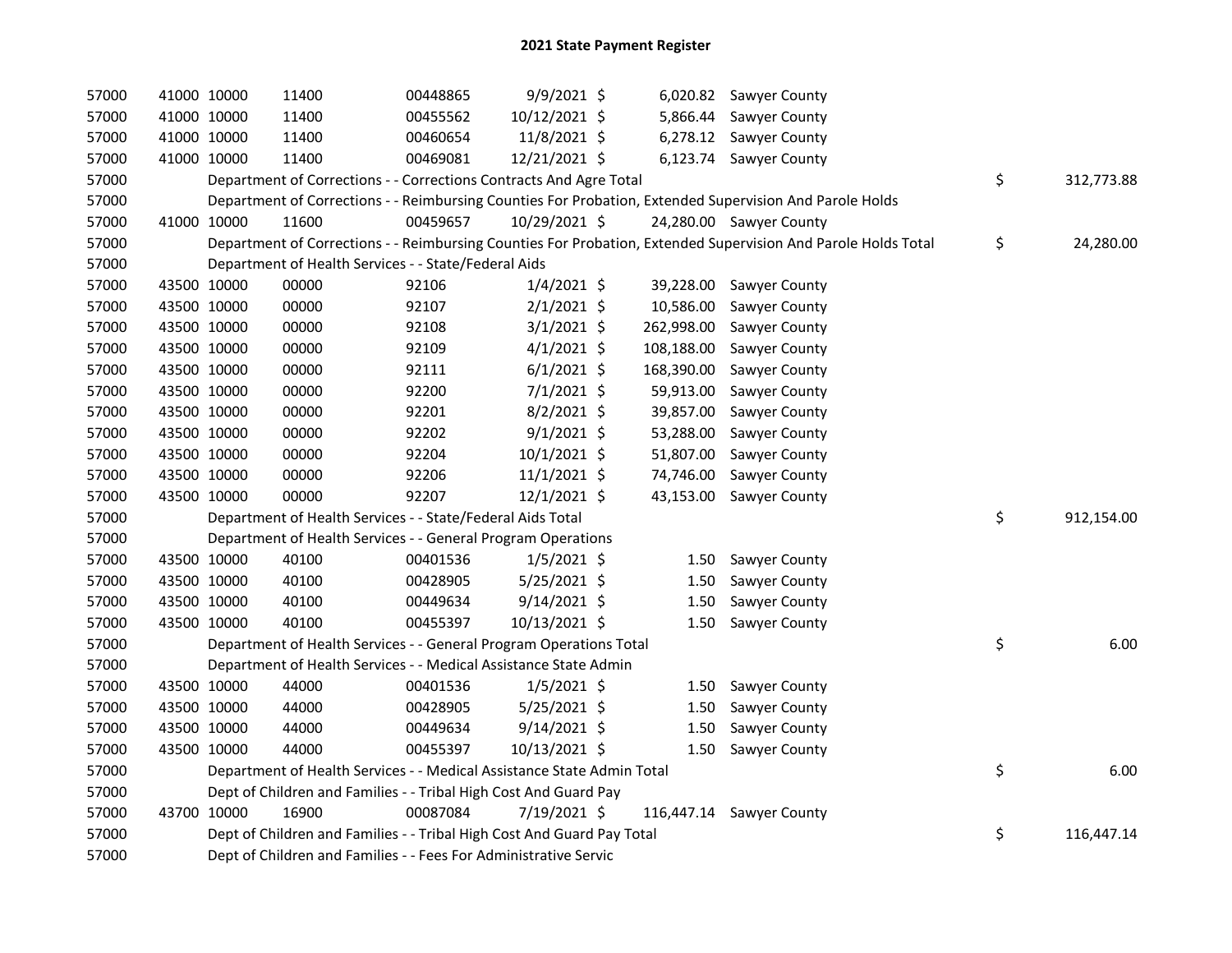# 2021 State Payment Register

| | | | | | | | | | |
|---|---|---|---|---|---|---|---|---|---|
| 57000 | 41000 | 10000 | 11400 | 00448865 | 9/9/2021 | $ 6,020.82 | Sawyer County | | |
| 57000 | 41000 | 10000 | 11400 | 00455562 | 10/12/2021 | $ 5,866.44 | Sawyer County | | |
| 57000 | 41000 | 10000 | 11400 | 00460654 | 11/8/2021 | $ 6,278.12 | Sawyer County | | |
| 57000 | 41000 | 10000 | 11400 | 00469081 | 12/21/2021 | $ 6,123.74 | Sawyer County | | |
| 57000 | | Department of Corrections - - Corrections Contracts And Agre Total | | | | | | $ | 312,773.88 |
| 57000 | | Department of Corrections - - Reimbursing Counties For Probation, Extended Supervision And Parole Holds | | | | | | | |
| 57000 | 41000 | 10000 | 11600 | 00459657 | 10/29/2021 | $ 24,280.00 | Sawyer County | | |
| 57000 | | Department of Corrections - - Reimbursing Counties For Probation, Extended Supervision And Parole Holds Total | | | | | | $ | 24,280.00 |
| 57000 | | Department of Health Services - - State/Federal Aids | | | | | | | |
| 57000 | 43500 | 10000 | 00000 | 92106 | 1/4/2021 | $ 39,228.00 | Sawyer County | | |
| 57000 | 43500 | 10000 | 00000 | 92107 | 2/1/2021 | $ 10,586.00 | Sawyer County | | |
| 57000 | 43500 | 10000 | 00000 | 92108 | 3/1/2021 | $ 262,998.00 | Sawyer County | | |
| 57000 | 43500 | 10000 | 00000 | 92109 | 4/1/2021 | $ 108,188.00 | Sawyer County | | |
| 57000 | 43500 | 10000 | 00000 | 92111 | 6/1/2021 | $ 168,390.00 | Sawyer County | | |
| 57000 | 43500 | 10000 | 00000 | 92200 | 7/1/2021 | $ 59,913.00 | Sawyer County | | |
| 57000 | 43500 | 10000 | 00000 | 92201 | 8/2/2021 | $ 39,857.00 | Sawyer County | | |
| 57000 | 43500 | 10000 | 00000 | 92202 | 9/1/2021 | $ 53,288.00 | Sawyer County | | |
| 57000 | 43500 | 10000 | 00000 | 92204 | 10/1/2021 | $ 51,807.00 | Sawyer County | | |
| 57000 | 43500 | 10000 | 00000 | 92206 | 11/1/2021 | $ 74,746.00 | Sawyer County | | |
| 57000 | 43500 | 10000 | 00000 | 92207 | 12/1/2021 | $ 43,153.00 | Sawyer County | | |
| 57000 | | Department of Health Services - - State/Federal Aids Total | | | | | | $ | 912,154.00 |
| 57000 | | Department of Health Services - - General Program Operations | | | | | | | |
| 57000 | 43500 | 10000 | 40100 | 00401536 | 1/5/2021 | $ 1.50 | Sawyer County | | |
| 57000 | 43500 | 10000 | 40100 | 00428905 | 5/25/2021 | $ 1.50 | Sawyer County | | |
| 57000 | 43500 | 10000 | 40100 | 00449634 | 9/14/2021 | $ 1.50 | Sawyer County | | |
| 57000 | 43500 | 10000 | 40100 | 00455397 | 10/13/2021 | $ 1.50 | Sawyer County | | |
| 57000 | | Department of Health Services - - General Program Operations Total | | | | | | $ | 6.00 |
| 57000 | | Department of Health Services - - Medical Assistance State Admin | | | | | | | |
| 57000 | 43500 | 10000 | 44000 | 00401536 | 1/5/2021 | $ 1.50 | Sawyer County | | |
| 57000 | 43500 | 10000 | 44000 | 00428905 | 5/25/2021 | $ 1.50 | Sawyer County | | |
| 57000 | 43500 | 10000 | 44000 | 00449634 | 9/14/2021 | $ 1.50 | Sawyer County | | |
| 57000 | 43500 | 10000 | 44000 | 00455397 | 10/13/2021 | $ 1.50 | Sawyer County | | |
| 57000 | | Department of Health Services - - Medical Assistance State Admin Total | | | | | | $ | 6.00 |
| 57000 | | Dept of Children and Families - - Tribal High Cost And Guard Pay | | | | | | | |
| 57000 | 43700 | 10000 | 16900 | 00087084 | 7/19/2021 | $ 116,447.14 | Sawyer County | | |
| 57000 | | Dept of Children and Families - - Tribal High Cost And Guard Pay Total | | | | | | $ | 116,447.14 |
| 57000 | | Dept of Children and Families - - Fees For Administrative Servic | | | | | | | |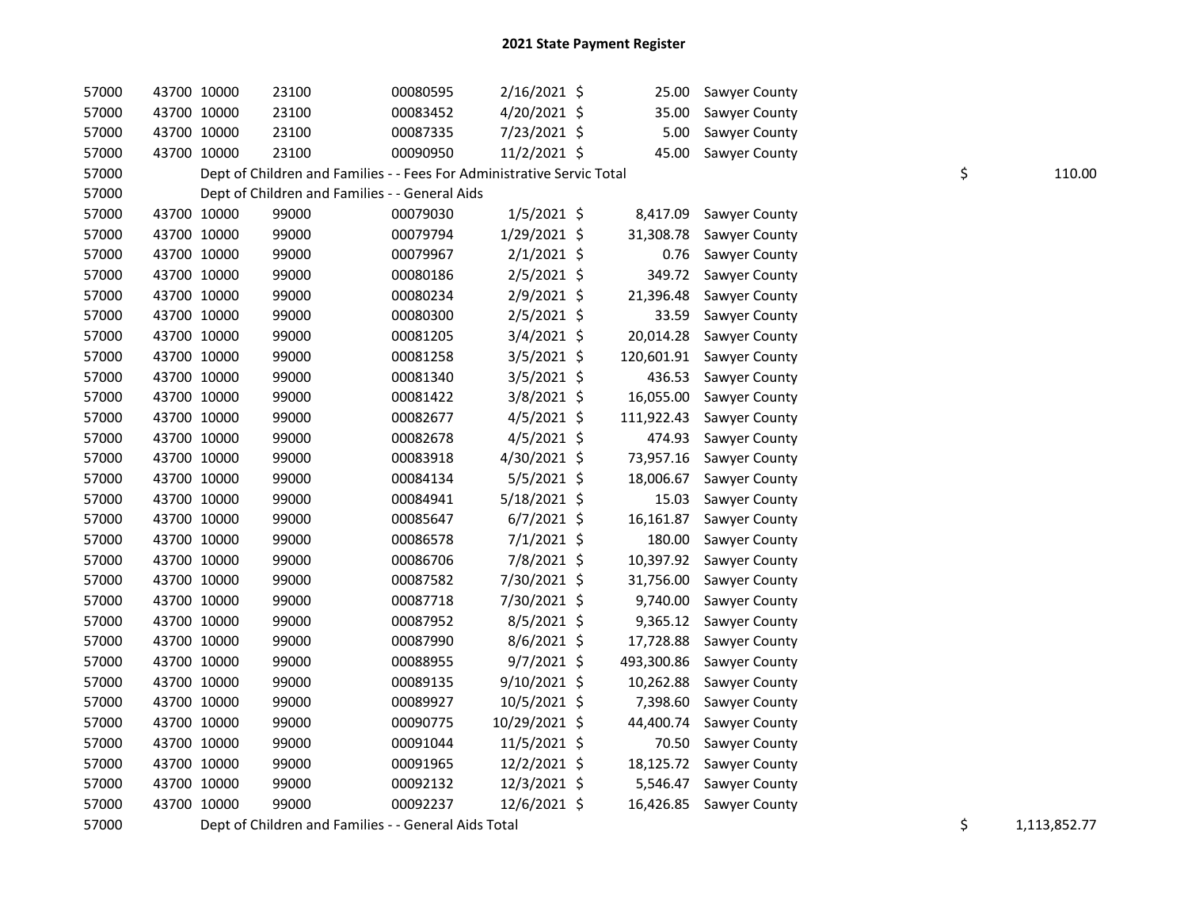# 2021 State Payment Register

| | | | | | | | | | |
|---|---|---|---|---|---|---|---|---|---|
| 57000 | 43700 | 10000 | 23100 | 00080595 | 2/16/2021 | $ 25.00 | Sawyer County | | |
| 57000 | 43700 | 10000 | 23100 | 00083452 | 4/20/2021 | $ 35.00 | Sawyer County | | |
| 57000 | 43700 | 10000 | 23100 | 00087335 | 7/23/2021 | $ 5.00 | Sawyer County | | |
| 57000 | 43700 | 10000 | 23100 | 00090950 | 11/2/2021 | $ 45.00 | Sawyer County | | |
| 57000 | | Dept of Children and Families - - Fees For Administrative Servic Total | | | | | | $ | 110.00 |
| 57000 | | Dept of Children and Families - - General Aids | | | | | | | |
| 57000 | 43700 | 10000 | 99000 | 00079030 | 1/5/2021 | $ 8,417.09 | Sawyer County | | |
| 57000 | 43700 | 10000 | 99000 | 00079794 | 1/29/2021 | $ 31,308.78 | Sawyer County | | |
| 57000 | 43700 | 10000 | 99000 | 00079967 | 2/1/2021 | $ 0.76 | Sawyer County | | |
| 57000 | 43700 | 10000 | 99000 | 00080186 | 2/5/2021 | $ 349.72 | Sawyer County | | |
| 57000 | 43700 | 10000 | 99000 | 00080234 | 2/9/2021 | $ 21,396.48 | Sawyer County | | |
| 57000 | 43700 | 10000 | 99000 | 00080300 | 2/5/2021 | $ 33.59 | Sawyer County | | |
| 57000 | 43700 | 10000 | 99000 | 00081205 | 3/4/2021 | $ 20,014.28 | Sawyer County | | |
| 57000 | 43700 | 10000 | 99000 | 00081258 | 3/5/2021 | $ 120,601.91 | Sawyer County | | |
| 57000 | 43700 | 10000 | 99000 | 00081340 | 3/5/2021 | $ 436.53 | Sawyer County | | |
| 57000 | 43700 | 10000 | 99000 | 00081422 | 3/8/2021 | $ 16,055.00 | Sawyer County | | |
| 57000 | 43700 | 10000 | 99000 | 00082677 | 4/5/2021 | $ 111,922.43 | Sawyer County | | |
| 57000 | 43700 | 10000 | 99000 | 00082678 | 4/5/2021 | $ 474.93 | Sawyer County | | |
| 57000 | 43700 | 10000 | 99000 | 00083918 | 4/30/2021 | $ 73,957.16 | Sawyer County | | |
| 57000 | 43700 | 10000 | 99000 | 00084134 | 5/5/2021 | $ 18,006.67 | Sawyer County | | |
| 57000 | 43700 | 10000 | 99000 | 00084941 | 5/18/2021 | $ 15.03 | Sawyer County | | |
| 57000 | 43700 | 10000 | 99000 | 00085647 | 6/7/2021 | $ 16,161.87 | Sawyer County | | |
| 57000 | 43700 | 10000 | 99000 | 00086578 | 7/1/2021 | $ 180.00 | Sawyer County | | |
| 57000 | 43700 | 10000 | 99000 | 00086706 | 7/8/2021 | $ 10,397.92 | Sawyer County | | |
| 57000 | 43700 | 10000 | 99000 | 00087582 | 7/30/2021 | $ 31,756.00 | Sawyer County | | |
| 57000 | 43700 | 10000 | 99000 | 00087718 | 7/30/2021 | $ 9,740.00 | Sawyer County | | |
| 57000 | 43700 | 10000 | 99000 | 00087952 | 8/5/2021 | $ 9,365.12 | Sawyer County | | |
| 57000 | 43700 | 10000 | 99000 | 00087990 | 8/6/2021 | $ 17,728.88 | Sawyer County | | |
| 57000 | 43700 | 10000 | 99000 | 00088955 | 9/7/2021 | $ 493,300.86 | Sawyer County | | |
| 57000 | 43700 | 10000 | 99000 | 00089135 | 9/10/2021 | $ 10,262.88 | Sawyer County | | |
| 57000 | 43700 | 10000 | 99000 | 00089927 | 10/5/2021 | $ 7,398.60 | Sawyer County | | |
| 57000 | 43700 | 10000 | 99000 | 00090775 | 10/29/2021 | $ 44,400.74 | Sawyer County | | |
| 57000 | 43700 | 10000 | 99000 | 00091044 | 11/5/2021 | $ 70.50 | Sawyer County | | |
| 57000 | 43700 | 10000 | 99000 | 00091965 | 12/2/2021 | $ 18,125.72 | Sawyer County | | |
| 57000 | 43700 | 10000 | 99000 | 00092132 | 12/3/2021 | $ 5,546.47 | Sawyer County | | |
| 57000 | 43700 | 10000 | 99000 | 00092237 | 12/6/2021 | $ 16,426.85 | Sawyer County | | |
| 57000 | | Dept of Children and Families - - General Aids Total | | | | | | $ | 1,113,852.77 |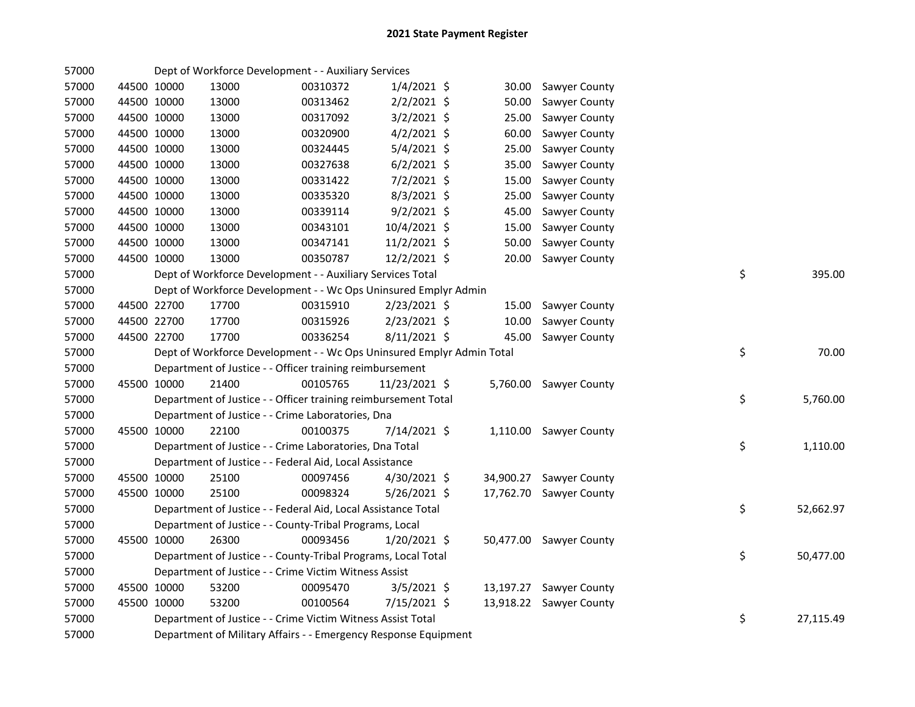# 2021 State Payment Register

| | | | | | | | | | |
|---|---|---|---|---|---|---|---|---|---|
| 57000 | | Dept of Workforce Development - - Auxiliary Services | | | | | | | |
| 57000 | 44500 | 10000 | 13000 | 00310372 | 1/4/2021 | $ 30.00 | Sawyer County | | |
| 57000 | 44500 | 10000 | 13000 | 00313462 | 2/2/2021 | $ 50.00 | Sawyer County | | |
| 57000 | 44500 | 10000 | 13000 | 00317092 | 3/2/2021 | $ 25.00 | Sawyer County | | |
| 57000 | 44500 | 10000 | 13000 | 00320900 | 4/2/2021 | $ 60.00 | Sawyer County | | |
| 57000 | 44500 | 10000 | 13000 | 00324445 | 5/4/2021 | $ 25.00 | Sawyer County | | |
| 57000 | 44500 | 10000 | 13000 | 00327638 | 6/2/2021 | $ 35.00 | Sawyer County | | |
| 57000 | 44500 | 10000 | 13000 | 00331422 | 7/2/2021 | $ 15.00 | Sawyer County | | |
| 57000 | 44500 | 10000 | 13000 | 00335320 | 8/3/2021 | $ 25.00 | Sawyer County | | |
| 57000 | 44500 | 10000 | 13000 | 00339114 | 9/2/2021 | $ 45.00 | Sawyer County | | |
| 57000 | 44500 | 10000 | 13000 | 00343101 | 10/4/2021 | $ 15.00 | Sawyer County | | |
| 57000 | 44500 | 10000 | 13000 | 00347141 | 11/2/2021 | $ 50.00 | Sawyer County | | |
| 57000 | 44500 | 10000 | 13000 | 00350787 | 12/2/2021 | $ 20.00 | Sawyer County | | |
| 57000 | | Dept of Workforce Development - - Auxiliary Services Total | | | | | | $ | 395.00 |
| 57000 | | Dept of Workforce Development - - Wc Ops Uninsured Emplyr Admin | | | | | | | |
| 57000 | 44500 | 22700 | 17700 | 00315910 | 2/23/2021 | $ 15.00 | Sawyer County | | |
| 57000 | 44500 | 22700 | 17700 | 00315926 | 2/23/2021 | $ 10.00 | Sawyer County | | |
| 57000 | 44500 | 22700 | 17700 | 00336254 | 8/11/2021 | $ 45.00 | Sawyer County | | |
| 57000 | | Dept of Workforce Development - - Wc Ops Uninsured Emplyr Admin Total | | | | | | $ | 70.00 |
| 57000 | | Department of Justice - - Officer training reimbursement | | | | | | | |
| 57000 | 45500 | 10000 | 21400 | 00105765 | 11/23/2021 | $ 5,760.00 | Sawyer County | | |
| 57000 | | Department of Justice - - Officer training reimbursement Total | | | | | | $ | 5,760.00 |
| 57000 | | Department of Justice - - Crime Laboratories, Dna | | | | | | | |
| 57000 | 45500 | 10000 | 22100 | 00100375 | 7/14/2021 | $ 1,110.00 | Sawyer County | | |
| 57000 | | Department of Justice - - Crime Laboratories, Dna Total | | | | | | $ | 1,110.00 |
| 57000 | | Department of Justice - - Federal Aid, Local Assistance | | | | | | | |
| 57000 | 45500 | 10000 | 25100 | 00097456 | 4/30/2021 | $ 34,900.27 | Sawyer County | | |
| 57000 | 45500 | 10000 | 25100 | 00098324 | 5/26/2021 | $ 17,762.70 | Sawyer County | | |
| 57000 | | Department of Justice - - Federal Aid, Local Assistance Total | | | | | | $ | 52,662.97 |
| 57000 | | Department of Justice - - County-Tribal Programs, Local | | | | | | | |
| 57000 | 45500 | 10000 | 26300 | 00093456 | 1/20/2021 | $ 50,477.00 | Sawyer County | | |
| 57000 | | Department of Justice - - County-Tribal Programs, Local Total | | | | | | $ | 50,477.00 |
| 57000 | | Department of Justice - - Crime Victim Witness Assist | | | | | | | |
| 57000 | 45500 | 10000 | 53200 | 00095470 | 3/5/2021 | $ 13,197.27 | Sawyer County | | |
| 57000 | 45500 | 10000 | 53200 | 00100564 | 7/15/2021 | $ 13,918.22 | Sawyer County | | |
| 57000 | | Department of Justice - - Crime Victim Witness Assist Total | | | | | | $ | 27,115.49 |
| 57000 | | Department of Military Affairs - - Emergency Response Equipment | | | | | | | |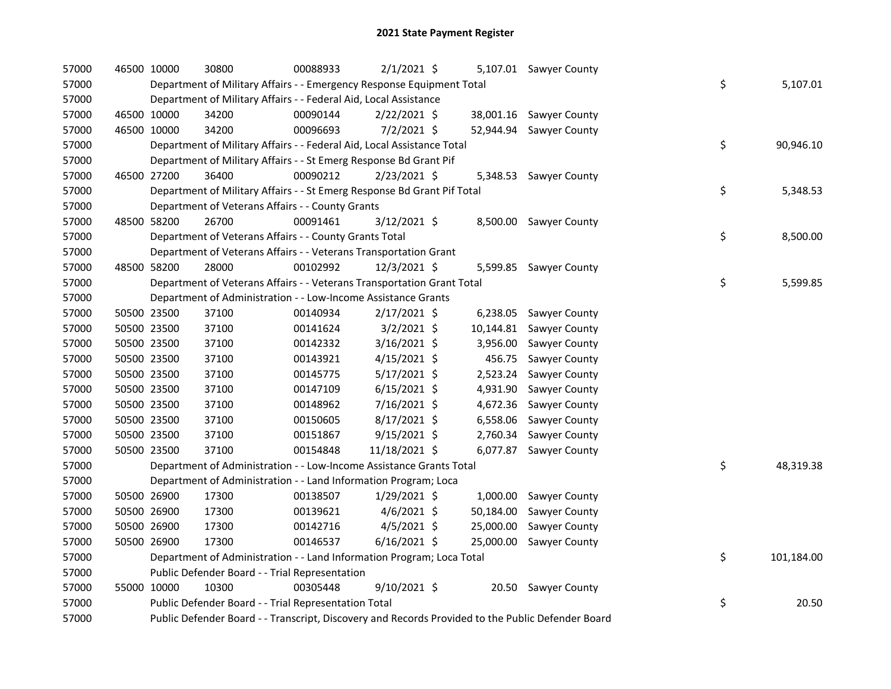# 2021 State Payment Register

| | | | | | | | | | |
|---|---|---|---|---|---|---|---|---|---|
| 57000 | 46500 | 10000 | 30800 | 00088933 | 2/1/2021 | $ 5,107.01 | Sawyer County | | |
| 57000 | Department of Military Affairs - - Emergency Response Equipment Total | | | | | | | $ | 5,107.01 |
| 57000 | Department of Military Affairs - - Federal Aid, Local Assistance | | | | | | | | |
| 57000 | 46500 | 10000 | 34200 | 00090144 | 2/22/2021 | $ 38,001.16 | Sawyer County | | |
| 57000 | 46500 | 10000 | 34200 | 00096693 | 7/2/2021 | $ 52,944.94 | Sawyer County | | |
| 57000 | Department of Military Affairs - - Federal Aid, Local Assistance Total | | | | | | | $ | 90,946.10 |
| 57000 | Department of Military Affairs - - St Emerg Response Bd Grant Pif | | | | | | | | |
| 57000 | 46500 | 27200 | 36400 | 00090212 | 2/23/2021 | $ 5,348.53 | Sawyer County | | |
| 57000 | Department of Military Affairs - - St Emerg Response Bd Grant Pif Total | | | | | | | $ | 5,348.53 |
| 57000 | Department of Veterans Affairs - - County Grants | | | | | | | | |
| 57000 | 48500 | 58200 | 26700 | 00091461 | 3/12/2021 | $ 8,500.00 | Sawyer County | | |
| 57000 | Department of Veterans Affairs - - County Grants Total | | | | | | | $ | 8,500.00 |
| 57000 | Department of Veterans Affairs - - Veterans Transportation Grant | | | | | | | | |
| 57000 | 48500 | 58200 | 28000 | 00102992 | 12/3/2021 | $ 5,599.85 | Sawyer County | | |
| 57000 | Department of Veterans Affairs - - Veterans Transportation Grant Total | | | | | | | $ | 5,599.85 |
| 57000 | Department of Administration - - Low-Income Assistance Grants | | | | | | | | |
| 57000 | 50500 | 23500 | 37100 | 00140934 | 2/17/2021 | $ 6,238.05 | Sawyer County | | |
| 57000 | 50500 | 23500 | 37100 | 00141624 | 3/2/2021 | $ 10,144.81 | Sawyer County | | |
| 57000 | 50500 | 23500 | 37100 | 00142332 | 3/16/2021 | $ 3,956.00 | Sawyer County | | |
| 57000 | 50500 | 23500 | 37100 | 00143921 | 4/15/2021 | $ 456.75 | Sawyer County | | |
| 57000 | 50500 | 23500 | 37100 | 00145775 | 5/17/2021 | $ 2,523.24 | Sawyer County | | |
| 57000 | 50500 | 23500 | 37100 | 00147109 | 6/15/2021 | $ 4,931.90 | Sawyer County | | |
| 57000 | 50500 | 23500 | 37100 | 00148962 | 7/16/2021 | $ 4,672.36 | Sawyer County | | |
| 57000 | 50500 | 23500 | 37100 | 00150605 | 8/17/2021 | $ 6,558.06 | Sawyer County | | |
| 57000 | 50500 | 23500 | 37100 | 00151867 | 9/15/2021 | $ 2,760.34 | Sawyer County | | |
| 57000 | 50500 | 23500 | 37100 | 00154848 | 11/18/2021 | $ 6,077.87 | Sawyer County | | |
| 57000 | Department of Administration - - Low-Income Assistance Grants Total | | | | | | | $ | 48,319.38 |
| 57000 | Department of Administration - - Land Information Program; Loca | | | | | | | | |
| 57000 | 50500 | 26900 | 17300 | 00138507 | 1/29/2021 | $ 1,000.00 | Sawyer County | | |
| 57000 | 50500 | 26900 | 17300 | 00139621 | 4/6/2021 | $ 50,184.00 | Sawyer County | | |
| 57000 | 50500 | 26900 | 17300 | 00142716 | 4/5/2021 | $ 25,000.00 | Sawyer County | | |
| 57000 | 50500 | 26900 | 17300 | 00146537 | 6/16/2021 | $ 25,000.00 | Sawyer County | | |
| 57000 | Department of Administration - - Land Information Program; Loca Total | | | | | | | $ | 101,184.00 |
| 57000 | Public Defender Board - - Trial Representation | | | | | | | | |
| 57000 | 55000 | 10000 | 10300 | 00305448 | 9/10/2021 | $ 20.50 | Sawyer County | | |
| 57000 | Public Defender Board - - Trial Representation Total | | | | | | | $ | 20.50 |
| 57000 | Public Defender Board - - Transcript, Discovery and Records Provided to the Public Defender Board | | | | | | | | |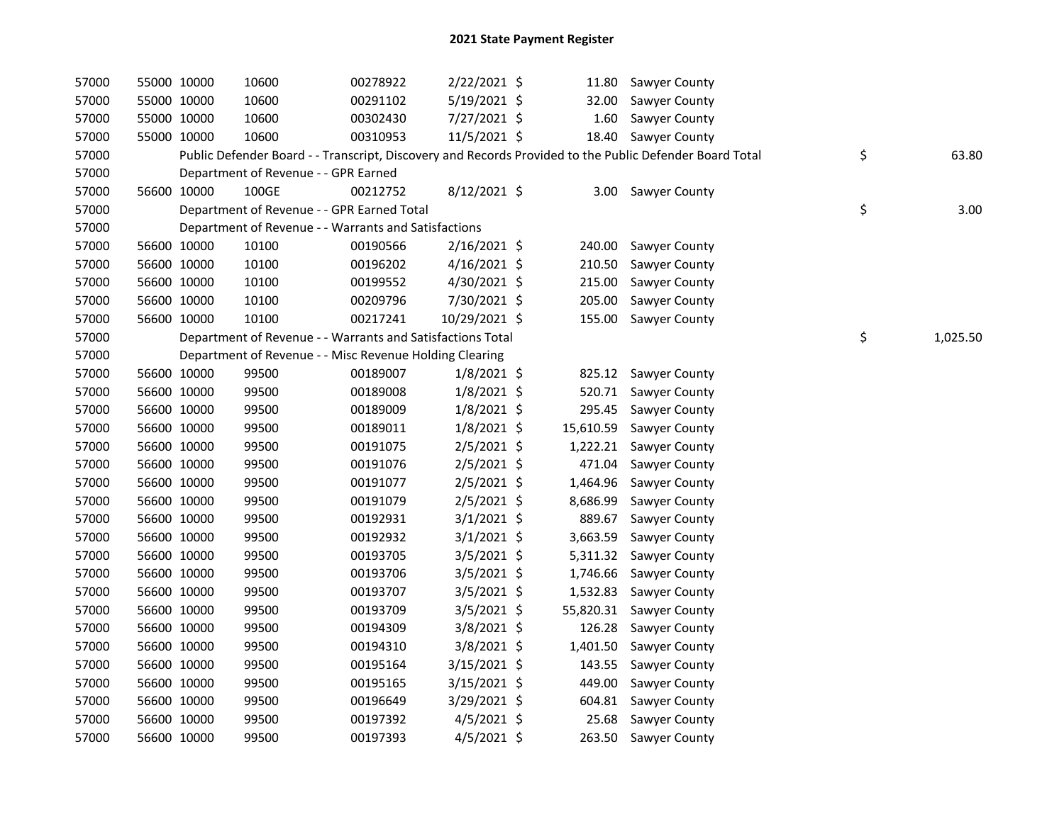# 2021 State Payment Register

| | | | | | | | | | |
|---|---|---|---|---|---|---|---|---|---|
| 57000 | 55000 | 10000 | 10600 | 00278922 | 2/22/2021 | $ 11.80 | Sawyer County | | |
| 57000 | 55000 | 10000 | 10600 | 00291102 | 5/19/2021 | $ 32.00 | Sawyer County | | |
| 57000 | 55000 | 10000 | 10600 | 00302430 | 7/27/2021 | $ 1.60 | Sawyer County | | |
| 57000 | 55000 | 10000 | 10600 | 00310953 | 11/5/2021 | $ 18.40 | Sawyer County | | |
| 57000 | | Public Defender Board - - Transcript, Discovery and Records Provided to the Public Defender Board Total | | | | | | $ | 63.80 |
| 57000 | | Department of Revenue - - GPR Earned | | | | | | | |
| 57000 | 56600 | 10000 | 100GE | 00212752 | 8/12/2021 | $ 3.00 | Sawyer County | | |
| 57000 | | Department of Revenue - - GPR Earned Total | | | | | | $ | 3.00 |
| 57000 | | Department of Revenue - - Warrants and Satisfactions | | | | | | | |
| 57000 | 56600 | 10000 | 10100 | 00190566 | 2/16/2021 | $ 240.00 | Sawyer County | | |
| 57000 | 56600 | 10000 | 10100 | 00196202 | 4/16/2021 | $ 210.50 | Sawyer County | | |
| 57000 | 56600 | 10000 | 10100 | 00199552 | 4/30/2021 | $ 215.00 | Sawyer County | | |
| 57000 | 56600 | 10000 | 10100 | 00209796 | 7/30/2021 | $ 205.00 | Sawyer County | | |
| 57000 | 56600 | 10000 | 10100 | 00217241 | 10/29/2021 | $ 155.00 | Sawyer County | | |
| 57000 | | Department of Revenue - - Warrants and Satisfactions Total | | | | | | $ | 1,025.50 |
| 57000 | | Department of Revenue - - Misc Revenue Holding Clearing | | | | | | | |
| 57000 | 56600 | 10000 | 99500 | 00189007 | 1/8/2021 | $ 825.12 | Sawyer County | | |
| 57000 | 56600 | 10000 | 99500 | 00189008 | 1/8/2021 | $ 520.71 | Sawyer County | | |
| 57000 | 56600 | 10000 | 99500 | 00189009 | 1/8/2021 | $ 295.45 | Sawyer County | | |
| 57000 | 56600 | 10000 | 99500 | 00189011 | 1/8/2021 | $ 15,610.59 | Sawyer County | | |
| 57000 | 56600 | 10000 | 99500 | 00191075 | 2/5/2021 | $ 1,222.21 | Sawyer County | | |
| 57000 | 56600 | 10000 | 99500 | 00191076 | 2/5/2021 | $ 471.04 | Sawyer County | | |
| 57000 | 56600 | 10000 | 99500 | 00191077 | 2/5/2021 | $ 1,464.96 | Sawyer County | | |
| 57000 | 56600 | 10000 | 99500 | 00191079 | 2/5/2021 | $ 8,686.99 | Sawyer County | | |
| 57000 | 56600 | 10000 | 99500 | 00192931 | 3/1/2021 | $ 889.67 | Sawyer County | | |
| 57000 | 56600 | 10000 | 99500 | 00192932 | 3/1/2021 | $ 3,663.59 | Sawyer County | | |
| 57000 | 56600 | 10000 | 99500 | 00193705 | 3/5/2021 | $ 5,311.32 | Sawyer County | | |
| 57000 | 56600 | 10000 | 99500 | 00193706 | 3/5/2021 | $ 1,746.66 | Sawyer County | | |
| 57000 | 56600 | 10000 | 99500 | 00193707 | 3/5/2021 | $ 1,532.83 | Sawyer County | | |
| 57000 | 56600 | 10000 | 99500 | 00193709 | 3/5/2021 | $ 55,820.31 | Sawyer County | | |
| 57000 | 56600 | 10000 | 99500 | 00194309 | 3/8/2021 | $ 126.28 | Sawyer County | | |
| 57000 | 56600 | 10000 | 99500 | 00194310 | 3/8/2021 | $ 1,401.50 | Sawyer County | | |
| 57000 | 56600 | 10000 | 99500 | 00195164 | 3/15/2021 | $ 143.55 | Sawyer County | | |
| 57000 | 56600 | 10000 | 99500 | 00195165 | 3/15/2021 | $ 449.00 | Sawyer County | | |
| 57000 | 56600 | 10000 | 99500 | 00196649 | 3/29/2021 | $ 604.81 | Sawyer County | | |
| 57000 | 56600 | 10000 | 99500 | 00197392 | 4/5/2021 | $ 25.68 | Sawyer County | | |
| 57000 | 56600 | 10000 | 99500 | 00197393 | 4/5/2021 | $ 263.50 | Sawyer County | | |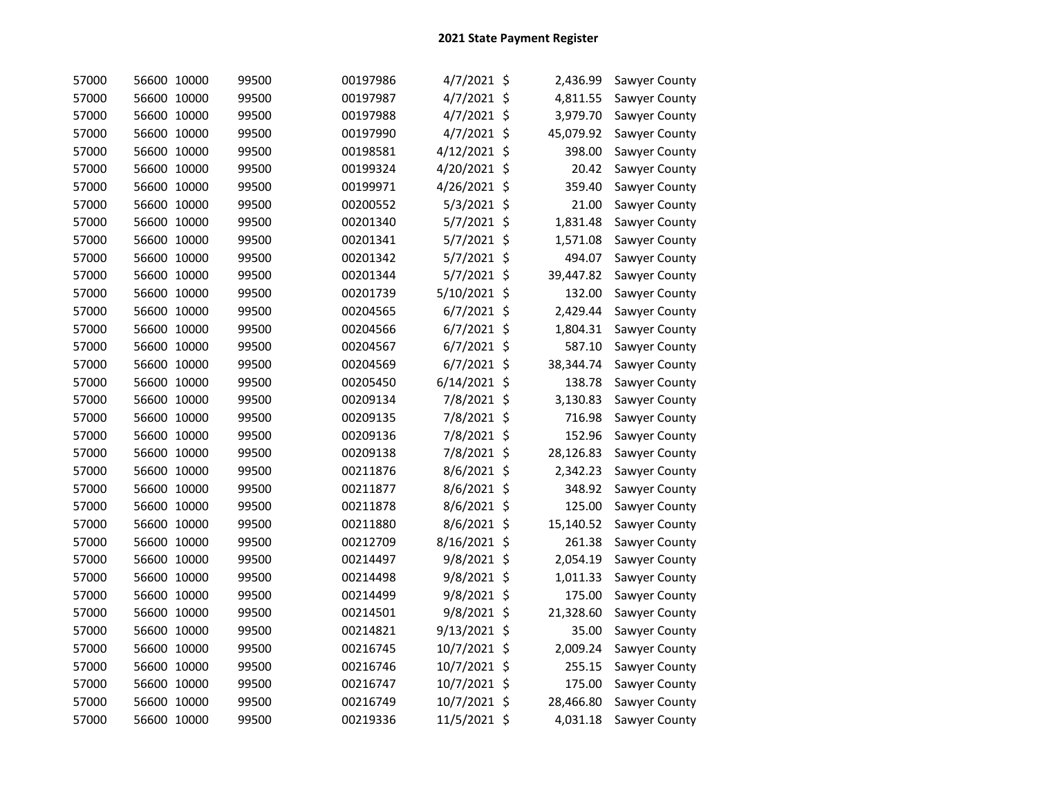# 2021 State Payment Register

| | | | | | | | | |
|---|---|---|---|---|---|---|---|---|
| 57000 | 56600 | 10000 | 99500 | 00197986 | 4/7/2021 | $ | 2,436.99 | Sawyer County |
| 57000 | 56600 | 10000 | 99500 | 00197987 | 4/7/2021 | $ | 4,811.55 | Sawyer County |
| 57000 | 56600 | 10000 | 99500 | 00197988 | 4/7/2021 | $ | 3,979.70 | Sawyer County |
| 57000 | 56600 | 10000 | 99500 | 00197990 | 4/7/2021 | $ | 45,079.92 | Sawyer County |
| 57000 | 56600 | 10000 | 99500 | 00198581 | 4/12/2021 | $ | 398.00 | Sawyer County |
| 57000 | 56600 | 10000 | 99500 | 00199324 | 4/20/2021 | $ | 20.42 | Sawyer County |
| 57000 | 56600 | 10000 | 99500 | 00199971 | 4/26/2021 | $ | 359.40 | Sawyer County |
| 57000 | 56600 | 10000 | 99500 | 00200552 | 5/3/2021 | $ | 21.00 | Sawyer County |
| 57000 | 56600 | 10000 | 99500 | 00201340 | 5/7/2021 | $ | 1,831.48 | Sawyer County |
| 57000 | 56600 | 10000 | 99500 | 00201341 | 5/7/2021 | $ | 1,571.08 | Sawyer County |
| 57000 | 56600 | 10000 | 99500 | 00201342 | 5/7/2021 | $ | 494.07 | Sawyer County |
| 57000 | 56600 | 10000 | 99500 | 00201344 | 5/7/2021 | $ | 39,447.82 | Sawyer County |
| 57000 | 56600 | 10000 | 99500 | 00201739 | 5/10/2021 | $ | 132.00 | Sawyer County |
| 57000 | 56600 | 10000 | 99500 | 00204565 | 6/7/2021 | $ | 2,429.44 | Sawyer County |
| 57000 | 56600 | 10000 | 99500 | 00204566 | 6/7/2021 | $ | 1,804.31 | Sawyer County |
| 57000 | 56600 | 10000 | 99500 | 00204567 | 6/7/2021 | $ | 587.10 | Sawyer County |
| 57000 | 56600 | 10000 | 99500 | 00204569 | 6/7/2021 | $ | 38,344.74 | Sawyer County |
| 57000 | 56600 | 10000 | 99500 | 00205450 | 6/14/2021 | $ | 138.78 | Sawyer County |
| 57000 | 56600 | 10000 | 99500 | 00209134 | 7/8/2021 | $ | 3,130.83 | Sawyer County |
| 57000 | 56600 | 10000 | 99500 | 00209135 | 7/8/2021 | $ | 716.98 | Sawyer County |
| 57000 | 56600 | 10000 | 99500 | 00209136 | 7/8/2021 | $ | 152.96 | Sawyer County |
| 57000 | 56600 | 10000 | 99500 | 00209138 | 7/8/2021 | $ | 28,126.83 | Sawyer County |
| 57000 | 56600 | 10000 | 99500 | 00211876 | 8/6/2021 | $ | 2,342.23 | Sawyer County |
| 57000 | 56600 | 10000 | 99500 | 00211877 | 8/6/2021 | $ | 348.92 | Sawyer County |
| 57000 | 56600 | 10000 | 99500 | 00211878 | 8/6/2021 | $ | 125.00 | Sawyer County |
| 57000 | 56600 | 10000 | 99500 | 00211880 | 8/6/2021 | $ | 15,140.52 | Sawyer County |
| 57000 | 56600 | 10000 | 99500 | 00212709 | 8/16/2021 | $ | 261.38 | Sawyer County |
| 57000 | 56600 | 10000 | 99500 | 00214497 | 9/8/2021 | $ | 2,054.19 | Sawyer County |
| 57000 | 56600 | 10000 | 99500 | 00214498 | 9/8/2021 | $ | 1,011.33 | Sawyer County |
| 57000 | 56600 | 10000 | 99500 | 00214499 | 9/8/2021 | $ | 175.00 | Sawyer County |
| 57000 | 56600 | 10000 | 99500 | 00214501 | 9/8/2021 | $ | 21,328.60 | Sawyer County |
| 57000 | 56600 | 10000 | 99500 | 00214821 | 9/13/2021 | $ | 35.00 | Sawyer County |
| 57000 | 56600 | 10000 | 99500 | 00216745 | 10/7/2021 | $ | 2,009.24 | Sawyer County |
| 57000 | 56600 | 10000 | 99500 | 00216746 | 10/7/2021 | $ | 255.15 | Sawyer County |
| 57000 | 56600 | 10000 | 99500 | 00216747 | 10/7/2021 | $ | 175.00 | Sawyer County |
| 57000 | 56600 | 10000 | 99500 | 00216749 | 10/7/2021 | $ | 28,466.80 | Sawyer County |
| 57000 | 56600 | 10000 | 99500 | 00219336 | 11/5/2021 | $ | 4,031.18 | Sawyer County |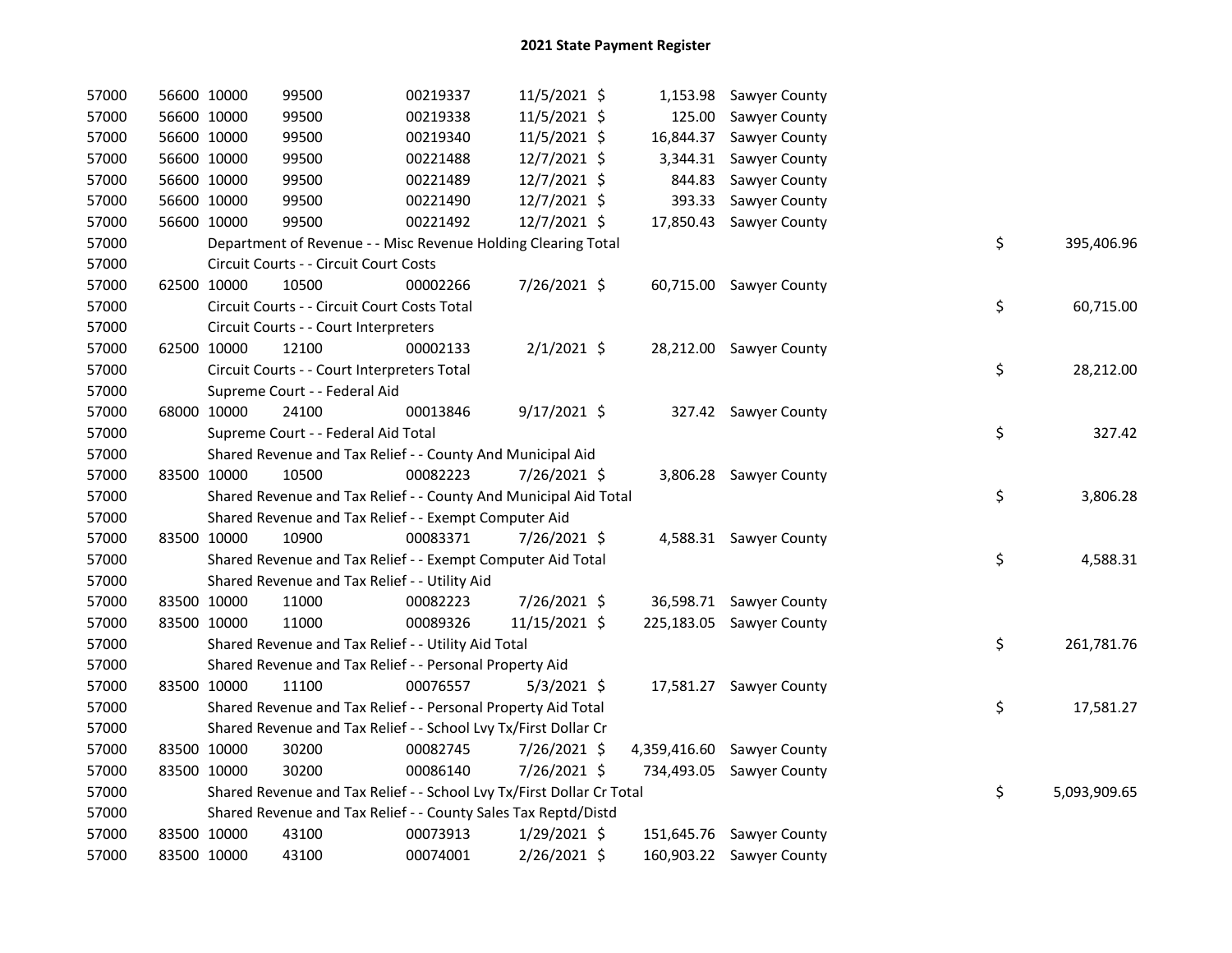# 2021 State Payment Register

| | | | | | | | | | |
|---|---|---|---|---|---|---|---|---|---|
| 57000 | 56600 | 10000 | 99500 | 00219337 | 11/5/2021 | $ 1,153.98 | Sawyer County | | |
| 57000 | 56600 | 10000 | 99500 | 00219338 | 11/5/2021 | $ 125.00 | Sawyer County | | |
| 57000 | 56600 | 10000 | 99500 | 00219340 | 11/5/2021 | $ 16,844.37 | Sawyer County | | |
| 57000 | 56600 | 10000 | 99500 | 00221488 | 12/7/2021 | $ 3,344.31 | Sawyer County | | |
| 57000 | 56600 | 10000 | 99500 | 00221489 | 12/7/2021 | $ 844.83 | Sawyer County | | |
| 57000 | 56600 | 10000 | 99500 | 00221490 | 12/7/2021 | $ 393.33 | Sawyer County | | |
| 57000 | 56600 | 10000 | 99500 | 00221492 | 12/7/2021 | $ 17,850.43 | Sawyer County | | |
| 57000 | | Department of Revenue - - Misc Revenue Holding Clearing Total | | | | | | $ | 395,406.96 |
| 57000 | | Circuit Courts - - Circuit Court Costs | | | | | | | |
| 57000 | 62500 | 10000 | 10500 | 00002266 | 7/26/2021 | $ 60,715.00 | Sawyer County | | |
| 57000 | | Circuit Courts - - Circuit Court Costs Total | | | | | | $ | 60,715.00 |
| 57000 | | Circuit Courts - - Court Interpreters | | | | | | | |
| 57000 | 62500 | 10000 | 12100 | 00002133 | 2/1/2021 | $ 28,212.00 | Sawyer County | | |
| 57000 | | Circuit Courts - - Court Interpreters Total | | | | | | $ | 28,212.00 |
| 57000 | | Supreme Court - - Federal Aid | | | | | | | |
| 57000 | 68000 | 10000 | 24100 | 00013846 | 9/17/2021 | $ 327.42 | Sawyer County | | |
| 57000 | | Supreme Court - - Federal Aid Total | | | | | | $ | 327.42 |
| 57000 | | Shared Revenue and Tax Relief - - County And Municipal Aid | | | | | | | |
| 57000 | 83500 | 10000 | 10500 | 00082223 | 7/26/2021 | $ 3,806.28 | Sawyer County | | |
| 57000 | | Shared Revenue and Tax Relief - - County And Municipal Aid Total | | | | | | $ | 3,806.28 |
| 57000 | | Shared Revenue and Tax Relief - - Exempt Computer Aid | | | | | | | |
| 57000 | 83500 | 10000 | 10900 | 00083371 | 7/26/2021 | $ 4,588.31 | Sawyer County | | |
| 57000 | | Shared Revenue and Tax Relief - - Exempt Computer Aid Total | | | | | | $ | 4,588.31 |
| 57000 | | Shared Revenue and Tax Relief - - Utility Aid | | | | | | | |
| 57000 | 83500 | 10000 | 11000 | 00082223 | 7/26/2021 | $ 36,598.71 | Sawyer County | | |
| 57000 | 83500 | 10000 | 11000 | 00089326 | 11/15/2021 | $ 225,183.05 | Sawyer County | | |
| 57000 | | Shared Revenue and Tax Relief - - Utility Aid Total | | | | | | $ | 261,781.76 |
| 57000 | | Shared Revenue and Tax Relief - - Personal Property Aid | | | | | | | |
| 57000 | 83500 | 10000 | 11100 | 00076557 | 5/3/2021 | $ 17,581.27 | Sawyer County | | |
| 57000 | | Shared Revenue and Tax Relief - - Personal Property Aid Total | | | | | | $ | 17,581.27 |
| 57000 | | Shared Revenue and Tax Relief - - School Lvy Tx/First Dollar Cr | | | | | | | |
| 57000 | 83500 | 10000 | 30200 | 00082745 | 7/26/2021 | $ 4,359,416.60 | Sawyer County | | |
| 57000 | 83500 | 10000 | 30200 | 00086140 | 7/26/2021 | $ 734,493.05 | Sawyer County | | |
| 57000 | | Shared Revenue and Tax Relief - - School Lvy Tx/First Dollar Cr Total | | | | | | $ | 5,093,909.65 |
| 57000 | | Shared Revenue and Tax Relief - - County Sales Tax Reptd/Distd | | | | | | | |
| 57000 | 83500 | 10000 | 43100 | 00073913 | 1/29/2021 | $ 151,645.76 | Sawyer County | | |
| 57000 | 83500 | 10000 | 43100 | 00074001 | 2/26/2021 | $ 160,903.22 | Sawyer County | | |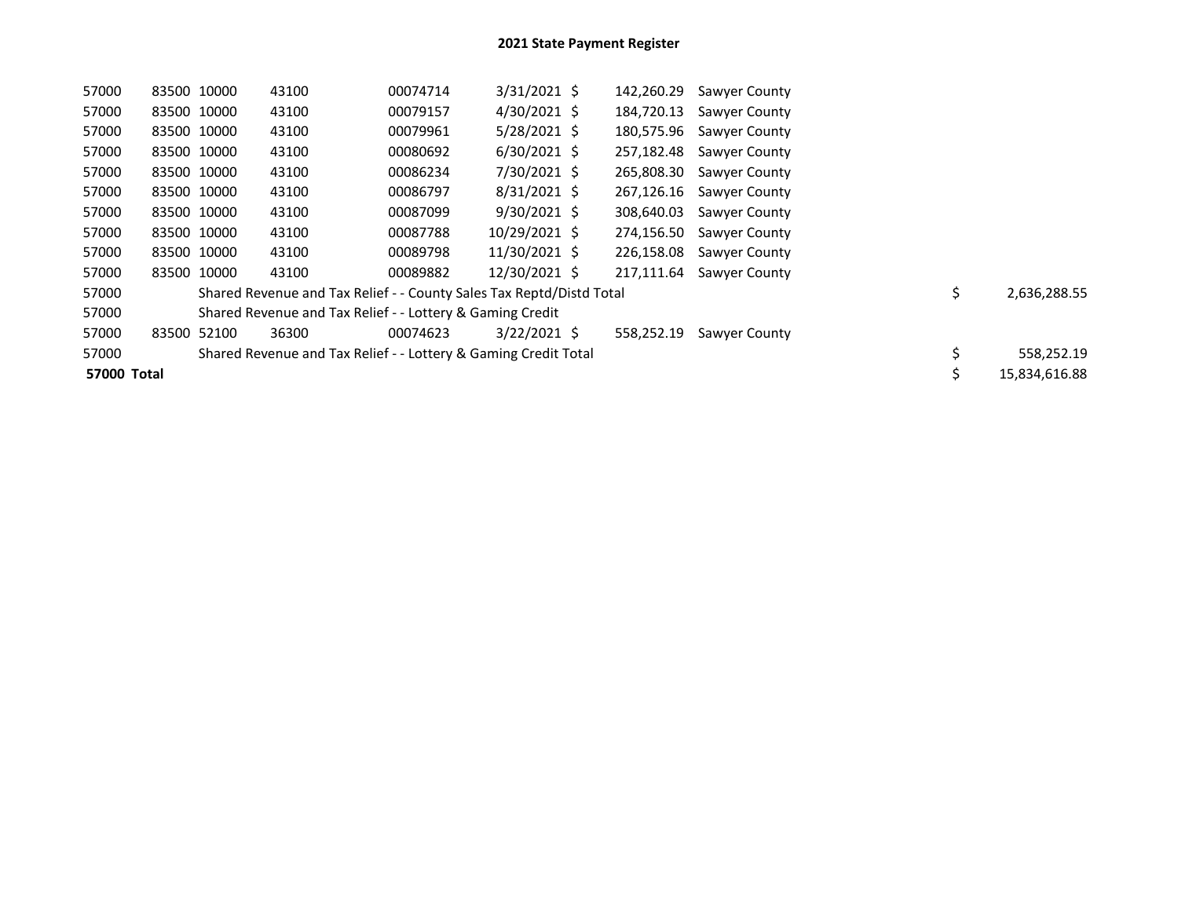# 2021 State Payment Register

| | | | | | | | | | |
|---|---|---|---|---|---|---|---|---|---|
| 57000 | 83500 | 10000 | 43100 | 00074714 | 3/31/2021 | $ 142,260.29 | Sawyer County | | |
| 57000 | 83500 | 10000 | 43100 | 00079157 | 4/30/2021 | $ 184,720.13 | Sawyer County | | |
| 57000 | 83500 | 10000 | 43100 | 00079961 | 5/28/2021 | $ 180,575.96 | Sawyer County | | |
| 57000 | 83500 | 10000 | 43100 | 00080692 | 6/30/2021 | $ 257,182.48 | Sawyer County | | |
| 57000 | 83500 | 10000 | 43100 | 00086234 | 7/30/2021 | $ 265,808.30 | Sawyer County | | |
| 57000 | 83500 | 10000 | 43100 | 00086797 | 8/31/2021 | $ 267,126.16 | Sawyer County | | |
| 57000 | 83500 | 10000 | 43100 | 00087099 | 9/30/2021 | $ 308,640.03 | Sawyer County | | |
| 57000 | 83500 | 10000 | 43100 | 00087788 | 10/29/2021 | $ 274,156.50 | Sawyer County | | |
| 57000 | 83500 | 10000 | 43100 | 00089798 | 11/30/2021 | $ 226,158.08 | Sawyer County | | |
| 57000 | 83500 | 10000 | 43100 | 00089882 | 12/30/2021 | $ 217,111.64 | Sawyer County | | |
| 57000 | | Shared Revenue and Tax Relief - - County Sales Tax Reptd/Distd Total | | | | | | $ | 2,636,288.55 |
| 57000 | | Shared Revenue and Tax Relief - - Lottery & Gaming Credit | | | | | | | |
| 57000 | 83500 | 52100 | 36300 | 00074623 | 3/22/2021 | $ 558,252.19 | Sawyer County | | |
| 57000 | | Shared Revenue and Tax Relief - - Lottery & Gaming Credit Total | | | | | | $ | 558,252.19 |
| **57000 Total** | | | | | | | | $ | 15,834,616.88 |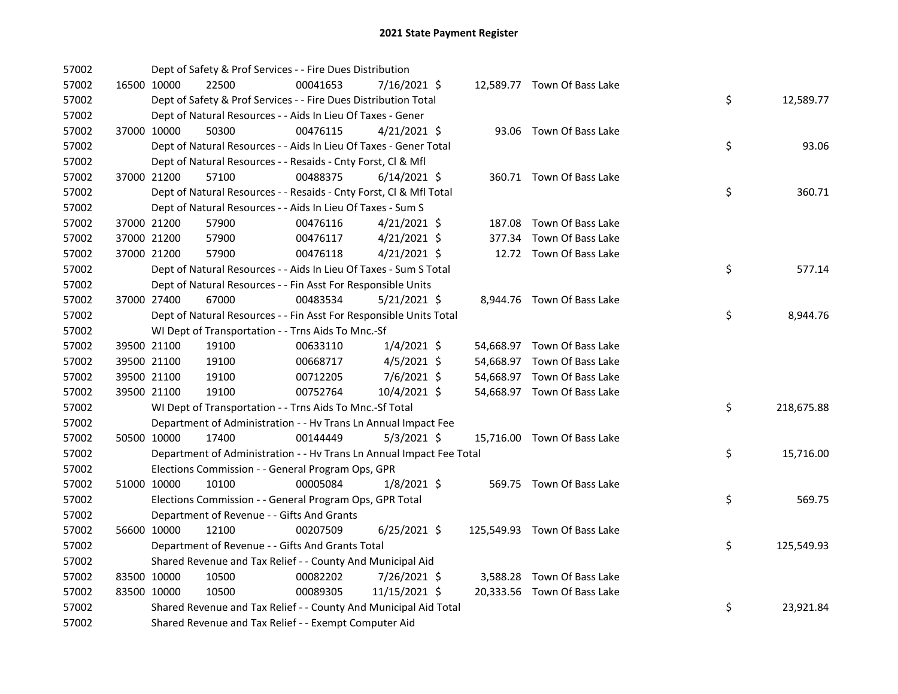# 2021 State Payment Register

| | | | | | | | | | |
|---|---|---|---|---|---|---|---|---|---|
| 57002 | | Dept of Safety & Prof Services - - Fire Dues Distribution | | | | | | | |
| 57002 | 16500 | 10000 | 22500 | 00041653 | 7/16/2021 | $ 12,589.77 | Town Of Bass Lake | | |
| 57002 | | Dept of Safety & Prof Services - - Fire Dues Distribution Total | | | | | | $ | 12,589.77 |
| 57002 | | Dept of Natural Resources - - Aids In Lieu Of Taxes - Gener | | | | | | | |
| 57002 | 37000 | 10000 | 50300 | 00476115 | 4/21/2021 | $ 93.06 | Town Of Bass Lake | | |
| 57002 | | Dept of Natural Resources - - Aids In Lieu Of Taxes - Gener Total | | | | | | $ | 93.06 |
| 57002 | | Dept of Natural Resources - - Resaids - Cnty Forst, Cl & Mfl | | | | | | | |
| 57002 | 37000 | 21200 | 57100 | 00488375 | 6/14/2021 | $ 360.71 | Town Of Bass Lake | | |
| 57002 | | Dept of Natural Resources - - Resaids - Cnty Forst, Cl & Mfl Total | | | | | | $ | 360.71 |
| 57002 | | Dept of Natural Resources - - Aids In Lieu Of Taxes - Sum S | | | | | | | |
| 57002 | 37000 | 21200 | 57900 | 00476116 | 4/21/2021 | $ 187.08 | Town Of Bass Lake | | |
| 57002 | 37000 | 21200 | 57900 | 00476117 | 4/21/2021 | $ 377.34 | Town Of Bass Lake | | |
| 57002 | 37000 | 21200 | 57900 | 00476118 | 4/21/2021 | $ 12.72 | Town Of Bass Lake | | |
| 57002 | | Dept of Natural Resources - - Aids In Lieu Of Taxes - Sum S Total | | | | | | $ | 577.14 |
| 57002 | | Dept of Natural Resources - - Fin Asst For Responsible Units | | | | | | | |
| 57002 | 37000 | 27400 | 67000 | 00483534 | 5/21/2021 | $ 8,944.76 | Town Of Bass Lake | | |
| 57002 | | Dept of Natural Resources - - Fin Asst For Responsible Units Total | | | | | | $ | 8,944.76 |
| 57002 | | WI Dept of Transportation - - Trns Aids To Mnc.-Sf | | | | | | | |
| 57002 | 39500 | 21100 | 19100 | 00633110 | 1/4/2021 | $ 54,668.97 | Town Of Bass Lake | | |
| 57002 | 39500 | 21100 | 19100 | 00668717 | 4/5/2021 | $ 54,668.97 | Town Of Bass Lake | | |
| 57002 | 39500 | 21100 | 19100 | 00712205 | 7/6/2021 | $ 54,668.97 | Town Of Bass Lake | | |
| 57002 | 39500 | 21100 | 19100 | 00752764 | 10/4/2021 | $ 54,668.97 | Town Of Bass Lake | | |
| 57002 | | WI Dept of Transportation - - Trns Aids To Mnc.-Sf Total | | | | | | $ | 218,675.88 |
| 57002 | | Department of Administration - - Hv Trans Ln Annual Impact Fee | | | | | | | |
| 57002 | 50500 | 10000 | 17400 | 00144449 | 5/3/2021 | $ 15,716.00 | Town Of Bass Lake | | |
| 57002 | | Department of Administration - - Hv Trans Ln Annual Impact Fee Total | | | | | | $ | 15,716.00 |
| 57002 | | Elections Commission - - General Program Ops, GPR | | | | | | | |
| 57002 | 51000 | 10000 | 10100 | 00005084 | 1/8/2021 | $ 569.75 | Town Of Bass Lake | | |
| 57002 | | Elections Commission - - General Program Ops, GPR Total | | | | | | $ | 569.75 |
| 57002 | | Department of Revenue - - Gifts And Grants | | | | | | | |
| 57002 | 56600 | 10000 | 12100 | 00207509 | 6/25/2021 | $ 125,549.93 | Town Of Bass Lake | | |
| 57002 | | Department of Revenue - - Gifts And Grants Total | | | | | | $ | 125,549.93 |
| 57002 | | Shared Revenue and Tax Relief - - County And Municipal Aid | | | | | | | |
| 57002 | 83500 | 10000 | 10500 | 00082202 | 7/26/2021 | $ 3,588.28 | Town Of Bass Lake | | |
| 57002 | 83500 | 10000 | 10500 | 00089305 | 11/15/2021 | $ 20,333.56 | Town Of Bass Lake | | |
| 57002 | | Shared Revenue and Tax Relief - - County And Municipal Aid Total | | | | | | $ | 23,921.84 |
| 57002 | | Shared Revenue and Tax Relief - - Exempt Computer Aid | | | | | | | |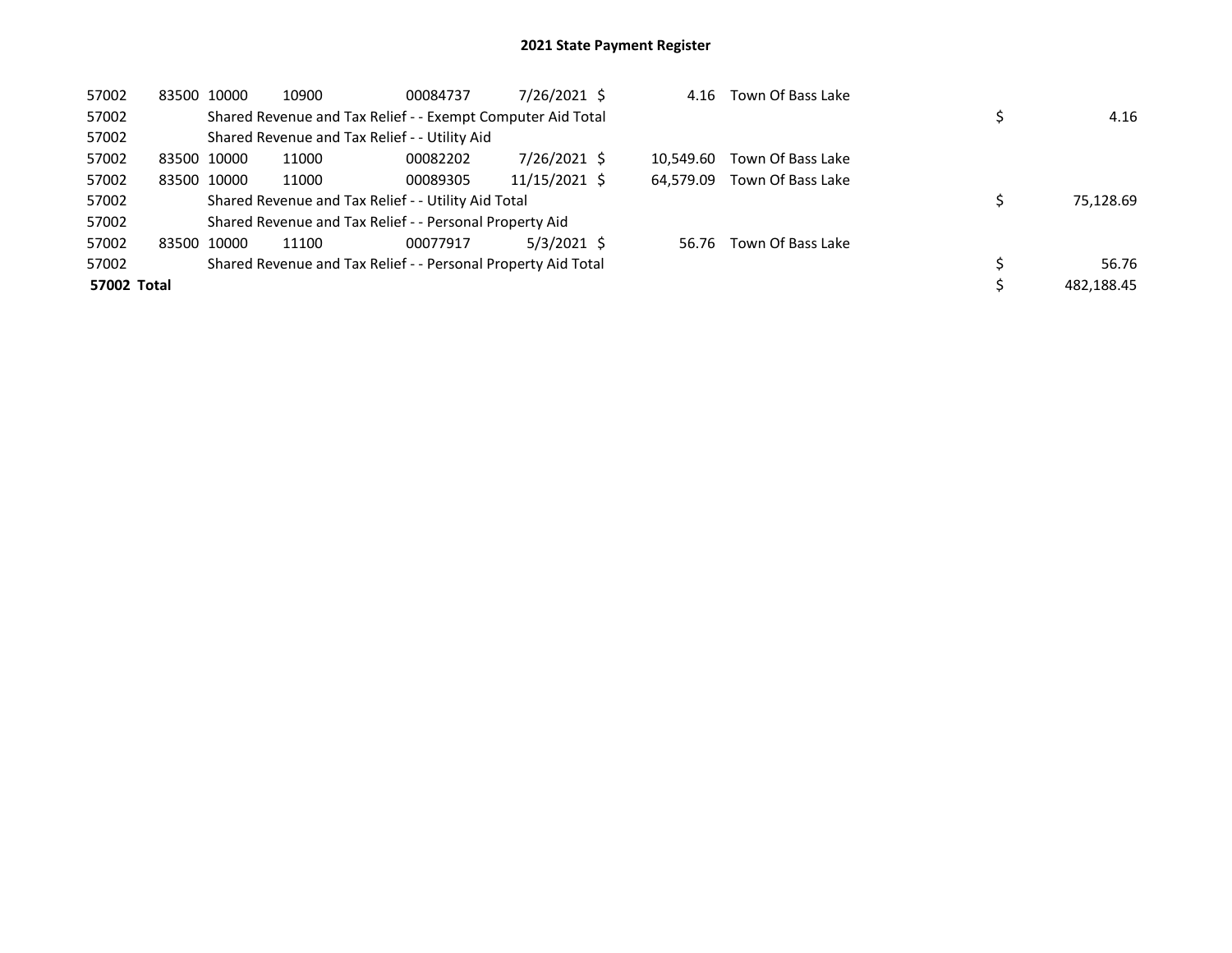## 2021 State Payment Register

| | | | | | | | | | |
|---|---|---|---|---|---|---|---|---|---|
| 57002 | 83500 | 10000 | 10900 | 00084737 | 7/26/2021 | $ 4.16 | Town Of Bass Lake | | |
| 57002 | | Shared Revenue and Tax Relief - - Exempt Computer Aid Total | | | | | | $ | 4.16 |
| 57002 | | Shared Revenue and Tax Relief - - Utility Aid | | | | | | | |
| 57002 | 83500 | 10000 | 11000 | 00082202 | 7/26/2021 | $ 10,549.60 | Town Of Bass Lake | | |
| 57002 | 83500 | 10000 | 11000 | 00089305 | 11/15/2021 | $ 64,579.09 | Town Of Bass Lake | | |
| 57002 | | Shared Revenue and Tax Relief - - Utility Aid Total | | | | | | $ | 75,128.69 |
| 57002 | | Shared Revenue and Tax Relief - - Personal Property Aid | | | | | | | |
| 57002 | 83500 | 10000 | 11100 | 00077917 | 5/3/2021 | $ 56.76 | Town Of Bass Lake | | |
| 57002 | | Shared Revenue and Tax Relief - - Personal Property Aid Total | | | | | | $ | 56.76 |
| **57002 Total** | | | | | | | | $ | 482,188.45 |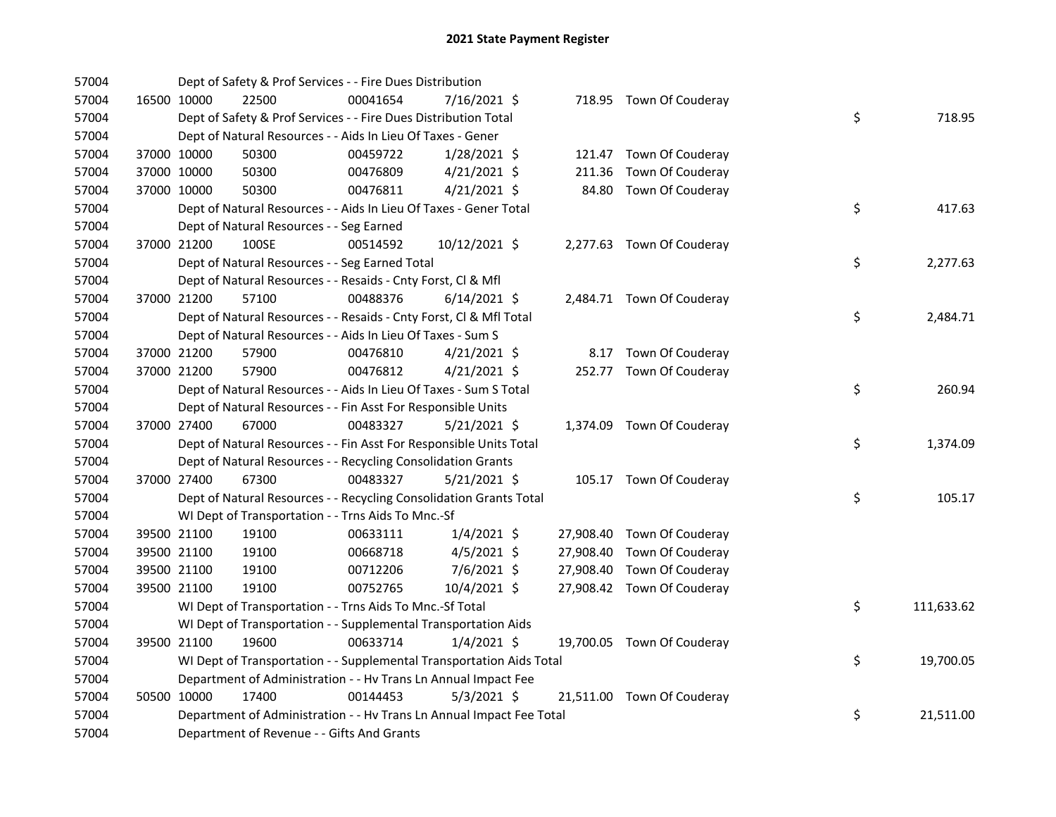# 2021 State Payment Register

| | | | | | | | | | |
|---|---|---|---|---|---|---|---|---|---|
| 57004 | | | Dept of Safety & Prof Services - - Fire Dues Distribution | | | | | | |
| 57004 | 16500 | 10000 | 22500 | 00041654 | 7/16/2021 | $ 718.95 | Town Of Couderay | | |
| 57004 | | | Dept of Safety & Prof Services - - Fire Dues Distribution Total | | | | | $ | 718.95 |
| 57004 | | | Dept of Natural Resources - - Aids In Lieu Of Taxes - Gener | | | | | | |
| 57004 | 37000 | 10000 | 50300 | 00459722 | 1/28/2021 | $ 121.47 | Town Of Couderay | | |
| 57004 | 37000 | 10000 | 50300 | 00476809 | 4/21/2021 | $ 211.36 | Town Of Couderay | | |
| 57004 | 37000 | 10000 | 50300 | 00476811 | 4/21/2021 | $ 84.80 | Town Of Couderay | | |
| 57004 | | | Dept of Natural Resources - - Aids In Lieu Of Taxes - Gener Total | | | | | $ | 417.63 |
| 57004 | | | Dept of Natural Resources - - Seg Earned | | | | | | |
| 57004 | 37000 | 21200 | 100SE | 00514592 | 10/12/2021 | $ 2,277.63 | Town Of Couderay | | |
| 57004 | | | Dept of Natural Resources - - Seg Earned Total | | | | | $ | 2,277.63 |
| 57004 | | | Dept of Natural Resources - - Resaids - Cnty Forst, Cl & Mfl | | | | | | |
| 57004 | 37000 | 21200 | 57100 | 00488376 | 6/14/2021 | $ 2,484.71 | Town Of Couderay | | |
| 57004 | | | Dept of Natural Resources - - Resaids - Cnty Forst, Cl & Mfl Total | | | | | $ | 2,484.71 |
| 57004 | | | Dept of Natural Resources - - Aids In Lieu Of Taxes - Sum S | | | | | | |
| 57004 | 37000 | 21200 | 57900 | 00476810 | 4/21/2021 | $ 8.17 | Town Of Couderay | | |
| 57004 | 37000 | 21200 | 57900 | 00476812 | 4/21/2021 | $ 252.77 | Town Of Couderay | | |
| 57004 | | | Dept of Natural Resources - - Aids In Lieu Of Taxes - Sum S Total | | | | | $ | 260.94 |
| 57004 | | | Dept of Natural Resources - - Fin Asst For Responsible Units | | | | | | |
| 57004 | 37000 | 27400 | 67000 | 00483327 | 5/21/2021 | $ 1,374.09 | Town Of Couderay | | |
| 57004 | | | Dept of Natural Resources - - Fin Asst For Responsible Units Total | | | | | $ | 1,374.09 |
| 57004 | | | Dept of Natural Resources - - Recycling Consolidation Grants | | | | | | |
| 57004 | 37000 | 27400 | 67300 | 00483327 | 5/21/2021 | $ 105.17 | Town Of Couderay | | |
| 57004 | | | Dept of Natural Resources - - Recycling Consolidation Grants Total | | | | | $ | 105.17 |
| 57004 | | | WI Dept of Transportation - - Trns Aids To Mnc.-Sf | | | | | | |
| 57004 | 39500 | 21100 | 19100 | 00633111 | 1/4/2021 | $ 27,908.40 | Town Of Couderay | | |
| 57004 | 39500 | 21100 | 19100 | 00668718 | 4/5/2021 | $ 27,908.40 | Town Of Couderay | | |
| 57004 | 39500 | 21100 | 19100 | 00712206 | 7/6/2021 | $ 27,908.40 | Town Of Couderay | | |
| 57004 | 39500 | 21100 | 19100 | 00752765 | 10/4/2021 | $ 27,908.42 | Town Of Couderay | | |
| 57004 | | | WI Dept of Transportation - - Trns Aids To Mnc.-Sf Total | | | | | $ | 111,633.62 |
| 57004 | | | WI Dept of Transportation - - Supplemental Transportation Aids | | | | | | |
| 57004 | 39500 | 21100 | 19600 | 00633714 | 1/4/2021 | $ 19,700.05 | Town Of Couderay | | |
| 57004 | | | WI Dept of Transportation - - Supplemental Transportation Aids Total | | | | | $ | 19,700.05 |
| 57004 | | | Department of Administration - - Hv Trans Ln Annual Impact Fee | | | | | | |
| 57004 | 50500 | 10000 | 17400 | 00144453 | 5/3/2021 | $ 21,511.00 | Town Of Couderay | | |
| 57004 | | | Department of Administration - - Hv Trans Ln Annual Impact Fee Total | | | | | $ | 21,511.00 |
| 57004 | | | Department of Revenue - - Gifts And Grants | | | | | | |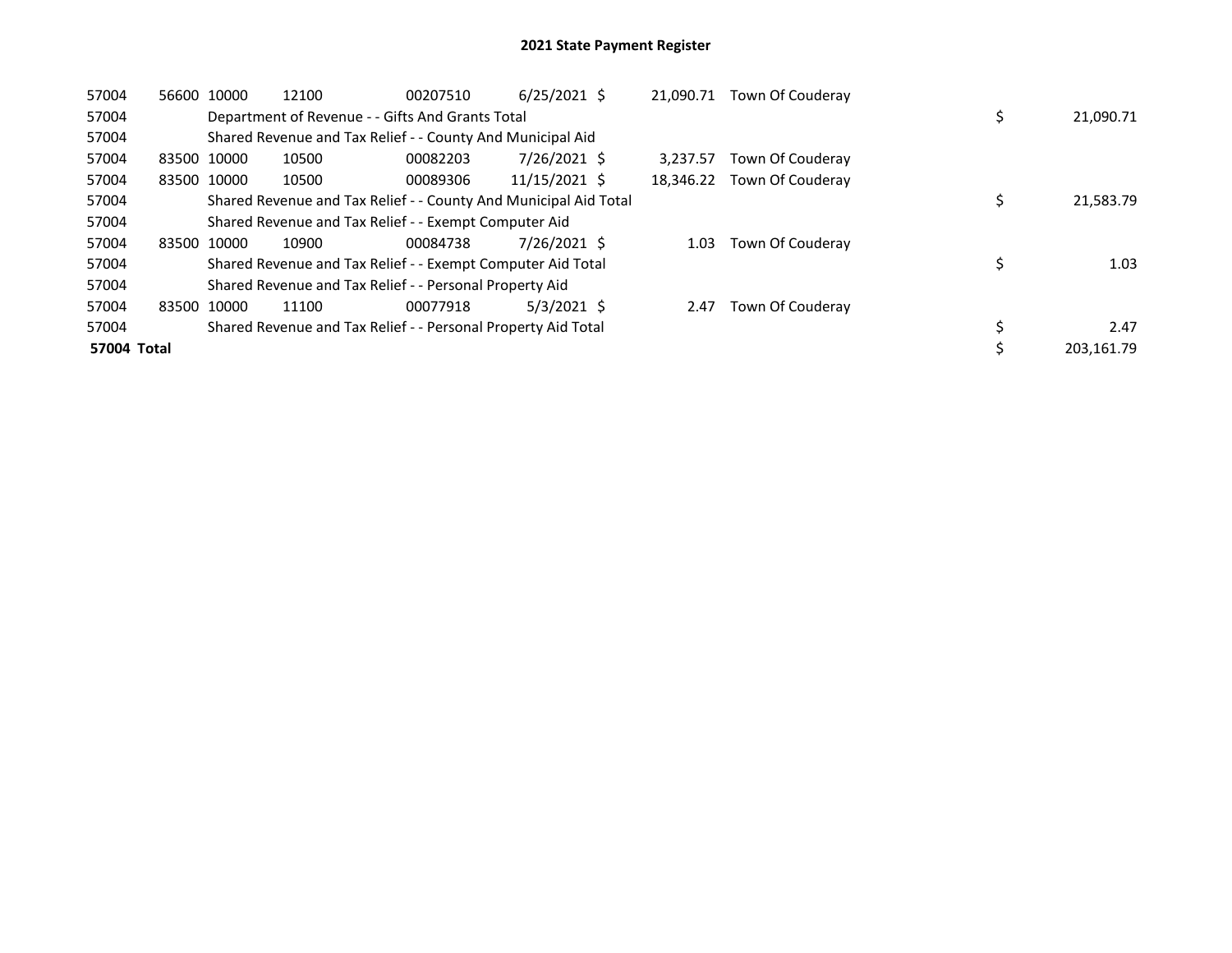# 2021 State Payment Register

| | | | | | | | | | |
|---|---|---|---|---|---|---|---|---|---|
| 57004 | 56600 | 10000 | 12100 | 00207510 | 6/25/2021 | $ 21,090.71 | Town Of Couderay | | |
| 57004 | | Department of Revenue - - Gifts And Grants Total | | | | | | $ | 21,090.71 |
| 57004 | | Shared Revenue and Tax Relief - - County And Municipal Aid | | | | | | | |
| 57004 | 83500 | 10000 | 10500 | 00082203 | 7/26/2021 | $ 3,237.57 | Town Of Couderay | | |
| 57004 | 83500 | 10000 | 10500 | 00089306 | 11/15/2021 | $ 18,346.22 | Town Of Couderay | | |
| 57004 | | Shared Revenue and Tax Relief - - County And Municipal Aid Total | | | | | | $ | 21,583.79 |
| 57004 | | Shared Revenue and Tax Relief - - Exempt Computer Aid | | | | | | | |
| 57004 | 83500 | 10000 | 10900 | 00084738 | 7/26/2021 | $ 1.03 | Town Of Couderay | | |
| 57004 | | Shared Revenue and Tax Relief - - Exempt Computer Aid Total | | | | | | $ | 1.03 |
| 57004 | | Shared Revenue and Tax Relief - - Personal Property Aid | | | | | | | |
| 57004 | 83500 | 10000 | 11100 | 00077918 | 5/3/2021 | $ 2.47 | Town Of Couderay | | |
| 57004 | | Shared Revenue and Tax Relief - - Personal Property Aid Total | | | | | | $ | 2.47 |
| **57004 Total** | | | | | | | | $ | 203,161.79 |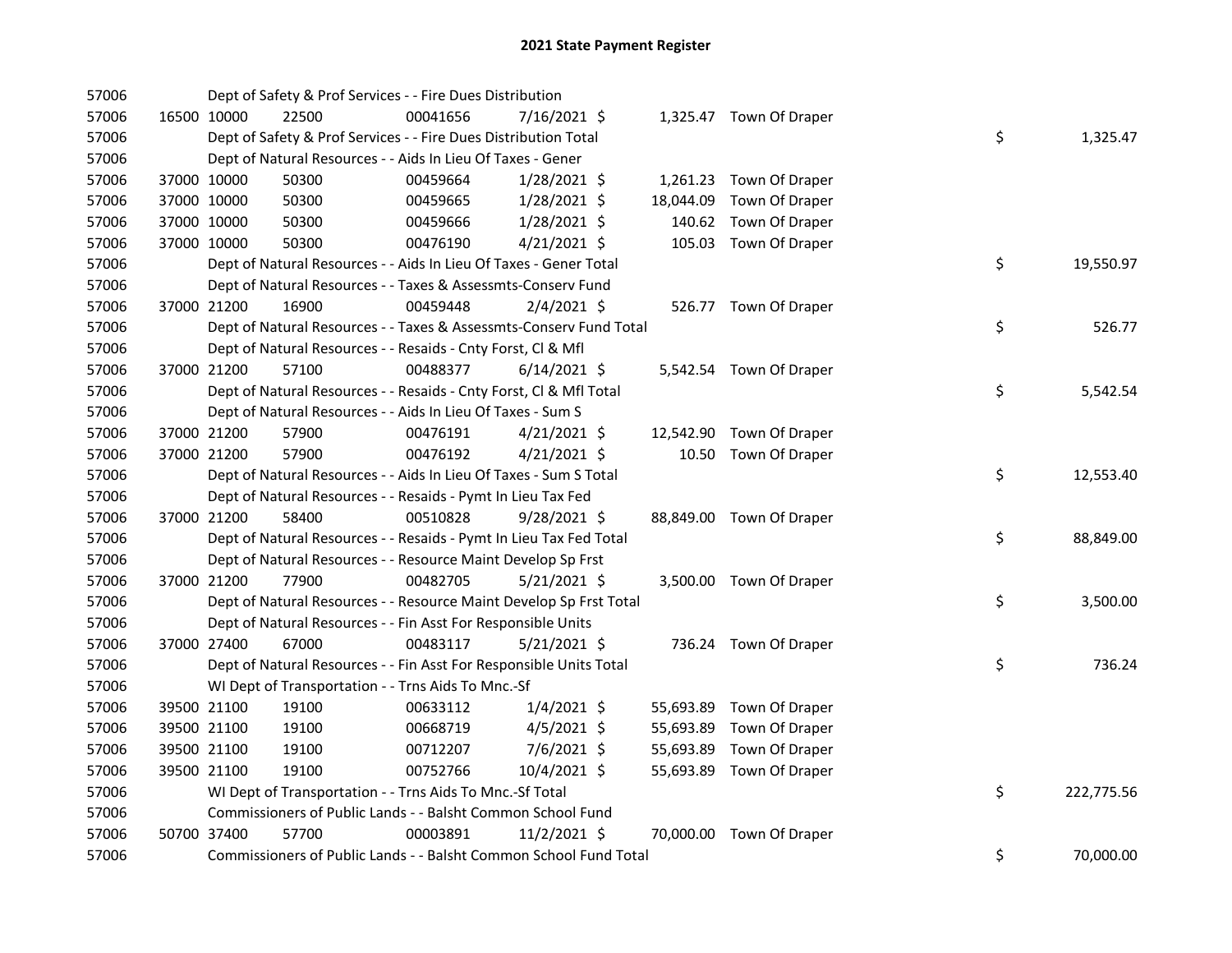# 2021 State Payment Register

| | | | | | | | | | |
|---|---|---|---|---|---|---|---|---|---|
| 57006 | | Dept of Safety & Prof Services - - Fire Dues Distribution | | | | | | | |
| 57006 | 16500 | 10000 | 22500 | 00041656 | 7/16/2021 | $ 1,325.47 | Town Of Draper | | |
| 57006 | | Dept of Safety & Prof Services - - Fire Dues Distribution Total | | | | | | $ | 1,325.47 |
| 57006 | | Dept of Natural Resources - - Aids In Lieu Of Taxes - Gener | | | | | | | |
| 57006 | 37000 | 10000 | 50300 | 00459664 | 1/28/2021 | $ 1,261.23 | Town Of Draper | | |
| 57006 | 37000 | 10000 | 50300 | 00459665 | 1/28/2021 | $ 18,044.09 | Town Of Draper | | |
| 57006 | 37000 | 10000 | 50300 | 00459666 | 1/28/2021 | $ 140.62 | Town Of Draper | | |
| 57006 | 37000 | 10000 | 50300 | 00476190 | 4/21/2021 | $ 105.03 | Town Of Draper | | |
| 57006 | | Dept of Natural Resources - - Aids In Lieu Of Taxes - Gener Total | | | | | | $ | 19,550.97 |
| 57006 | | Dept of Natural Resources - - Taxes & Assessmts-Conserv Fund | | | | | | | |
| 57006 | 37000 | 21200 | 16900 | 00459448 | 2/4/2021 | $ 526.77 | Town Of Draper | | |
| 57006 | | Dept of Natural Resources - - Taxes & Assessmts-Conserv Fund Total | | | | | | $ | 526.77 |
| 57006 | | Dept of Natural Resources - - Resaids - Cnty Forst, Cl & Mfl | | | | | | | |
| 57006 | 37000 | 21200 | 57100 | 00488377 | 6/14/2021 | $ 5,542.54 | Town Of Draper | | |
| 57006 | | Dept of Natural Resources - - Resaids - Cnty Forst, Cl & Mfl Total | | | | | | $ | 5,542.54 |
| 57006 | | Dept of Natural Resources - - Aids In Lieu Of Taxes - Sum S | | | | | | | |
| 57006 | 37000 | 21200 | 57900 | 00476191 | 4/21/2021 | $ 12,542.90 | Town Of Draper | | |
| 57006 | 37000 | 21200 | 57900 | 00476192 | 4/21/2021 | $ 10.50 | Town Of Draper | | |
| 57006 | | Dept of Natural Resources - - Aids In Lieu Of Taxes - Sum S Total | | | | | | $ | 12,553.40 |
| 57006 | | Dept of Natural Resources - - Resaids - Pymt In Lieu Tax Fed | | | | | | | |
| 57006 | 37000 | 21200 | 58400 | 00510828 | 9/28/2021 | $ 88,849.00 | Town Of Draper | | |
| 57006 | | Dept of Natural Resources - - Resaids - Pymt In Lieu Tax Fed Total | | | | | | $ | 88,849.00 |
| 57006 | | Dept of Natural Resources - - Resource Maint Develop Sp Frst | | | | | | | |
| 57006 | 37000 | 21200 | 77900 | 00482705 | 5/21/2021 | $ 3,500.00 | Town Of Draper | | |
| 57006 | | Dept of Natural Resources - - Resource Maint Develop Sp Frst Total | | | | | | $ | 3,500.00 |
| 57006 | | Dept of Natural Resources - - Fin Asst For Responsible Units | | | | | | | |
| 57006 | 37000 | 27400 | 67000 | 00483117 | 5/21/2021 | $ 736.24 | Town Of Draper | | |
| 57006 | | Dept of Natural Resources - - Fin Asst For Responsible Units Total | | | | | | $ | 736.24 |
| 57006 | | WI Dept of Transportation - - Trns Aids To Mnc.-Sf | | | | | | | |
| 57006 | 39500 | 21100 | 19100 | 00633112 | 1/4/2021 | $ 55,693.89 | Town Of Draper | | |
| 57006 | 39500 | 21100 | 19100 | 00668719 | 4/5/2021 | $ 55,693.89 | Town Of Draper | | |
| 57006 | 39500 | 21100 | 19100 | 00712207 | 7/6/2021 | $ 55,693.89 | Town Of Draper | | |
| 57006 | 39500 | 21100 | 19100 | 00752766 | 10/4/2021 | $ 55,693.89 | Town Of Draper | | |
| 57006 | | WI Dept of Transportation - - Trns Aids To Mnc.-Sf Total | | | | | | $ | 222,775.56 |
| 57006 | | Commissioners of Public Lands - - Balsht Common School Fund | | | | | | | |
| 57006 | 50700 | 37400 | 57700 | 00003891 | 11/2/2021 | $ 70,000.00 | Town Of Draper | | |
| 57006 | | Commissioners of Public Lands - - Balsht Common School Fund Total | | | | | | $ | 70,000.00 |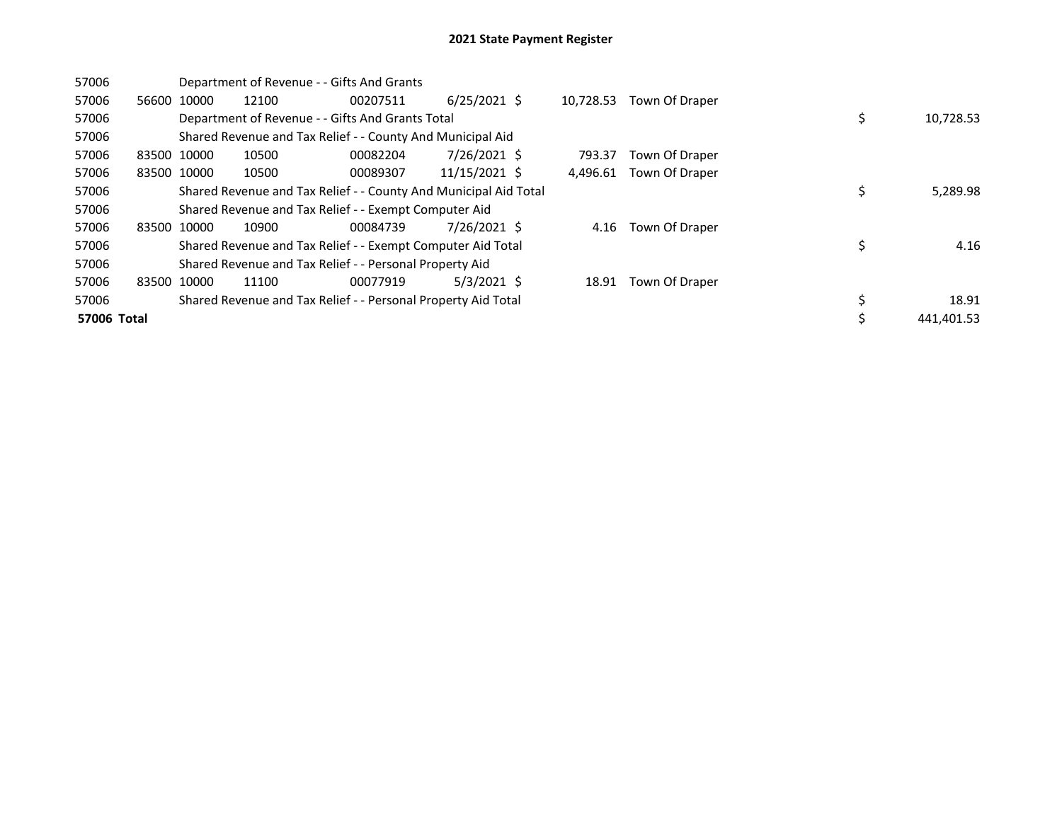## 2021 State Payment Register

| | | | | | | | | |
|---|---|---|---|---|---|---|---|---|
| 57006 | | Department of Revenue - - Gifts And Grants | | | | | | |
| 57006 | 56600 | 10000 | 12100 | 00207511 | 6/25/2021 | $ 10,728.53 | Town Of Draper | |
| 57006 | | Department of Revenue - - Gifts And Grants Total | | | | | | $ 10,728.53 |
| 57006 | | Shared Revenue and Tax Relief - - County And Municipal Aid | | | | | | |
| 57006 | 83500 | 10000 | 10500 | 00082204 | 7/26/2021 | $ 793.37 | Town Of Draper | |
| 57006 | 83500 | 10000 | 10500 | 00089307 | 11/15/2021 | $ 4,496.61 | Town Of Draper | |
| 57006 | | Shared Revenue and Tax Relief - - County And Municipal Aid Total | | | | | | $ 5,289.98 |
| 57006 | | Shared Revenue and Tax Relief - - Exempt Computer Aid | | | | | | |
| 57006 | 83500 | 10000 | 10900 | 00084739 | 7/26/2021 | $ 4.16 | Town Of Draper | |
| 57006 | | Shared Revenue and Tax Relief - - Exempt Computer Aid Total | | | | | | $ 4.16 |
| 57006 | | Shared Revenue and Tax Relief - - Personal Property Aid | | | | | | |
| 57006 | 83500 | 10000 | 11100 | 00077919 | 5/3/2021 | $ 18.91 | Town Of Draper | |
| 57006 | | Shared Revenue and Tax Relief - - Personal Property Aid Total | | | | | | $ 18.91 |
| **57006 Total** | | | | | | | | $ 441,401.53 |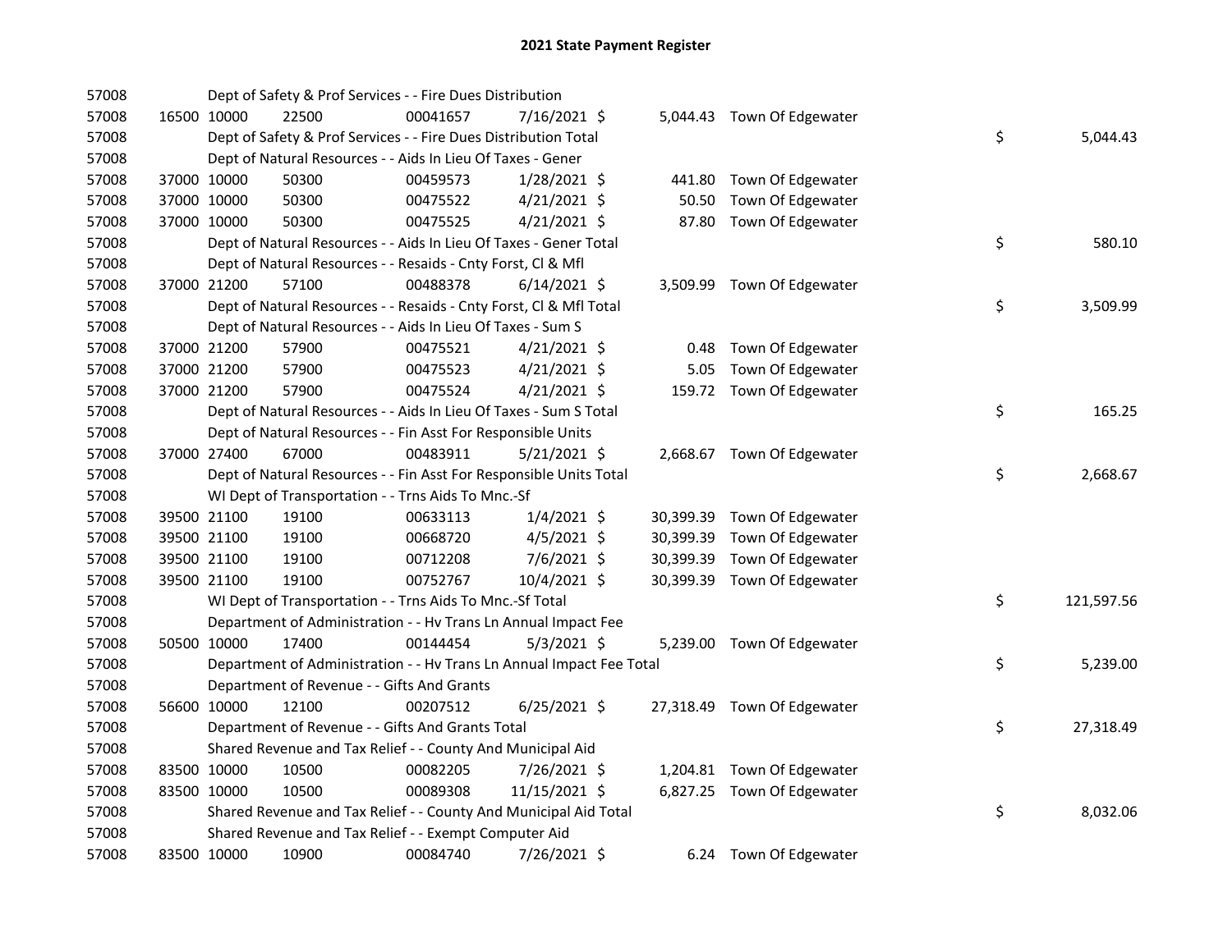# 2021 State Payment Register

| | | | | | | | | | |
|---|---|---|---|---|---|---|---|---|---|
| 57008 | | | Dept of Safety & Prof Services - - Fire Dues Distribution | | | | | | |
| 57008 | 16500 | 10000 | 22500 | 00041657 | 7/16/2021 | $ 5,044.43 | Town Of Edgewater | | |
| 57008 | | | Dept of Safety & Prof Services - - Fire Dues Distribution Total | | | | | $ | 5,044.43 |
| 57008 | | | Dept of Natural Resources - - Aids In Lieu Of Taxes - Gener | | | | | | |
| 57008 | 37000 | 10000 | 50300 | 00459573 | 1/28/2021 | $ 441.80 | Town Of Edgewater | | |
| 57008 | 37000 | 10000 | 50300 | 00475522 | 4/21/2021 | $ 50.50 | Town Of Edgewater | | |
| 57008 | 37000 | 10000 | 50300 | 00475525 | 4/21/2021 | $ 87.80 | Town Of Edgewater | | |
| 57008 | | | Dept of Natural Resources - - Aids In Lieu Of Taxes - Gener Total | | | | | $ | 580.10 |
| 57008 | | | Dept of Natural Resources - - Resaids - Cnty Forst, Cl & Mfl | | | | | | |
| 57008 | 37000 | 21200 | 57100 | 00488378 | 6/14/2021 | $ 3,509.99 | Town Of Edgewater | | |
| 57008 | | | Dept of Natural Resources - - Resaids - Cnty Forst, Cl & Mfl Total | | | | | $ | 3,509.99 |
| 57008 | | | Dept of Natural Resources - - Aids In Lieu Of Taxes - Sum S | | | | | | |
| 57008 | 37000 | 21200 | 57900 | 00475521 | 4/21/2021 | $ 0.48 | Town Of Edgewater | | |
| 57008 | 37000 | 21200 | 57900 | 00475523 | 4/21/2021 | $ 5.05 | Town Of Edgewater | | |
| 57008 | 37000 | 21200 | 57900 | 00475524 | 4/21/2021 | $ 159.72 | Town Of Edgewater | | |
| 57008 | | | Dept of Natural Resources - - Aids In Lieu Of Taxes - Sum S Total | | | | | $ | 165.25 |
| 57008 | | | Dept of Natural Resources - - Fin Asst For Responsible Units | | | | | | |
| 57008 | 37000 | 27400 | 67000 | 00483911 | 5/21/2021 | $ 2,668.67 | Town Of Edgewater | | |
| 57008 | | | Dept of Natural Resources - - Fin Asst For Responsible Units Total | | | | | $ | 2,668.67 |
| 57008 | | | WI Dept of Transportation - - Trns Aids To Mnc.-Sf | | | | | | |
| 57008 | 39500 | 21100 | 19100 | 00633113 | 1/4/2021 | $ 30,399.39 | Town Of Edgewater | | |
| 57008 | 39500 | 21100 | 19100 | 00668720 | 4/5/2021 | $ 30,399.39 | Town Of Edgewater | | |
| 57008 | 39500 | 21100 | 19100 | 00712208 | 7/6/2021 | $ 30,399.39 | Town Of Edgewater | | |
| 57008 | 39500 | 21100 | 19100 | 00752767 | 10/4/2021 | $ 30,399.39 | Town Of Edgewater | | |
| 57008 | | | WI Dept of Transportation - - Trns Aids To Mnc.-Sf Total | | | | | $ | 121,597.56 |
| 57008 | | | Department of Administration - - Hv Trans Ln Annual Impact Fee | | | | | | |
| 57008 | 50500 | 10000 | 17400 | 00144454 | 5/3/2021 | $ 5,239.00 | Town Of Edgewater | | |
| 57008 | | | Department of Administration - - Hv Trans Ln Annual Impact Fee Total | | | | | $ | 5,239.00 |
| 57008 | | | Department of Revenue - - Gifts And Grants | | | | | | |
| 57008 | 56600 | 10000 | 12100 | 00207512 | 6/25/2021 | $ 27,318.49 | Town Of Edgewater | | |
| 57008 | | | Department of Revenue - - Gifts And Grants Total | | | | | $ | 27,318.49 |
| 57008 | | | Shared Revenue and Tax Relief - - County And Municipal Aid | | | | | | |
| 57008 | 83500 | 10000 | 10500 | 00082205 | 7/26/2021 | $ 1,204.81 | Town Of Edgewater | | |
| 57008 | 83500 | 10000 | 10500 | 00089308 | 11/15/2021 | $ 6,827.25 | Town Of Edgewater | | |
| 57008 | | | Shared Revenue and Tax Relief - - County And Municipal Aid Total | | | | | $ | 8,032.06 |
| 57008 | | | Shared Revenue and Tax Relief - - Exempt Computer Aid | | | | | | |
| 57008 | 83500 | 10000 | 10900 | 00084740 | 7/26/2021 | $ 6.24 | Town Of Edgewater | | |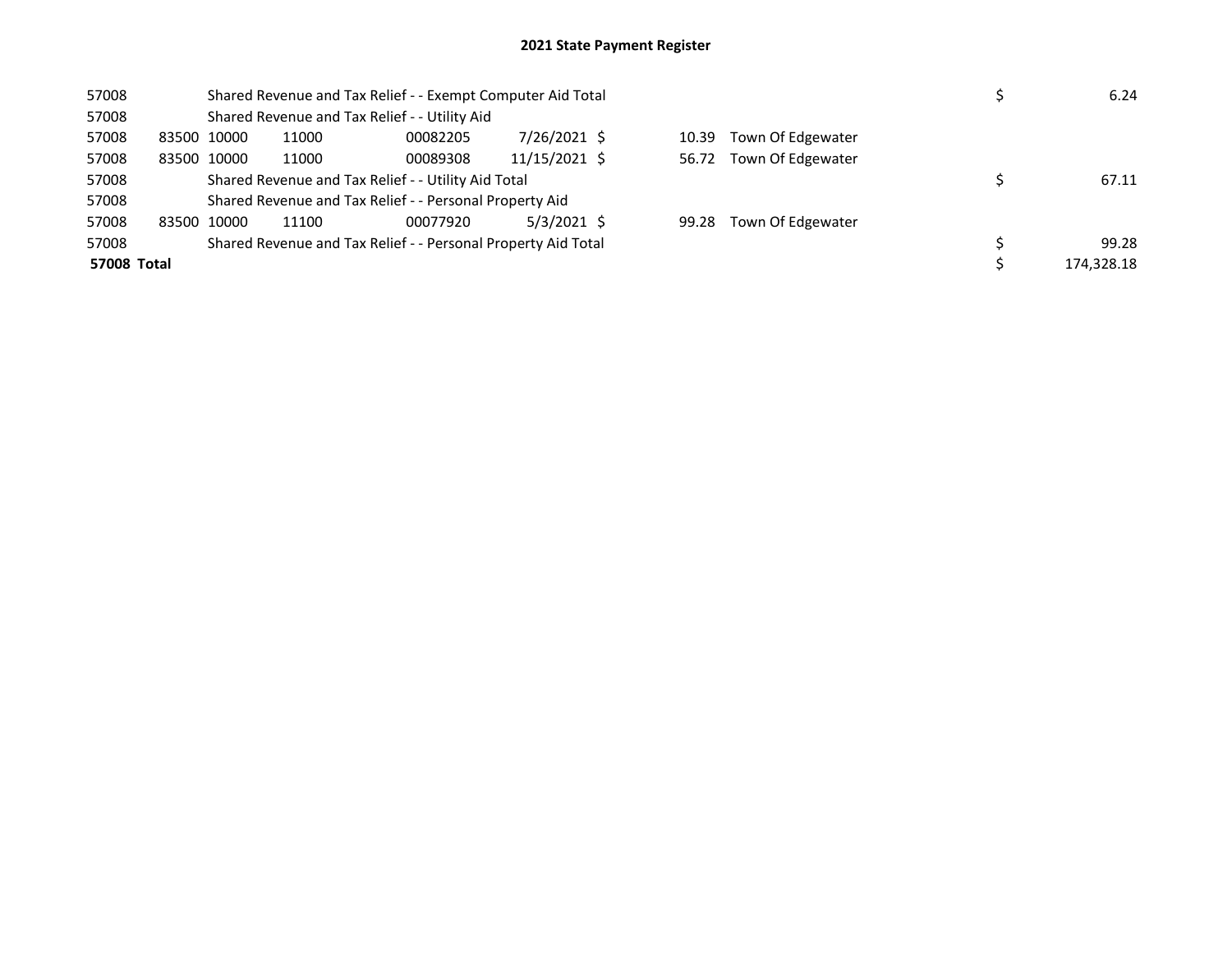## 2021 State Payment Register

| | | | | | | | | | |
|---|---|---|---|---|---|---|---|---|---|
| 57008 | | Shared Revenue and Tax Relief - - Exempt Computer Aid Total | | | | | | $ | 6.24 |
| 57008 | | Shared Revenue and Tax Relief - - Utility Aid | | | | | | | |
| 57008 | 83500 | 10000 | 11000 | 00082205 | 7/26/2021 | $ 10.39 | Town Of Edgewater | | |
| 57008 | 83500 | 10000 | 11000 | 00089308 | 11/15/2021 | $ 56.72 | Town Of Edgewater | | |
| 57008 | | Shared Revenue and Tax Relief - - Utility Aid Total | | | | | | $ | 67.11 |
| 57008 | | Shared Revenue and Tax Relief - - Personal Property Aid | | | | | | | |
| 57008 | 83500 | 10000 | 11100 | 00077920 | 5/3/2021 | $ 99.28 | Town Of Edgewater | | |
| 57008 | | Shared Revenue and Tax Relief - - Personal Property Aid Total | | | | | | $ | 99.28 |
| **57008 Total** | | | | | | | | $ | 174,328.18 |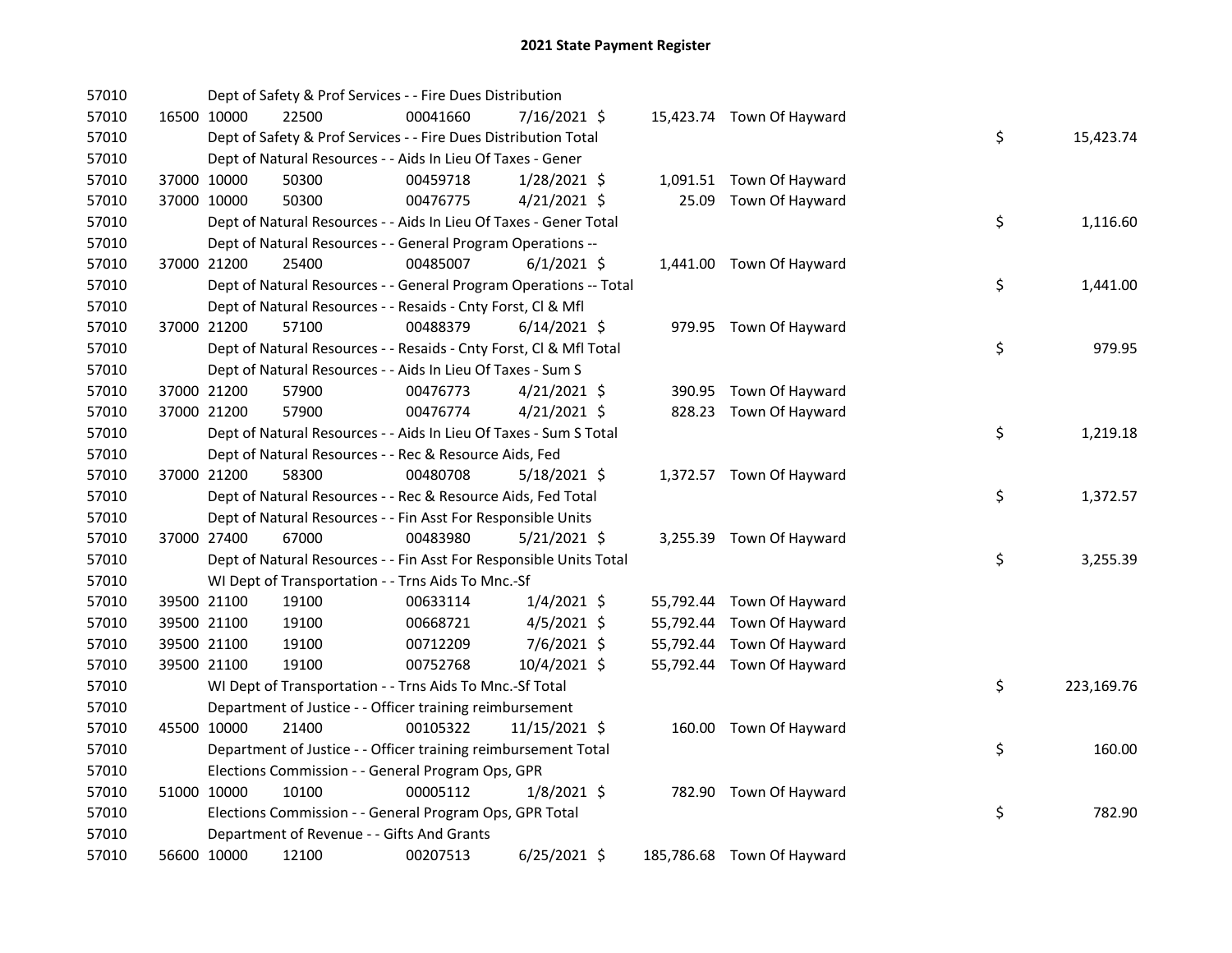# 2021 State Payment Register

| | | | | | | | | | |
|---|---|---|---|---|---|---|---|---|---|
| 57010 | | Dept of Safety & Prof Services - - Fire Dues Distribution | | | | | | | |
| 57010 | 16500 | 10000 | 22500 | 00041660 | 7/16/2021 | $ 15,423.74 | Town Of Hayward | | |
| 57010 | | Dept of Safety & Prof Services - - Fire Dues Distribution Total | | | | | | $ | 15,423.74 |
| 57010 | | Dept of Natural Resources - - Aids In Lieu Of Taxes - Gener | | | | | | | |
| 57010 | 37000 | 10000 | 50300 | 00459718 | 1/28/2021 | $ 1,091.51 | Town Of Hayward | | |
| 57010 | 37000 | 10000 | 50300 | 00476775 | 4/21/2021 | $ 25.09 | Town Of Hayward | | |
| 57010 | | Dept of Natural Resources - - Aids In Lieu Of Taxes - Gener Total | | | | | | $ | 1,116.60 |
| 57010 | | Dept of Natural Resources - - General Program Operations -- | | | | | | | |
| 57010 | 37000 | 21200 | 25400 | 00485007 | 6/1/2021 | $ 1,441.00 | Town Of Hayward | | |
| 57010 | | Dept of Natural Resources - - General Program Operations -- Total | | | | | | $ | 1,441.00 |
| 57010 | | Dept of Natural Resources - - Resaids - Cnty Forst, Cl & Mfl | | | | | | | |
| 57010 | 37000 | 21200 | 57100 | 00488379 | 6/14/2021 | $ 979.95 | Town Of Hayward | | |
| 57010 | | Dept of Natural Resources - - Resaids - Cnty Forst, Cl & Mfl Total | | | | | | $ | 979.95 |
| 57010 | | Dept of Natural Resources - - Aids In Lieu Of Taxes - Sum S | | | | | | | |
| 57010 | 37000 | 21200 | 57900 | 00476773 | 4/21/2021 | $ 390.95 | Town Of Hayward | | |
| 57010 | 37000 | 21200 | 57900 | 00476774 | 4/21/2021 | $ 828.23 | Town Of Hayward | | |
| 57010 | | Dept of Natural Resources - - Aids In Lieu Of Taxes - Sum S Total | | | | | | $ | 1,219.18 |
| 57010 | | Dept of Natural Resources - - Rec & Resource Aids, Fed | | | | | | | |
| 57010 | 37000 | 21200 | 58300 | 00480708 | 5/18/2021 | $ 1,372.57 | Town Of Hayward | | |
| 57010 | | Dept of Natural Resources - - Rec & Resource Aids, Fed Total | | | | | | $ | 1,372.57 |
| 57010 | | Dept of Natural Resources - - Fin Asst For Responsible Units | | | | | | | |
| 57010 | 37000 | 27400 | 67000 | 00483980 | 5/21/2021 | $ 3,255.39 | Town Of Hayward | | |
| 57010 | | Dept of Natural Resources - - Fin Asst For Responsible Units Total | | | | | | $ | 3,255.39 |
| 57010 | | WI Dept of Transportation - - Trns Aids To Mnc.-Sf | | | | | | | |
| 57010 | 39500 | 21100 | 19100 | 00633114 | 1/4/2021 | $ 55,792.44 | Town Of Hayward | | |
| 57010 | 39500 | 21100 | 19100 | 00668721 | 4/5/2021 | $ 55,792.44 | Town Of Hayward | | |
| 57010 | 39500 | 21100 | 19100 | 00712209 | 7/6/2021 | $ 55,792.44 | Town Of Hayward | | |
| 57010 | 39500 | 21100 | 19100 | 00752768 | 10/4/2021 | $ 55,792.44 | Town Of Hayward | | |
| 57010 | | WI Dept of Transportation - - Trns Aids To Mnc.-Sf Total | | | | | | $ | 223,169.76 |
| 57010 | | Department of Justice - - Officer training reimbursement | | | | | | | |
| 57010 | 45500 | 10000 | 21400 | 00105322 | 11/15/2021 | $ 160.00 | Town Of Hayward | | |
| 57010 | | Department of Justice - - Officer training reimbursement Total | | | | | | $ | 160.00 |
| 57010 | | Elections Commission - - General Program Ops, GPR | | | | | | | |
| 57010 | 51000 | 10000 | 10100 | 00005112 | 1/8/2021 | $ 782.90 | Town Of Hayward | | |
| 57010 | | Elections Commission - - General Program Ops, GPR Total | | | | | | $ | 782.90 |
| 57010 | | Department of Revenue - - Gifts And Grants | | | | | | | |
| 57010 | 56600 | 10000 | 12100 | 00207513 | 6/25/2021 | $ 185,786.68 | Town Of Hayward | | |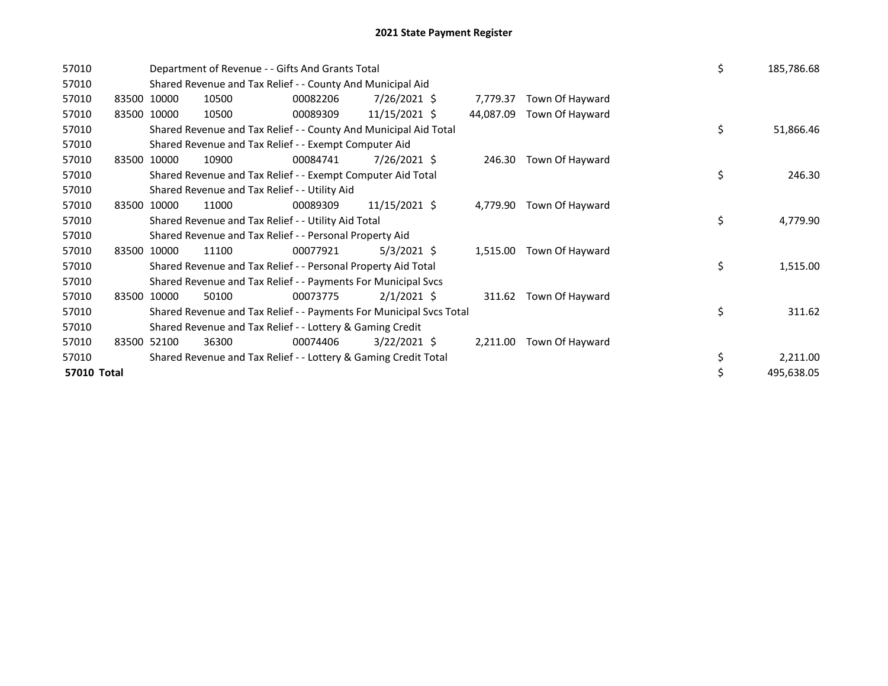# 2021 State Payment Register

| | | | | | | | | | |
|---|---|---|---|---|---|---|---|---|---|
| 57010 | | Department of Revenue - - Gifts And Grants Total | | | | | | $ | 185,786.68 |
| 57010 | | Shared Revenue and Tax Relief - - County And Municipal Aid | | | | | | | |
| 57010 | 83500 | 10000 | 10500 | 00082206 | 7/26/2021 $ | 7,779.37 | Town Of Hayward | | |
| 57010 | 83500 | 10000 | 10500 | 00089309 | 11/15/2021 $ | 44,087.09 | Town Of Hayward | | |
| 57010 | | Shared Revenue and Tax Relief - - County And Municipal Aid Total | | | | | | $ | 51,866.46 |
| 57010 | | Shared Revenue and Tax Relief - - Exempt Computer Aid | | | | | | | |
| 57010 | 83500 | 10000 | 10900 | 00084741 | 7/26/2021 $ | 246.30 | Town Of Hayward | | |
| 57010 | | Shared Revenue and Tax Relief - - Exempt Computer Aid Total | | | | | | $ | 246.30 |
| 57010 | | Shared Revenue and Tax Relief - - Utility Aid | | | | | | | |
| 57010 | 83500 | 10000 | 11000 | 00089309 | 11/15/2021 $ | 4,779.90 | Town Of Hayward | | |
| 57010 | | Shared Revenue and Tax Relief - - Utility Aid Total | | | | | | $ | 4,779.90 |
| 57010 | | Shared Revenue and Tax Relief - - Personal Property Aid | | | | | | | |
| 57010 | 83500 | 10000 | 11100 | 00077921 | 5/3/2021 $ | 1,515.00 | Town Of Hayward | | |
| 57010 | | Shared Revenue and Tax Relief - - Personal Property Aid Total | | | | | | $ | 1,515.00 |
| 57010 | | Shared Revenue and Tax Relief - - Payments For Municipal Svcs | | | | | | | |
| 57010 | 83500 | 10000 | 50100 | 00073775 | 2/1/2021 $ | 311.62 | Town Of Hayward | | |
| 57010 | | Shared Revenue and Tax Relief - - Payments For Municipal Svcs Total | | | | | | $ | 311.62 |
| 57010 | | Shared Revenue and Tax Relief - - Lottery & Gaming Credit | | | | | | | |
| 57010 | 83500 | 52100 | 36300 | 00074406 | 3/22/2021 $ | 2,211.00 | Town Of Hayward | | |
| 57010 | | Shared Revenue and Tax Relief - - Lottery & Gaming Credit Total | | | | | | $ | 2,211.00 |
| **57010 Total** | | | | | | | | $ | 495,638.05 |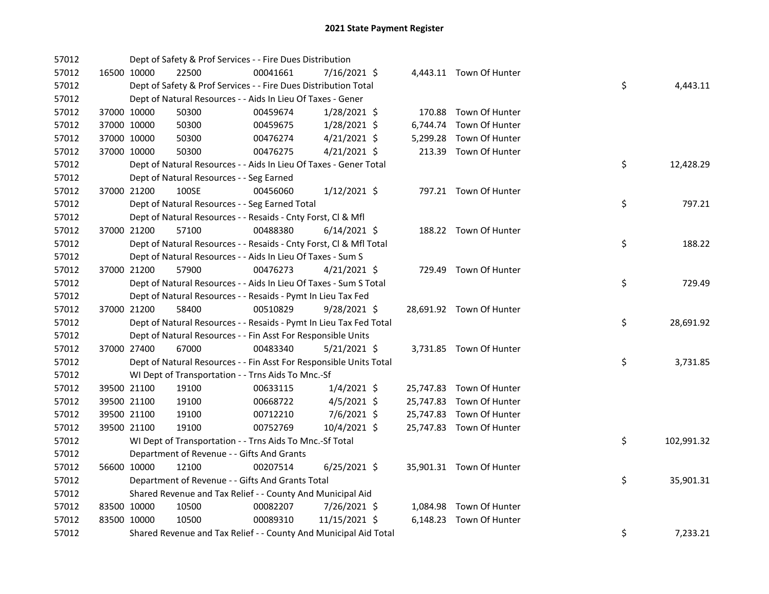# 2021 State Payment Register

| | | | | | | | | | |
|---|---|---|---|---|---|---|---|---|---|
| 57012 | | Dept of Safety & Prof Services - - Fire Dues Distribution | | | | | | | |
| 57012 | 16500 | 10000 | 22500 | 00041661 | 7/16/2021 | $ 4,443.11 | Town Of Hunter | | |
| 57012 | | Dept of Safety & Prof Services - - Fire Dues Distribution Total | | | | | | $ | 4,443.11 |
| 57012 | | Dept of Natural Resources - - Aids In Lieu Of Taxes - Gener | | | | | | | |
| 57012 | 37000 | 10000 | 50300 | 00459674 | 1/28/2021 | $ 170.88 | Town Of Hunter | | |
| 57012 | 37000 | 10000 | 50300 | 00459675 | 1/28/2021 | $ 6,744.74 | Town Of Hunter | | |
| 57012 | 37000 | 10000 | 50300 | 00476274 | 4/21/2021 | $ 5,299.28 | Town Of Hunter | | |
| 57012 | 37000 | 10000 | 50300 | 00476275 | 4/21/2021 | $ 213.39 | Town Of Hunter | | |
| 57012 | | Dept of Natural Resources - - Aids In Lieu Of Taxes - Gener Total | | | | | | $ | 12,428.29 |
| 57012 | | Dept of Natural Resources - - Seg Earned | | | | | | | |
| 57012 | 37000 | 21200 | 100SE | 00456060 | 1/12/2021 | $ 797.21 | Town Of Hunter | | |
| 57012 | | Dept of Natural Resources - - Seg Earned Total | | | | | | $ | 797.21 |
| 57012 | | Dept of Natural Resources - - Resaids - Cnty Forst, Cl & Mfl | | | | | | | |
| 57012 | 37000 | 21200 | 57100 | 00488380 | 6/14/2021 | $ 188.22 | Town Of Hunter | | |
| 57012 | | Dept of Natural Resources - - Resaids - Cnty Forst, Cl & Mfl Total | | | | | | $ | 188.22 |
| 57012 | | Dept of Natural Resources - - Aids In Lieu Of Taxes - Sum S | | | | | | | |
| 57012 | 37000 | 21200 | 57900 | 00476273 | 4/21/2021 | $ 729.49 | Town Of Hunter | | |
| 57012 | | Dept of Natural Resources - - Aids In Lieu Of Taxes - Sum S Total | | | | | | $ | 729.49 |
| 57012 | | Dept of Natural Resources - - Resaids - Pymt In Lieu Tax Fed | | | | | | | |
| 57012 | 37000 | 21200 | 58400 | 00510829 | 9/28/2021 | $ 28,691.92 | Town Of Hunter | | |
| 57012 | | Dept of Natural Resources - - Resaids - Pymt In Lieu Tax Fed Total | | | | | | $ | 28,691.92 |
| 57012 | | Dept of Natural Resources - - Fin Asst For Responsible Units | | | | | | | |
| 57012 | 37000 | 27400 | 67000 | 00483340 | 5/21/2021 | $ 3,731.85 | Town Of Hunter | | |
| 57012 | | Dept of Natural Resources - - Fin Asst For Responsible Units Total | | | | | | $ | 3,731.85 |
| 57012 | | WI Dept of Transportation - - Trns Aids To Mnc.-Sf | | | | | | | |
| 57012 | 39500 | 21100 | 19100 | 00633115 | 1/4/2021 | $ 25,747.83 | Town Of Hunter | | |
| 57012 | 39500 | 21100 | 19100 | 00668722 | 4/5/2021 | $ 25,747.83 | Town Of Hunter | | |
| 57012 | 39500 | 21100 | 19100 | 00712210 | 7/6/2021 | $ 25,747.83 | Town Of Hunter | | |
| 57012 | 39500 | 21100 | 19100 | 00752769 | 10/4/2021 | $ 25,747.83 | Town Of Hunter | | |
| 57012 | | WI Dept of Transportation - - Trns Aids To Mnc.-Sf Total | | | | | | $ | 102,991.32 |
| 57012 | | Department of Revenue - - Gifts And Grants | | | | | | | |
| 57012 | 56600 | 10000 | 12100 | 00207514 | 6/25/2021 | $ 35,901.31 | Town Of Hunter | | |
| 57012 | | Department of Revenue - - Gifts And Grants Total | | | | | | $ | 35,901.31 |
| 57012 | | Shared Revenue and Tax Relief - - County And Municipal Aid | | | | | | | |
| 57012 | 83500 | 10000 | 10500 | 00082207 | 7/26/2021 | $ 1,084.98 | Town Of Hunter | | |
| 57012 | 83500 | 10000 | 10500 | 00089310 | 11/15/2021 | $ 6,148.23 | Town Of Hunter | | |
| 57012 | | Shared Revenue and Tax Relief - - County And Municipal Aid Total | | | | | | $ | 7,233.21 |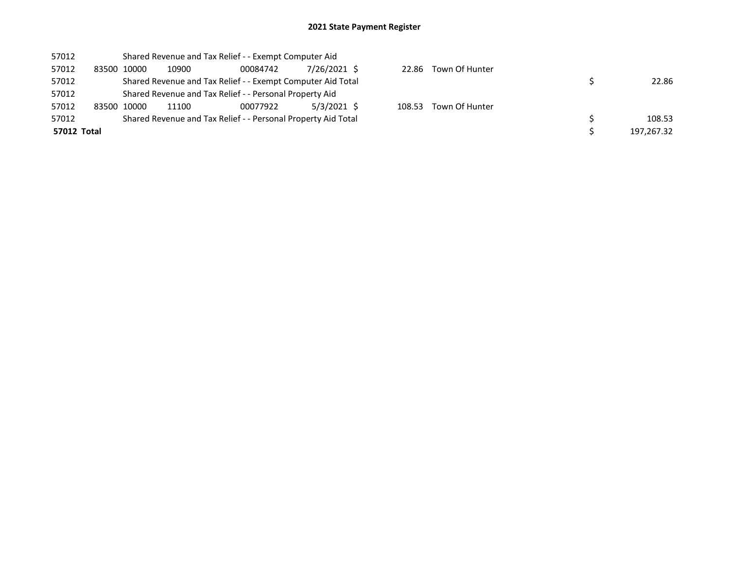# 2021 State Payment Register

| | | | | | | | | |
|---|---|---|---|---|---|---|---|---|
| 57012 | | Shared Revenue and Tax Relief - - Exempt Computer Aid | | | | | | |
| 57012 | 83500 | 10000 | 10900 | 00084742 | 7/26/2021 | $ 22.86 | Town Of Hunter | |
| 57012 | | Shared Revenue and Tax Relief - - Exempt Computer Aid Total | | | | | | $ 22.86 |
| 57012 | | Shared Revenue and Tax Relief - - Personal Property Aid | | | | | | |
| 57012 | 83500 | 10000 | 11100 | 00077922 | 5/3/2021 | $ 108.53 | Town Of Hunter | |
| 57012 | | Shared Revenue and Tax Relief - - Personal Property Aid Total | | | | | | $ 108.53 |
| **57012 Total** | | | | | | | | $ 197,267.32 |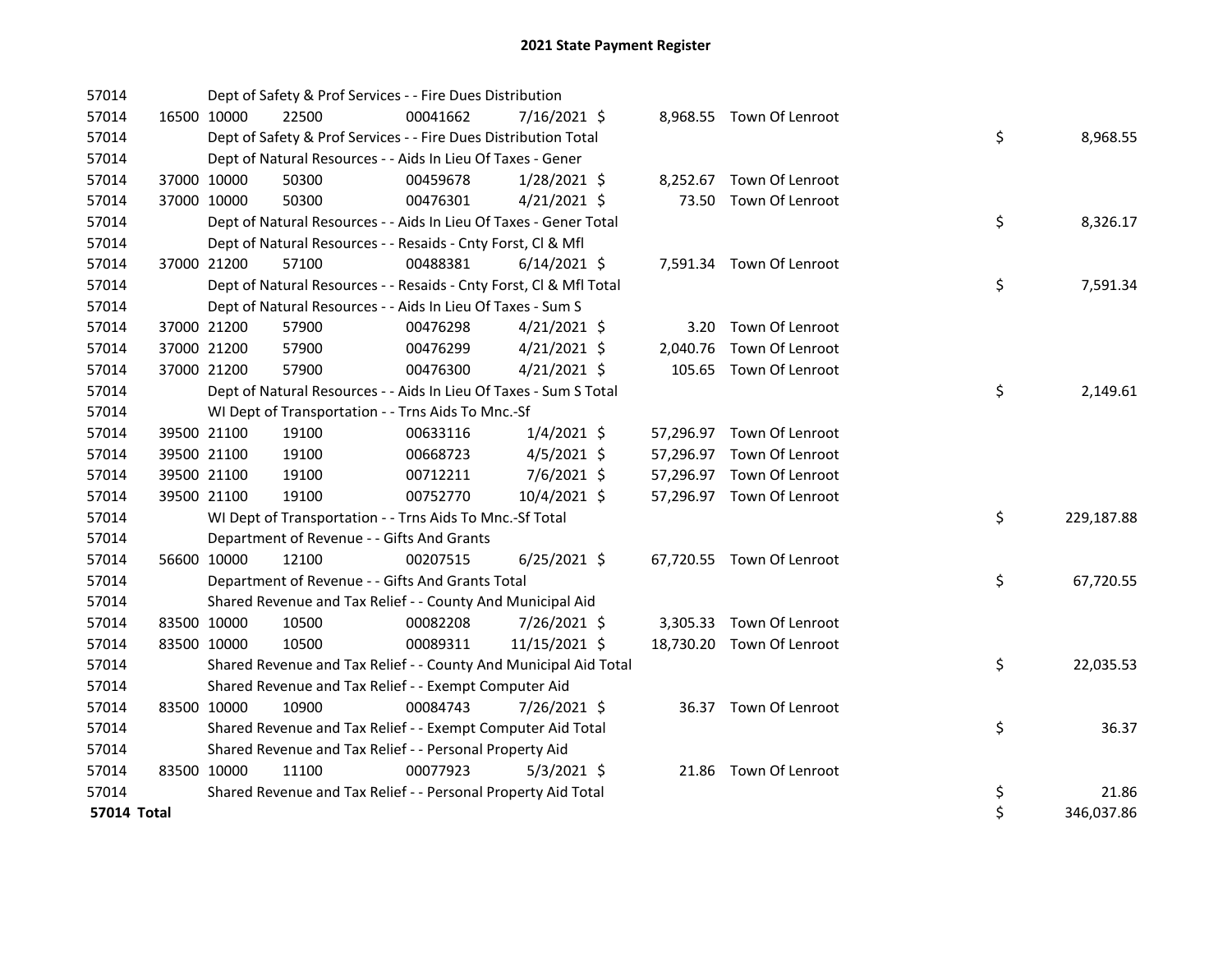# 2021 State Payment Register

| | | | | | | | | | |
|---|---|---|---|---|---|---|---|---|---|
| 57014 | | | Dept of Safety & Prof Services - - Fire Dues Distribution | | | | | | |
| 57014 | 16500 | 10000 | 22500 | 00041662 | 7/16/2021 | $ | 8,968.55 | Town Of Lenroot | |
| 57014 | | | Dept of Safety & Prof Services - - Fire Dues Distribution Total | | | | | | $ 8,968.55 |
| 57014 | | | Dept of Natural Resources - - Aids In Lieu Of Taxes - Gener | | | | | | |
| 57014 | 37000 | 10000 | 50300 | 00459678 | 1/28/2021 | $ | 8,252.67 | Town Of Lenroot | |
| 57014 | 37000 | 10000 | 50300 | 00476301 | 4/21/2021 | $ | 73.50 | Town Of Lenroot | |
| 57014 | | | Dept of Natural Resources - - Aids In Lieu Of Taxes - Gener Total | | | | | | $ 8,326.17 |
| 57014 | | | Dept of Natural Resources - - Resaids - Cnty Forst, Cl & Mfl | | | | | | |
| 57014 | 37000 | 21200 | 57100 | 00488381 | 6/14/2021 | $ | 7,591.34 | Town Of Lenroot | |
| 57014 | | | Dept of Natural Resources - - Resaids - Cnty Forst, Cl & Mfl Total | | | | | | $ 7,591.34 |
| 57014 | | | Dept of Natural Resources - - Aids In Lieu Of Taxes - Sum S | | | | | | |
| 57014 | 37000 | 21200 | 57900 | 00476298 | 4/21/2021 | $ | 3.20 | Town Of Lenroot | |
| 57014 | 37000 | 21200 | 57900 | 00476299 | 4/21/2021 | $ | 2,040.76 | Town Of Lenroot | |
| 57014 | 37000 | 21200 | 57900 | 00476300 | 4/21/2021 | $ | 105.65 | Town Of Lenroot | |
| 57014 | | | Dept of Natural Resources - - Aids In Lieu Of Taxes - Sum S Total | | | | | | $ 2,149.61 |
| 57014 | | | WI Dept of Transportation - - Trns Aids To Mnc.-Sf | | | | | | |
| 57014 | 39500 | 21100 | 19100 | 00633116 | 1/4/2021 | $ | 57,296.97 | Town Of Lenroot | |
| 57014 | 39500 | 21100 | 19100 | 00668723 | 4/5/2021 | $ | 57,296.97 | Town Of Lenroot | |
| 57014 | 39500 | 21100 | 19100 | 00712211 | 7/6/2021 | $ | 57,296.97 | Town Of Lenroot | |
| 57014 | 39500 | 21100 | 19100 | 00752770 | 10/4/2021 | $ | 57,296.97 | Town Of Lenroot | |
| 57014 | | | WI Dept of Transportation - - Trns Aids To Mnc.-Sf Total | | | | | | $ 229,187.88 |
| 57014 | | | Department of Revenue - - Gifts And Grants | | | | | | |
| 57014 | 56600 | 10000 | 12100 | 00207515 | 6/25/2021 | $ | 67,720.55 | Town Of Lenroot | |
| 57014 | | | Department of Revenue - - Gifts And Grants Total | | | | | | $ 67,720.55 |
| 57014 | | | Shared Revenue and Tax Relief - - County And Municipal Aid | | | | | | |
| 57014 | 83500 | 10000 | 10500 | 00082208 | 7/26/2021 | $ | 3,305.33 | Town Of Lenroot | |
| 57014 | 83500 | 10000 | 10500 | 00089311 | 11/15/2021 | $ | 18,730.20 | Town Of Lenroot | |
| 57014 | | | Shared Revenue and Tax Relief - - County And Municipal Aid Total | | | | | | $ 22,035.53 |
| 57014 | | | Shared Revenue and Tax Relief - - Exempt Computer Aid | | | | | | |
| 57014 | 83500 | 10000 | 10900 | 00084743 | 7/26/2021 | $ | 36.37 | Town Of Lenroot | |
| 57014 | | | Shared Revenue and Tax Relief - - Exempt Computer Aid Total | | | | | | $ 36.37 |
| 57014 | | | Shared Revenue and Tax Relief - - Personal Property Aid | | | | | | |
| 57014 | 83500 | 10000 | 11100 | 00077923 | 5/3/2021 | $ | 21.86 | Town Of Lenroot | |
| 57014 | | | Shared Revenue and Tax Relief - - Personal Property Aid Total | | | | | | $ 21.86 |
| **57014 Total** | | | | | | | | | $ 346,037.86 |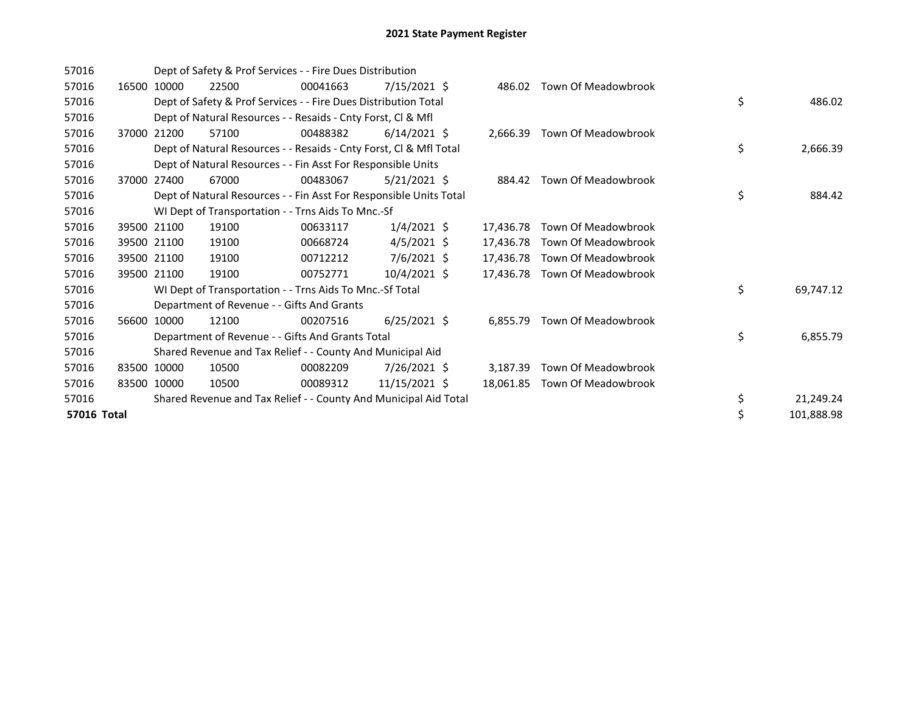# 2021 State Payment Register

| | | | | | | | | | |
|---|---|---|---|---|---|---|---|---|---|
| 57016 | | Dept of Safety & Prof Services - - Fire Dues Distribution | | | | | | | |
| 57016 | 16500 | 10000 | 22500 | 00041663 | 7/15/2021 | $ 486.02 | Town Of Meadowbrook | | |
| 57016 | | Dept of Safety & Prof Services - - Fire Dues Distribution Total | | | | | | $ | 486.02 |
| 57016 | | Dept of Natural Resources - - Resaids - Cnty Forst, Cl & Mfl | | | | | | | |
| 57016 | 37000 | 21200 | 57100 | 00488382 | 6/14/2021 | $ 2,666.39 | Town Of Meadowbrook | | |
| 57016 | | Dept of Natural Resources - - Resaids - Cnty Forst, Cl & Mfl Total | | | | | | $ | 2,666.39 |
| 57016 | | Dept of Natural Resources - - Fin Asst For Responsible Units | | | | | | | |
| 57016 | 37000 | 27400 | 67000 | 00483067 | 5/21/2021 | $ 884.42 | Town Of Meadowbrook | | |
| 57016 | | Dept of Natural Resources - - Fin Asst For Responsible Units Total | | | | | | $ | 884.42 |
| 57016 | | WI Dept of Transportation - - Trns Aids To Mnc.-Sf | | | | | | | |
| 57016 | 39500 | 21100 | 19100 | 00633117 | 1/4/2021 | $ 17,436.78 | Town Of Meadowbrook | | |
| 57016 | 39500 | 21100 | 19100 | 00668724 | 4/5/2021 | $ 17,436.78 | Town Of Meadowbrook | | |
| 57016 | 39500 | 21100 | 19100 | 00712212 | 7/6/2021 | $ 17,436.78 | Town Of Meadowbrook | | |
| 57016 | 39500 | 21100 | 19100 | 00752771 | 10/4/2021 | $ 17,436.78 | Town Of Meadowbrook | | |
| 57016 | | WI Dept of Transportation - - Trns Aids To Mnc.-Sf Total | | | | | | $ | 69,747.12 |
| 57016 | | Department of Revenue - - Gifts And Grants | | | | | | | |
| 57016 | 56600 | 10000 | 12100 | 00207516 | 6/25/2021 | $ 6,855.79 | Town Of Meadowbrook | | |
| 57016 | | Department of Revenue - - Gifts And Grants Total | | | | | | $ | 6,855.79 |
| 57016 | | Shared Revenue and Tax Relief - - County And Municipal Aid | | | | | | | |
| 57016 | 83500 | 10000 | 10500 | 00082209 | 7/26/2021 | $ 3,187.39 | Town Of Meadowbrook | | |
| 57016 | 83500 | 10000 | 10500 | 00089312 | 11/15/2021 | $ 18,061.85 | Town Of Meadowbrook | | |
| 57016 | | Shared Revenue and Tax Relief - - County And Municipal Aid Total | | | | | | $ | 21,249.24 |
| **57016 Total** | | | | | | | | $ | 101,888.98 |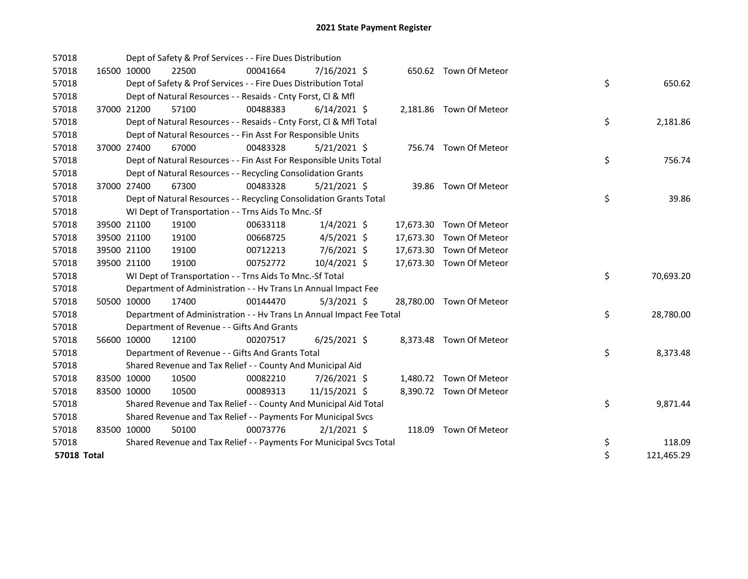# 2021 State Payment Register

| | | | | | | | | | |
|---|---|---|---|---|---|---|---|---|---|
| 57018 | | | Dept of Safety & Prof Services - - Fire Dues Distribution | | | | | | |
| 57018 | 16500 | 10000 | 22500 | 00041664 | 7/16/2021 | $ 650.62 | Town Of Meteor | | |
| 57018 | | | Dept of Safety & Prof Services - - Fire Dues Distribution Total | | | | | $ | 650.62 |
| 57018 | | | Dept of Natural Resources - - Resaids - Cnty Forst, Cl & Mfl | | | | | | |
| 57018 | 37000 | 21200 | 57100 | 00488383 | 6/14/2021 | $ 2,181.86 | Town Of Meteor | | |
| 57018 | | | Dept of Natural Resources - - Resaids - Cnty Forst, Cl & Mfl Total | | | | | $ | 2,181.86 |
| 57018 | | | Dept of Natural Resources - - Fin Asst For Responsible Units | | | | | | |
| 57018 | 37000 | 27400 | 67000 | 00483328 | 5/21/2021 | $ 756.74 | Town Of Meteor | | |
| 57018 | | | Dept of Natural Resources - - Fin Asst For Responsible Units Total | | | | | $ | 756.74 |
| 57018 | | | Dept of Natural Resources - - Recycling Consolidation Grants | | | | | | |
| 57018 | 37000 | 27400 | 67300 | 00483328 | 5/21/2021 | $ 39.86 | Town Of Meteor | | |
| 57018 | | | Dept of Natural Resources - - Recycling Consolidation Grants Total | | | | | $ | 39.86 |
| 57018 | | | WI Dept of Transportation - - Trns Aids To Mnc.-Sf | | | | | | |
| 57018 | 39500 | 21100 | 19100 | 00633118 | 1/4/2021 | $ 17,673.30 | Town Of Meteor | | |
| 57018 | 39500 | 21100 | 19100 | 00668725 | 4/5/2021 | $ 17,673.30 | Town Of Meteor | | |
| 57018 | 39500 | 21100 | 19100 | 00712213 | 7/6/2021 | $ 17,673.30 | Town Of Meteor | | |
| 57018 | 39500 | 21100 | 19100 | 00752772 | 10/4/2021 | $ 17,673.30 | Town Of Meteor | | |
| 57018 | | | WI Dept of Transportation - - Trns Aids To Mnc.-Sf Total | | | | | $ | 70,693.20 |
| 57018 | | | Department of Administration - - Hv Trans Ln Annual Impact Fee | | | | | | |
| 57018 | 50500 | 10000 | 17400 | 00144470 | 5/3/2021 | $ 28,780.00 | Town Of Meteor | | |
| 57018 | | | Department of Administration - - Hv Trans Ln Annual Impact Fee Total | | | | | $ | 28,780.00 |
| 57018 | | | Department of Revenue - - Gifts And Grants | | | | | | |
| 57018 | 56600 | 10000 | 12100 | 00207517 | 6/25/2021 | $ 8,373.48 | Town Of Meteor | | |
| 57018 | | | Department of Revenue - - Gifts And Grants Total | | | | | $ | 8,373.48 |
| 57018 | | | Shared Revenue and Tax Relief - - County And Municipal Aid | | | | | | |
| 57018 | 83500 | 10000 | 10500 | 00082210 | 7/26/2021 | $ 1,480.72 | Town Of Meteor | | |
| 57018 | 83500 | 10000 | 10500 | 00089313 | 11/15/2021 | $ 8,390.72 | Town Of Meteor | | |
| 57018 | | | Shared Revenue and Tax Relief - - County And Municipal Aid Total | | | | | $ | 9,871.44 |
| 57018 | | | Shared Revenue and Tax Relief - - Payments For Municipal Svcs | | | | | | |
| 57018 | 83500 | 10000 | 50100 | 00073776 | 2/1/2021 | $ 118.09 | Town Of Meteor | | |
| 57018 | | | Shared Revenue and Tax Relief - - Payments For Municipal Svcs Total | | | | | $ | 118.09 |
| **57018 Total** | | | | | | | | $ | 121,465.29 |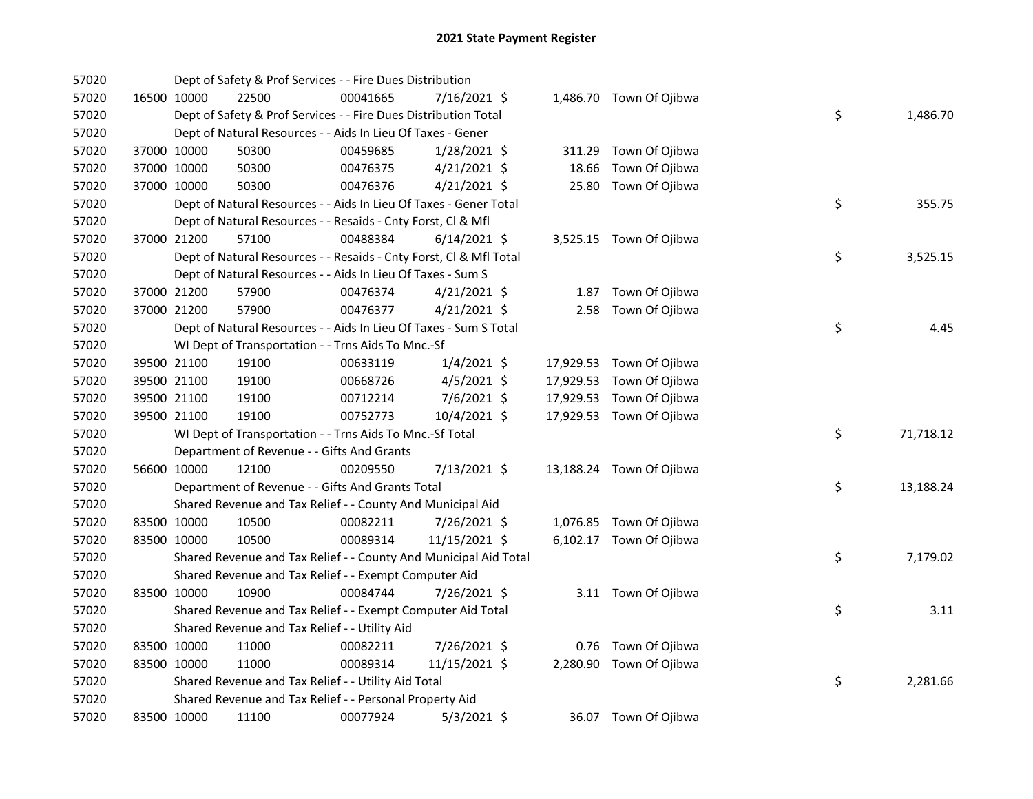# 2021 State Payment Register

| | | | | | | | | | |
|---|---|---|---|---|---|---|---|---|---|
| 57020 | | Dept of Safety & Prof Services - - Fire Dues Distribution | | | | | | | |
| 57020 | 16500 | 10000 | 22500 | 00041665 | 7/16/2021 | $ 1,486.70 | Town Of Ojibwa | | |
| 57020 | | Dept of Safety & Prof Services - - Fire Dues Distribution Total | | | | | | $ | 1,486.70 |
| 57020 | | Dept of Natural Resources - - Aids In Lieu Of Taxes - Gener | | | | | | | |
| 57020 | 37000 | 10000 | 50300 | 00459685 | 1/28/2021 | $ 311.29 | Town Of Ojibwa | | |
| 57020 | 37000 | 10000 | 50300 | 00476375 | 4/21/2021 | $ 18.66 | Town Of Ojibwa | | |
| 57020 | 37000 | 10000 | 50300 | 00476376 | 4/21/2021 | $ 25.80 | Town Of Ojibwa | | |
| 57020 | | Dept of Natural Resources - - Aids In Lieu Of Taxes - Gener Total | | | | | | $ | 355.75 |
| 57020 | | Dept of Natural Resources - - Resaids - Cnty Forst, Cl & Mfl | | | | | | | |
| 57020 | 37000 | 21200 | 57100 | 00488384 | 6/14/2021 | $ 3,525.15 | Town Of Ojibwa | | |
| 57020 | | Dept of Natural Resources - - Resaids - Cnty Forst, Cl & Mfl Total | | | | | | $ | 3,525.15 |
| 57020 | | Dept of Natural Resources - - Aids In Lieu Of Taxes - Sum S | | | | | | | |
| 57020 | 37000 | 21200 | 57900 | 00476374 | 4/21/2021 | $ 1.87 | Town Of Ojibwa | | |
| 57020 | 37000 | 21200 | 57900 | 00476377 | 4/21/2021 | $ 2.58 | Town Of Ojibwa | | |
| 57020 | | Dept of Natural Resources - - Aids In Lieu Of Taxes - Sum S Total | | | | | | $ | 4.45 |
| 57020 | | WI Dept of Transportation - - Trns Aids To Mnc.-Sf | | | | | | | |
| 57020 | 39500 | 21100 | 19100 | 00633119 | 1/4/2021 | $ 17,929.53 | Town Of Ojibwa | | |
| 57020 | 39500 | 21100 | 19100 | 00668726 | 4/5/2021 | $ 17,929.53 | Town Of Ojibwa | | |
| 57020 | 39500 | 21100 | 19100 | 00712214 | 7/6/2021 | $ 17,929.53 | Town Of Ojibwa | | |
| 57020 | 39500 | 21100 | 19100 | 00752773 | 10/4/2021 | $ 17,929.53 | Town Of Ojibwa | | |
| 57020 | | WI Dept of Transportation - - Trns Aids To Mnc.-Sf Total | | | | | | $ | 71,718.12 |
| 57020 | | Department of Revenue - - Gifts And Grants | | | | | | | |
| 57020 | 56600 | 10000 | 12100 | 00209550 | 7/13/2021 | $ 13,188.24 | Town Of Ojibwa | | |
| 57020 | | Department of Revenue - - Gifts And Grants Total | | | | | | $ | 13,188.24 |
| 57020 | | Shared Revenue and Tax Relief - - County And Municipal Aid | | | | | | | |
| 57020 | 83500 | 10000 | 10500 | 00082211 | 7/26/2021 | $ 1,076.85 | Town Of Ojibwa | | |
| 57020 | 83500 | 10000 | 10500 | 00089314 | 11/15/2021 | $ 6,102.17 | Town Of Ojibwa | | |
| 57020 | | Shared Revenue and Tax Relief - - County And Municipal Aid Total | | | | | | $ | 7,179.02 |
| 57020 | | Shared Revenue and Tax Relief - - Exempt Computer Aid | | | | | | | |
| 57020 | 83500 | 10000 | 10900 | 00084744 | 7/26/2021 | $ 3.11 | Town Of Ojibwa | | |
| 57020 | | Shared Revenue and Tax Relief - - Exempt Computer Aid Total | | | | | | $ | 3.11 |
| 57020 | | Shared Revenue and Tax Relief - - Utility Aid | | | | | | | |
| 57020 | 83500 | 10000 | 11000 | 00082211 | 7/26/2021 | $ 0.76 | Town Of Ojibwa | | |
| 57020 | 83500 | 10000 | 11000 | 00089314 | 11/15/2021 | $ 2,280.90 | Town Of Ojibwa | | |
| 57020 | | Shared Revenue and Tax Relief - - Utility Aid Total | | | | | | $ | 2,281.66 |
| 57020 | | Shared Revenue and Tax Relief - - Personal Property Aid | | | | | | | |
| 57020 | 83500 | 10000 | 11100 | 00077924 | 5/3/2021 | $ 36.07 | Town Of Ojibwa | | |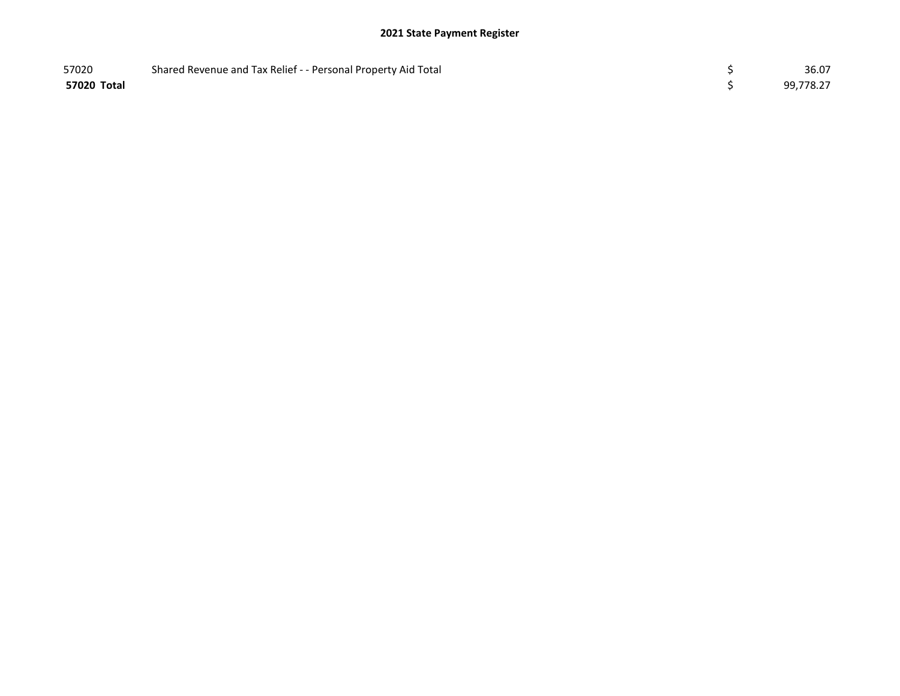## 2021 State Payment Register

| | | | |
|---|---|---|---|
| 57020 | Shared Revenue and Tax Relief - - Personal Property Aid Total | $ | 36.07 |
| **57020 Total** | | $ | 99,778.27 |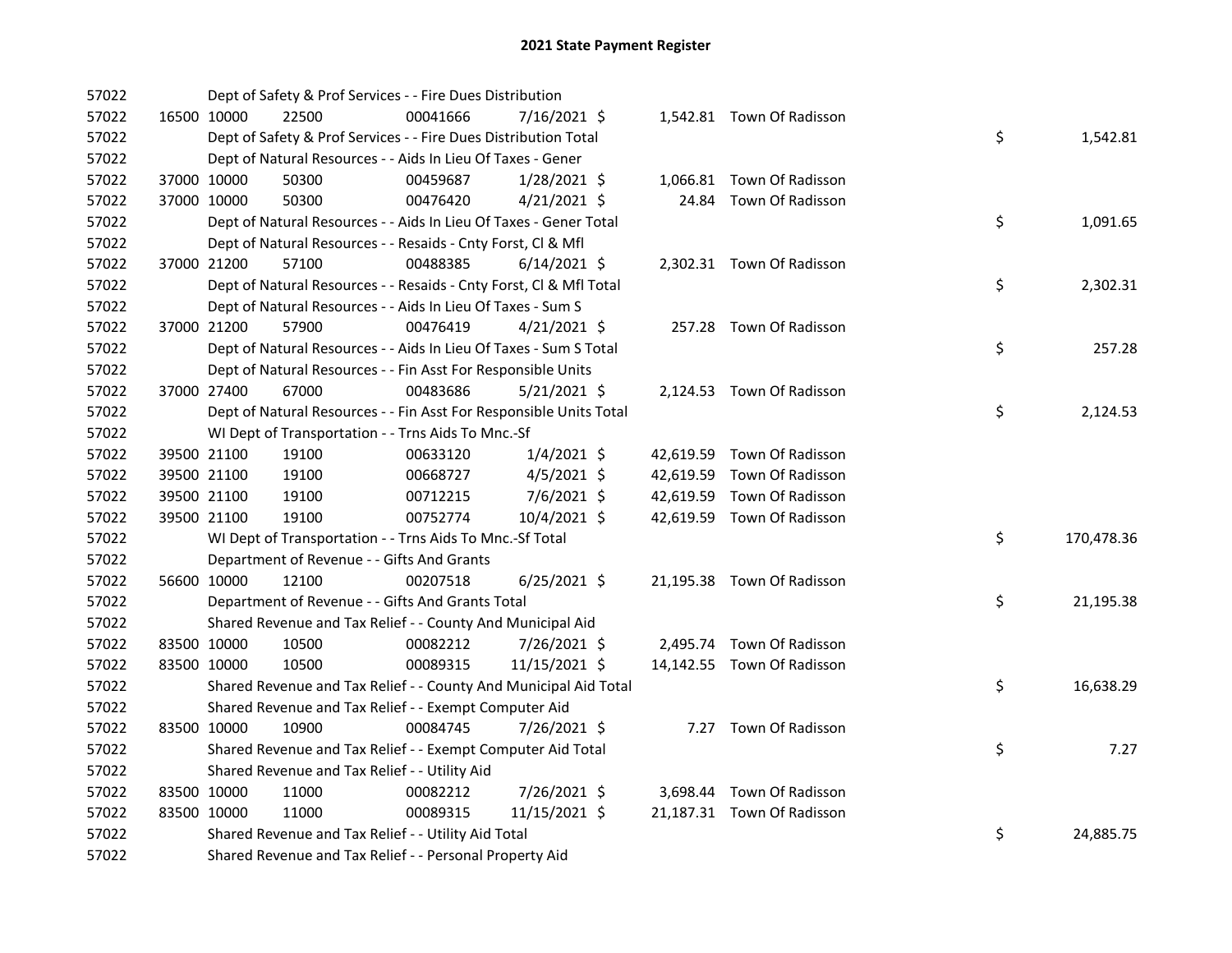# 2021 State Payment Register

| | | | | | | | | | |
|---|---|---|---|---|---|---|---|---|---|
| 57022 | | Dept of Safety & Prof Services - - Fire Dues Distribution | | | | | | | |
| 57022 | 16500 | 10000 | 22500 | 00041666 | 7/16/2021 $ | 1,542.81 | Town Of Radisson | | |
| 57022 | | Dept of Safety & Prof Services - - Fire Dues Distribution Total | | | | | | $ | 1,542.81 |
| 57022 | | Dept of Natural Resources - - Aids In Lieu Of Taxes - Gener | | | | | | | |
| 57022 | 37000 | 10000 | 50300 | 00459687 | 1/28/2021 $ | 1,066.81 | Town Of Radisson | | |
| 57022 | 37000 | 10000 | 50300 | 00476420 | 4/21/2021 $ | 24.84 | Town Of Radisson | | |
| 57022 | | Dept of Natural Resources - - Aids In Lieu Of Taxes - Gener Total | | | | | | $ | 1,091.65 |
| 57022 | | Dept of Natural Resources - - Resaids - Cnty Forst, Cl & Mfl | | | | | | | |
| 57022 | 37000 | 21200 | 57100 | 00488385 | 6/14/2021 $ | 2,302.31 | Town Of Radisson | | |
| 57022 | | Dept of Natural Resources - - Resaids - Cnty Forst, Cl & Mfl Total | | | | | | $ | 2,302.31 |
| 57022 | | Dept of Natural Resources - - Aids In Lieu Of Taxes - Sum S | | | | | | | |
| 57022 | 37000 | 21200 | 57900 | 00476419 | 4/21/2021 $ | 257.28 | Town Of Radisson | | |
| 57022 | | Dept of Natural Resources - - Aids In Lieu Of Taxes - Sum S Total | | | | | | $ | 257.28 |
| 57022 | | Dept of Natural Resources - - Fin Asst For Responsible Units | | | | | | | |
| 57022 | 37000 | 27400 | 67000 | 00483686 | 5/21/2021 $ | 2,124.53 | Town Of Radisson | | |
| 57022 | | Dept of Natural Resources - - Fin Asst For Responsible Units Total | | | | | | $ | 2,124.53 |
| 57022 | | WI Dept of Transportation - - Trns Aids To Mnc.-Sf | | | | | | | |
| 57022 | 39500 | 21100 | 19100 | 00633120 | 1/4/2021 $ | 42,619.59 | Town Of Radisson | | |
| 57022 | 39500 | 21100 | 19100 | 00668727 | 4/5/2021 $ | 42,619.59 | Town Of Radisson | | |
| 57022 | 39500 | 21100 | 19100 | 00712215 | 7/6/2021 $ | 42,619.59 | Town Of Radisson | | |
| 57022 | 39500 | 21100 | 19100 | 00752774 | 10/4/2021 $ | 42,619.59 | Town Of Radisson | | |
| 57022 | | WI Dept of Transportation - - Trns Aids To Mnc.-Sf Total | | | | | | $ | 170,478.36 |
| 57022 | | Department of Revenue - - Gifts And Grants | | | | | | | |
| 57022 | 56600 | 10000 | 12100 | 00207518 | 6/25/2021 $ | 21,195.38 | Town Of Radisson | | |
| 57022 | | Department of Revenue - - Gifts And Grants Total | | | | | | $ | 21,195.38 |
| 57022 | | Shared Revenue and Tax Relief - - County And Municipal Aid | | | | | | | |
| 57022 | 83500 | 10000 | 10500 | 00082212 | 7/26/2021 $ | 2,495.74 | Town Of Radisson | | |
| 57022 | 83500 | 10000 | 10500 | 00089315 | 11/15/2021 $ | 14,142.55 | Town Of Radisson | | |
| 57022 | | Shared Revenue and Tax Relief - - County And Municipal Aid Total | | | | | | $ | 16,638.29 |
| 57022 | | Shared Revenue and Tax Relief - - Exempt Computer Aid | | | | | | | |
| 57022 | 83500 | 10000 | 10900 | 00084745 | 7/26/2021 $ | 7.27 | Town Of Radisson | | |
| 57022 | | Shared Revenue and Tax Relief - - Exempt Computer Aid Total | | | | | | $ | 7.27 |
| 57022 | | Shared Revenue and Tax Relief - - Utility Aid | | | | | | | |
| 57022 | 83500 | 10000 | 11000 | 00082212 | 7/26/2021 $ | 3,698.44 | Town Of Radisson | | |
| 57022 | 83500 | 10000 | 11000 | 00089315 | 11/15/2021 $ | 21,187.31 | Town Of Radisson | | |
| 57022 | | Shared Revenue and Tax Relief - - Utility Aid Total | | | | | | $ | 24,885.75 |
| 57022 | | Shared Revenue and Tax Relief - - Personal Property Aid | | | | | | | |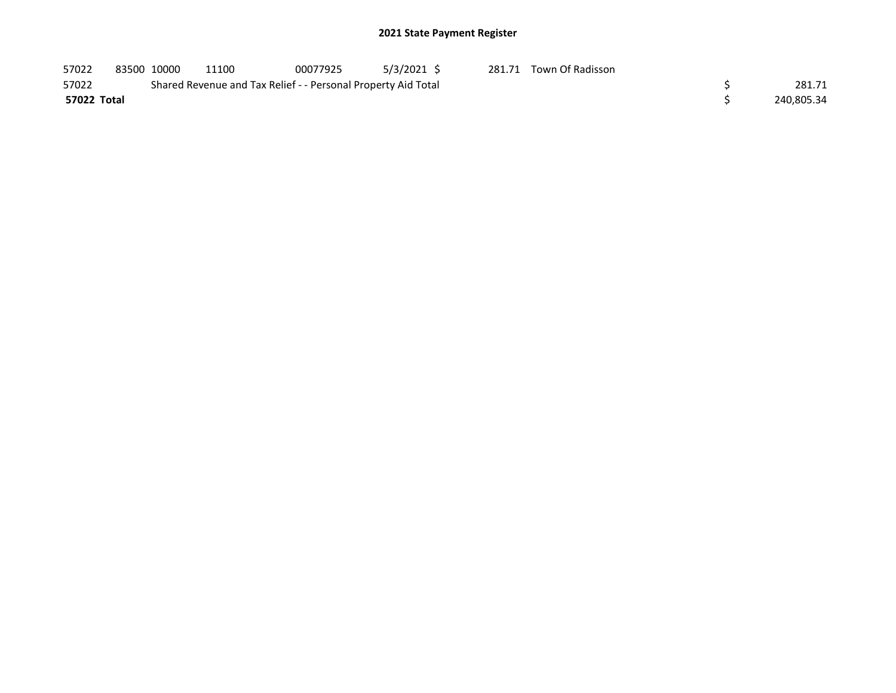## 2021 State Payment Register

| | | | | | | | | | |
|---|---|---|---|---|---|---|---|---|---|
| 57022 | 83500 | 10000 | 11100 | 00077925 | 5/3/2021 | $ 281.71 | Town Of Radisson | | |
| 57022 | | Shared Revenue and Tax Relief - - Personal Property Aid Total | | | | | | $ | 281.71 |
| **57022 Total** | | | | | | | | $ | 240,805.34 |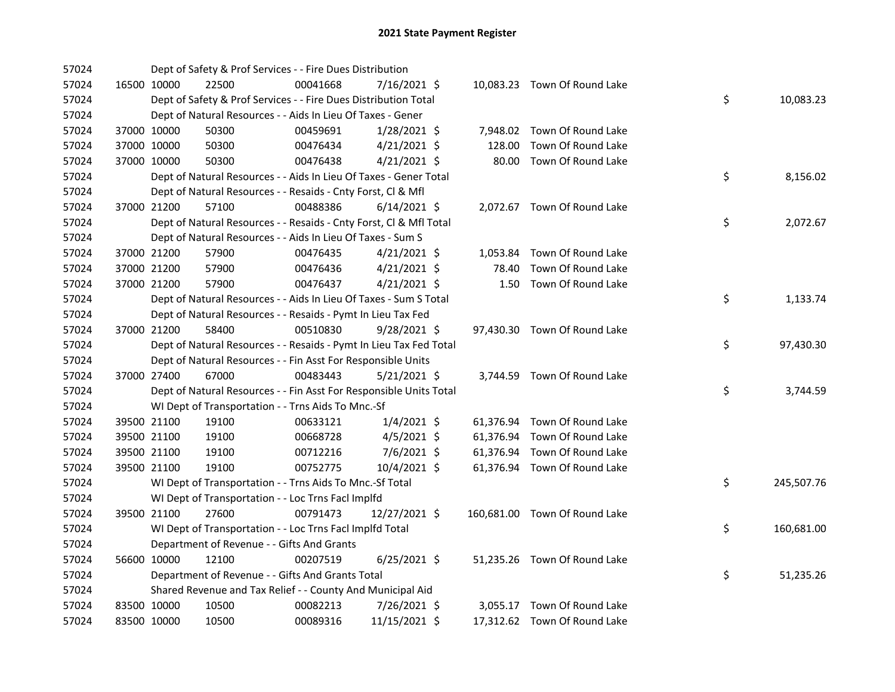# 2021 State Payment Register

| | | | | | | | | |
|---|---|---|---|---|---|---|---|---|
| 57024 | | | Dept of Safety & Prof Services - - Fire Dues Distribution | | | | | |
| 57024 | 16500 | 10000 | 22500 | 00041668 | 7/16/2021 $ | 10,083.23 | Town Of Round Lake | |
| 57024 | | | Dept of Safety & Prof Services - - Fire Dues Distribution Total | | | | | $ 10,083.23 |
| 57024 | | | Dept of Natural Resources - - Aids In Lieu Of Taxes - Gener | | | | | |
| 57024 | 37000 | 10000 | 50300 | 00459691 | 1/28/2021 $ | 7,948.02 | Town Of Round Lake | |
| 57024 | 37000 | 10000 | 50300 | 00476434 | 4/21/2021 $ | 128.00 | Town Of Round Lake | |
| 57024 | 37000 | 10000 | 50300 | 00476438 | 4/21/2021 $ | 80.00 | Town Of Round Lake | |
| 57024 | | | Dept of Natural Resources - - Aids In Lieu Of Taxes - Gener Total | | | | | $ 8,156.02 |
| 57024 | | | Dept of Natural Resources - - Resaids - Cnty Forst, Cl & Mfl | | | | | |
| 57024 | 37000 | 21200 | 57100 | 00488386 | 6/14/2021 $ | 2,072.67 | Town Of Round Lake | |
| 57024 | | | Dept of Natural Resources - - Resaids - Cnty Forst, Cl & Mfl Total | | | | | $ 2,072.67 |
| 57024 | | | Dept of Natural Resources - - Aids In Lieu Of Taxes - Sum S | | | | | |
| 57024 | 37000 | 21200 | 57900 | 00476435 | 4/21/2021 $ | 1,053.84 | Town Of Round Lake | |
| 57024 | 37000 | 21200 | 57900 | 00476436 | 4/21/2021 $ | 78.40 | Town Of Round Lake | |
| 57024 | 37000 | 21200 | 57900 | 00476437 | 4/21/2021 $ | 1.50 | Town Of Round Lake | |
| 57024 | | | Dept of Natural Resources - - Aids In Lieu Of Taxes - Sum S Total | | | | | $ 1,133.74 |
| 57024 | | | Dept of Natural Resources - - Resaids - Pymt In Lieu Tax Fed | | | | | |
| 57024 | 37000 | 21200 | 58400 | 00510830 | 9/28/2021 $ | 97,430.30 | Town Of Round Lake | |
| 57024 | | | Dept of Natural Resources - - Resaids - Pymt In Lieu Tax Fed Total | | | | | $ 97,430.30 |
| 57024 | | | Dept of Natural Resources - - Fin Asst For Responsible Units | | | | | |
| 57024 | 37000 | 27400 | 67000 | 00483443 | 5/21/2021 $ | 3,744.59 | Town Of Round Lake | |
| 57024 | | | Dept of Natural Resources - - Fin Asst For Responsible Units Total | | | | | $ 3,744.59 |
| 57024 | | | WI Dept of Transportation - - Trns Aids To Mnc.-Sf | | | | | |
| 57024 | 39500 | 21100 | 19100 | 00633121 | 1/4/2021 $ | 61,376.94 | Town Of Round Lake | |
| 57024 | 39500 | 21100 | 19100 | 00668728 | 4/5/2021 $ | 61,376.94 | Town Of Round Lake | |
| 57024 | 39500 | 21100 | 19100 | 00712216 | 7/6/2021 $ | 61,376.94 | Town Of Round Lake | |
| 57024 | 39500 | 21100 | 19100 | 00752775 | 10/4/2021 $ | 61,376.94 | Town Of Round Lake | |
| 57024 | | | WI Dept of Transportation - - Trns Aids To Mnc.-Sf Total | | | | | $ 245,507.76 |
| 57024 | | | WI Dept of Transportation - - Loc Trns Facl Implfd | | | | | |
| 57024 | 39500 | 21100 | 27600 | 00791473 | 12/27/2021 $ | 160,681.00 | Town Of Round Lake | |
| 57024 | | | WI Dept of Transportation - - Loc Trns Facl Implfd Total | | | | | $ 160,681.00 |
| 57024 | | | Department of Revenue - - Gifts And Grants | | | | | |
| 57024 | 56600 | 10000 | 12100 | 00207519 | 6/25/2021 $ | 51,235.26 | Town Of Round Lake | |
| 57024 | | | Department of Revenue - - Gifts And Grants Total | | | | | $ 51,235.26 |
| 57024 | | | Shared Revenue and Tax Relief - - County And Municipal Aid | | | | | |
| 57024 | 83500 | 10000 | 10500 | 00082213 | 7/26/2021 $ | 3,055.17 | Town Of Round Lake | |
| 57024 | 83500 | 10000 | 10500 | 00089316 | 11/15/2021 $ | 17,312.62 | Town Of Round Lake | |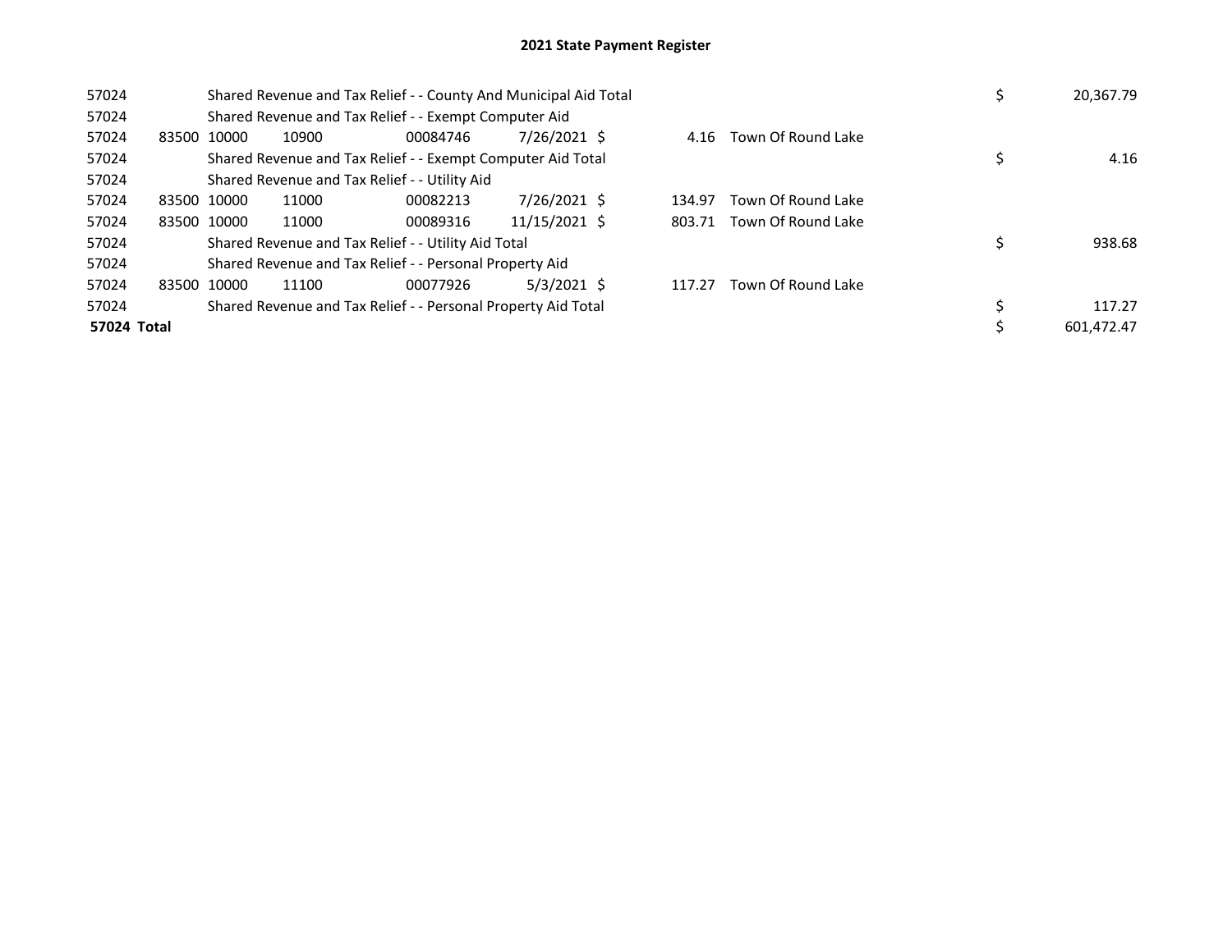# 2021 State Payment Register

| | | | | | | | | | |
|---|---|---|---|---|---|---|---|---|---|
| 57024 | | Shared Revenue and Tax Relief - - County And Municipal Aid Total | | | | | | $ | 20,367.79 |
| 57024 | | Shared Revenue and Tax Relief - - Exempt Computer Aid | | | | | | | |
| 57024 | 83500 | 10000 | 10900 | 00084746 | 7/26/2021 | $ 4.16 | Town Of Round Lake | | |
| 57024 | | Shared Revenue and Tax Relief - - Exempt Computer Aid Total | | | | | | $ | 4.16 |
| 57024 | | Shared Revenue and Tax Relief - - Utility Aid | | | | | | | |
| 57024 | 83500 | 10000 | 11000 | 00082213 | 7/26/2021 | $ 134.97 | Town Of Round Lake | | |
| 57024 | 83500 | 10000 | 11000 | 00089316 | 11/15/2021 | $ 803.71 | Town Of Round Lake | | |
| 57024 | | Shared Revenue and Tax Relief - - Utility Aid Total | | | | | | $ | 938.68 |
| 57024 | | Shared Revenue and Tax Relief - - Personal Property Aid | | | | | | | |
| 57024 | 83500 | 10000 | 11100 | 00077926 | 5/3/2021 | $ 117.27 | Town Of Round Lake | | |
| 57024 | | Shared Revenue and Tax Relief - - Personal Property Aid Total | | | | | | $ | 117.27 |
| **57024 Total** | | | | | | | | $ | 601,472.47 |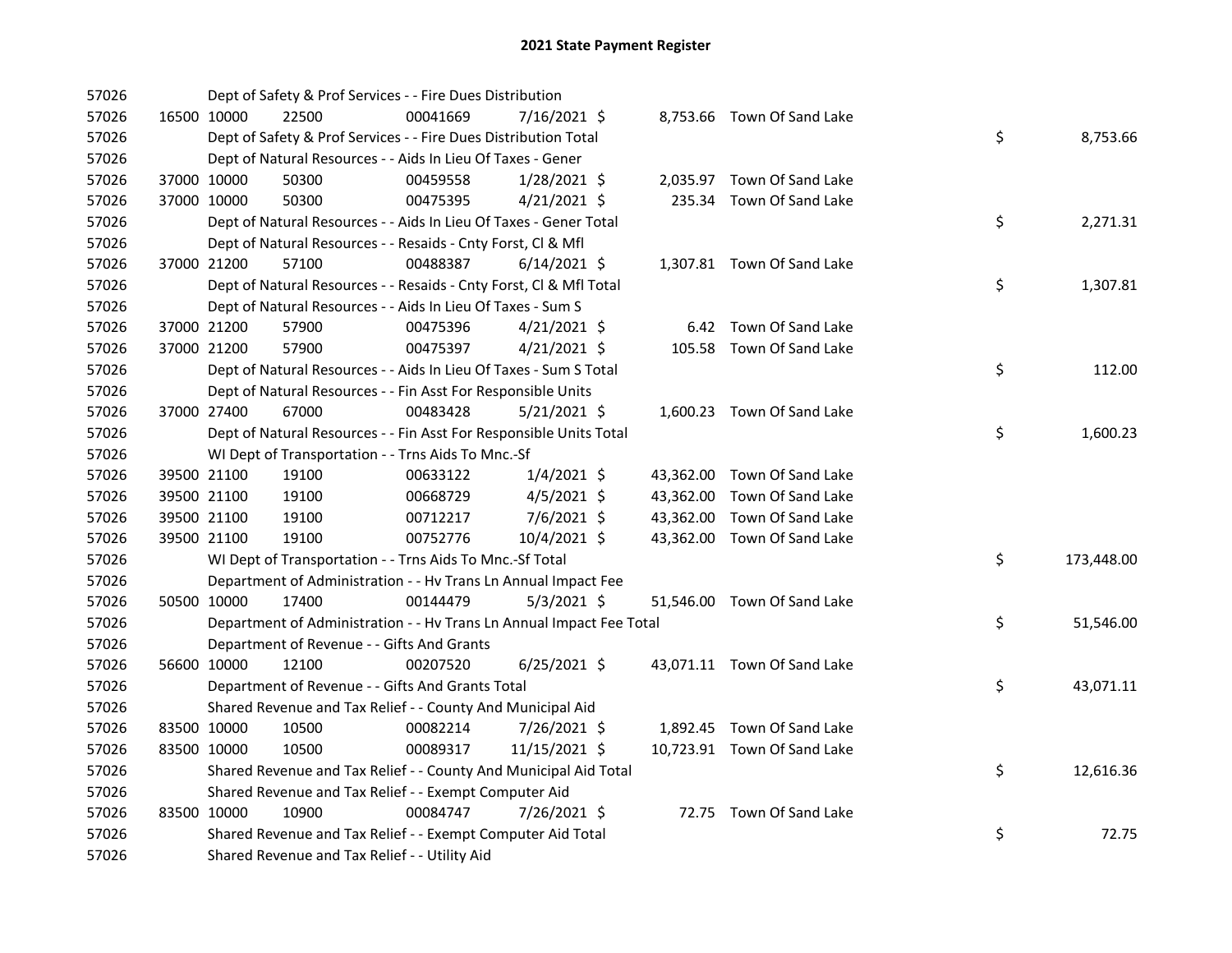# 2021 State Payment Register

| | | | | | | | | |
|---|---|---|---|---|---|---|---|---|
| 57026 | | Dept of Safety & Prof Services - - Fire Dues Distribution | | | | | | |
| 57026 | 16500 10000 | 22500 | 00041669 | 7/16/2021 $ | 8,753.66 | Town Of Sand Lake | | |
| 57026 | | Dept of Safety & Prof Services - - Fire Dues Distribution Total | | | | | $ | 8,753.66 |
| 57026 | | Dept of Natural Resources - - Aids In Lieu Of Taxes - Gener | | | | | | |
| 57026 | 37000 10000 | 50300 | 00459558 | 1/28/2021 $ | 2,035.97 | Town Of Sand Lake | | |
| 57026 | 37000 10000 | 50300 | 00475395 | 4/21/2021 $ | 235.34 | Town Of Sand Lake | | |
| 57026 | | Dept of Natural Resources - - Aids In Lieu Of Taxes - Gener Total | | | | | $ | 2,271.31 |
| 57026 | | Dept of Natural Resources - - Resaids - Cnty Forst, Cl & Mfl | | | | | | |
| 57026 | 37000 21200 | 57100 | 00488387 | 6/14/2021 $ | 1,307.81 | Town Of Sand Lake | | |
| 57026 | | Dept of Natural Resources - - Resaids - Cnty Forst, Cl & Mfl Total | | | | | $ | 1,307.81 |
| 57026 | | Dept of Natural Resources - - Aids In Lieu Of Taxes - Sum S | | | | | | |
| 57026 | 37000 21200 | 57900 | 00475396 | 4/21/2021 $ | 6.42 | Town Of Sand Lake | | |
| 57026 | 37000 21200 | 57900 | 00475397 | 4/21/2021 $ | 105.58 | Town Of Sand Lake | | |
| 57026 | | Dept of Natural Resources - - Aids In Lieu Of Taxes - Sum S Total | | | | | $ | 112.00 |
| 57026 | | Dept of Natural Resources - - Fin Asst For Responsible Units | | | | | | |
| 57026 | 37000 27400 | 67000 | 00483428 | 5/21/2021 $ | 1,600.23 | Town Of Sand Lake | | |
| 57026 | | Dept of Natural Resources - - Fin Asst For Responsible Units Total | | | | | $ | 1,600.23 |
| 57026 | | WI Dept of Transportation - - Trns Aids To Mnc.-Sf | | | | | | |
| 57026 | 39500 21100 | 19100 | 00633122 | 1/4/2021 $ | 43,362.00 | Town Of Sand Lake | | |
| 57026 | 39500 21100 | 19100 | 00668729 | 4/5/2021 $ | 43,362.00 | Town Of Sand Lake | | |
| 57026 | 39500 21100 | 19100 | 00712217 | 7/6/2021 $ | 43,362.00 | Town Of Sand Lake | | |
| 57026 | 39500 21100 | 19100 | 00752776 | 10/4/2021 $ | 43,362.00 | Town Of Sand Lake | | |
| 57026 | | WI Dept of Transportation - - Trns Aids To Mnc.-Sf Total | | | | | $ | 173,448.00 |
| 57026 | | Department of Administration - - Hv Trans Ln Annual Impact Fee | | | | | | |
| 57026 | 50500 10000 | 17400 | 00144479 | 5/3/2021 $ | 51,546.00 | Town Of Sand Lake | | |
| 57026 | | Department of Administration - - Hv Trans Ln Annual Impact Fee Total | | | | | $ | 51,546.00 |
| 57026 | | Department of Revenue - - Gifts And Grants | | | | | | |
| 57026 | 56600 10000 | 12100 | 00207520 | 6/25/2021 $ | 43,071.11 | Town Of Sand Lake | | |
| 57026 | | Department of Revenue - - Gifts And Grants Total | | | | | $ | 43,071.11 |
| 57026 | | Shared Revenue and Tax Relief - - County And Municipal Aid | | | | | | |
| 57026 | 83500 10000 | 10500 | 00082214 | 7/26/2021 $ | 1,892.45 | Town Of Sand Lake | | |
| 57026 | 83500 10000 | 10500 | 00089317 | 11/15/2021 $ | 10,723.91 | Town Of Sand Lake | | |
| 57026 | | Shared Revenue and Tax Relief - - County And Municipal Aid Total | | | | | $ | 12,616.36 |
| 57026 | | Shared Revenue and Tax Relief - - Exempt Computer Aid | | | | | | |
| 57026 | 83500 10000 | 10900 | 00084747 | 7/26/2021 $ | 72.75 | Town Of Sand Lake | | |
| 57026 | | Shared Revenue and Tax Relief - - Exempt Computer Aid Total | | | | | $ | 72.75 |
| 57026 | | Shared Revenue and Tax Relief - - Utility Aid | | | | | | |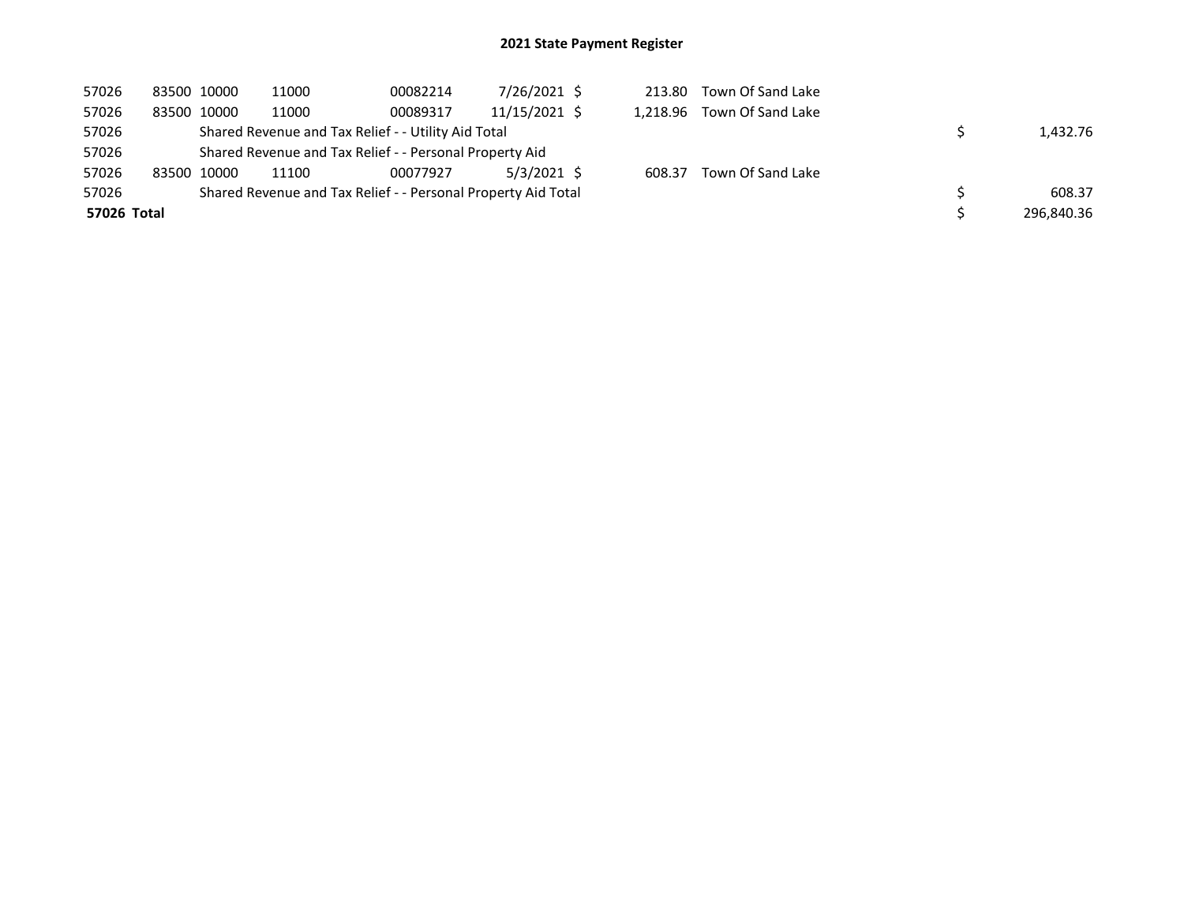# 2021 State Payment Register

| | | | | | | | | | |
|---|---|---|---|---|---|---|---|---|---|
| 57026 | 83500 | 10000 | 11000 | 00082214 | 7/26/2021 | $ 213.80 | Town Of Sand Lake | | |
| 57026 | 83500 | 10000 | 11000 | 00089317 | 11/15/2021 | $ 1,218.96 | Town Of Sand Lake | | |
| 57026 | | Shared Revenue and Tax Relief - - Utility Aid Total | | | | | | $ | 1,432.76 |
| 57026 | | Shared Revenue and Tax Relief - - Personal Property Aid | | | | | | | |
| 57026 | 83500 | 10000 | 11100 | 00077927 | 5/3/2021 | $ 608.37 | Town Of Sand Lake | | |
| 57026 | | Shared Revenue and Tax Relief - - Personal Property Aid Total | | | | | | $ | 608.37 |
| **57026 Total** | | | | | | | | $ | 296,840.36 |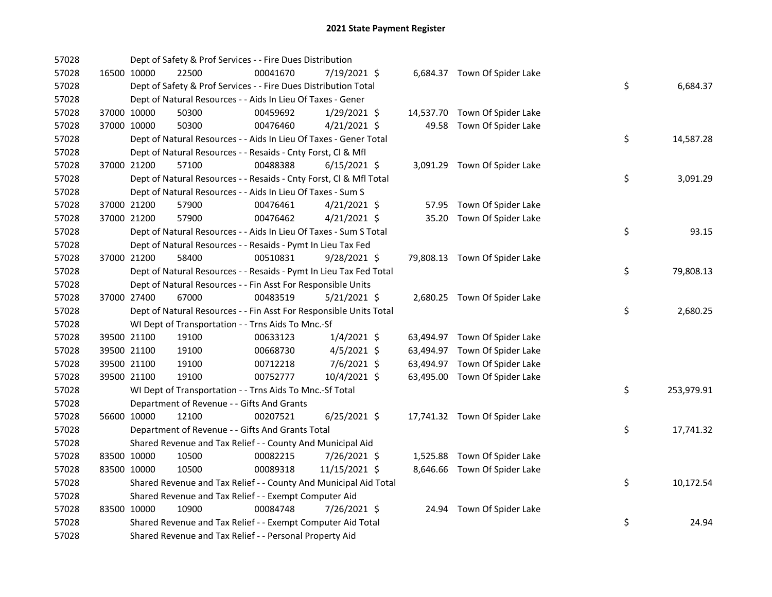# 2021 State Payment Register

| | | | | | | | | | |
|---|---|---|---|---|---|---|---|---|---|
| 57028 | | Dept of Safety & Prof Services - - Fire Dues Distribution | | | | | | | |
| 57028 | 16500 | 10000 | 22500 | 00041670 | 7/19/2021 $ | 6,684.37 | Town Of Spider Lake | | |
| 57028 | | Dept of Safety & Prof Services - - Fire Dues Distribution Total | | | | | | $ | 6,684.37 |
| 57028 | | Dept of Natural Resources - - Aids In Lieu Of Taxes - Gener | | | | | | | |
| 57028 | 37000 | 10000 | 50300 | 00459692 | 1/29/2021 $ | 14,537.70 | Town Of Spider Lake | | |
| 57028 | 37000 | 10000 | 50300 | 00476460 | 4/21/2021 $ | 49.58 | Town Of Spider Lake | | |
| 57028 | | Dept of Natural Resources - - Aids In Lieu Of Taxes - Gener Total | | | | | | $ | 14,587.28 |
| 57028 | | Dept of Natural Resources - - Resaids - Cnty Forst, Cl & Mfl | | | | | | | |
| 57028 | 37000 | 21200 | 57100 | 00488388 | 6/15/2021 $ | 3,091.29 | Town Of Spider Lake | | |
| 57028 | | Dept of Natural Resources - - Resaids - Cnty Forst, Cl & Mfl Total | | | | | | $ | 3,091.29 |
| 57028 | | Dept of Natural Resources - - Aids In Lieu Of Taxes - Sum S | | | | | | | |
| 57028 | 37000 | 21200 | 57900 | 00476461 | 4/21/2021 $ | 57.95 | Town Of Spider Lake | | |
| 57028 | 37000 | 21200 | 57900 | 00476462 | 4/21/2021 $ | 35.20 | Town Of Spider Lake | | |
| 57028 | | Dept of Natural Resources - - Aids In Lieu Of Taxes - Sum S Total | | | | | | $ | 93.15 |
| 57028 | | Dept of Natural Resources - - Resaids - Pymt In Lieu Tax Fed | | | | | | | |
| 57028 | 37000 | 21200 | 58400 | 00510831 | 9/28/2021 $ | 79,808.13 | Town Of Spider Lake | | |
| 57028 | | Dept of Natural Resources - - Resaids - Pymt In Lieu Tax Fed Total | | | | | | $ | 79,808.13 |
| 57028 | | Dept of Natural Resources - - Fin Asst For Responsible Units | | | | | | | |
| 57028 | 37000 | 27400 | 67000 | 00483519 | 5/21/2021 $ | 2,680.25 | Town Of Spider Lake | | |
| 57028 | | Dept of Natural Resources - - Fin Asst For Responsible Units Total | | | | | | $ | 2,680.25 |
| 57028 | | WI Dept of Transportation - - Trns Aids To Mnc.-Sf | | | | | | | |
| 57028 | 39500 | 21100 | 19100 | 00633123 | 1/4/2021 $ | 63,494.97 | Town Of Spider Lake | | |
| 57028 | 39500 | 21100 | 19100 | 00668730 | 4/5/2021 $ | 63,494.97 | Town Of Spider Lake | | |
| 57028 | 39500 | 21100 | 19100 | 00712218 | 7/6/2021 $ | 63,494.97 | Town Of Spider Lake | | |
| 57028 | 39500 | 21100 | 19100 | 00752777 | 10/4/2021 $ | 63,495.00 | Town Of Spider Lake | | |
| 57028 | | WI Dept of Transportation - - Trns Aids To Mnc.-Sf Total | | | | | | $ | 253,979.91 |
| 57028 | | Department of Revenue - - Gifts And Grants | | | | | | | |
| 57028 | 56600 | 10000 | 12100 | 00207521 | 6/25/2021 $ | 17,741.32 | Town Of Spider Lake | | |
| 57028 | | Department of Revenue - - Gifts And Grants Total | | | | | | $ | 17,741.32 |
| 57028 | | Shared Revenue and Tax Relief - - County And Municipal Aid | | | | | | | |
| 57028 | 83500 | 10000 | 10500 | 00082215 | 7/26/2021 $ | 1,525.88 | Town Of Spider Lake | | |
| 57028 | 83500 | 10000 | 10500 | 00089318 | 11/15/2021 $ | 8,646.66 | Town Of Spider Lake | | |
| 57028 | | Shared Revenue and Tax Relief - - County And Municipal Aid Total | | | | | | $ | 10,172.54 |
| 57028 | | Shared Revenue and Tax Relief - - Exempt Computer Aid | | | | | | | |
| 57028 | 83500 | 10000 | 10900 | 00084748 | 7/26/2021 $ | 24.94 | Town Of Spider Lake | | |
| 57028 | | Shared Revenue and Tax Relief - - Exempt Computer Aid Total | | | | | | $ | 24.94 |
| 57028 | | Shared Revenue and Tax Relief - - Personal Property Aid | | | | | | | |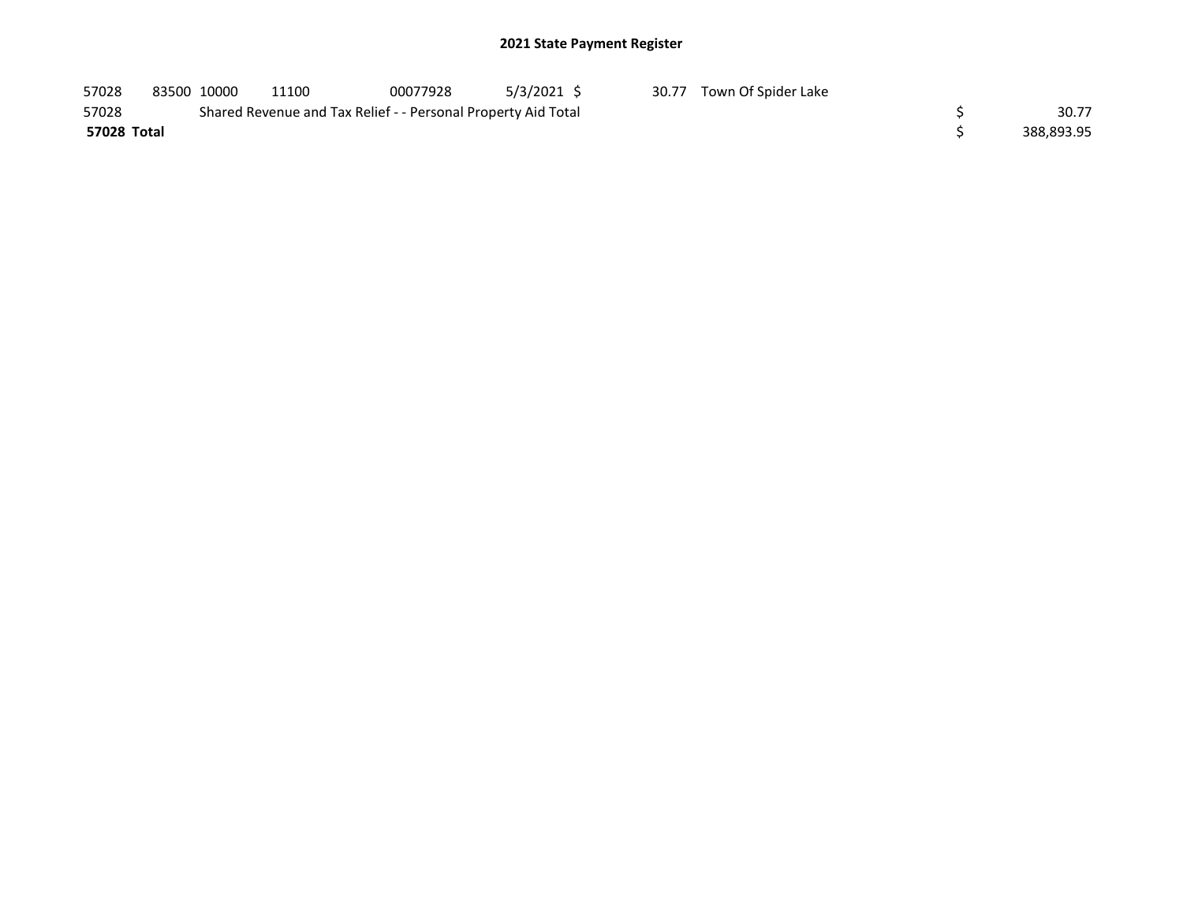## 2021 State Payment Register

| | | | | | | | | | |
|---|---|---|---|---|---|---|---|---|---|
| 57028 | 83500 | 10000 | 11100 | 00077928 | 5/3/2021 | $ 30.77 | Town Of Spider Lake | | |
| 57028 | | Shared Revenue and Tax Relief - - Personal Property Aid Total | | | | | | $ | 30.77 |
| **57028 Total** | | | | | | | | $ | 388,893.95 |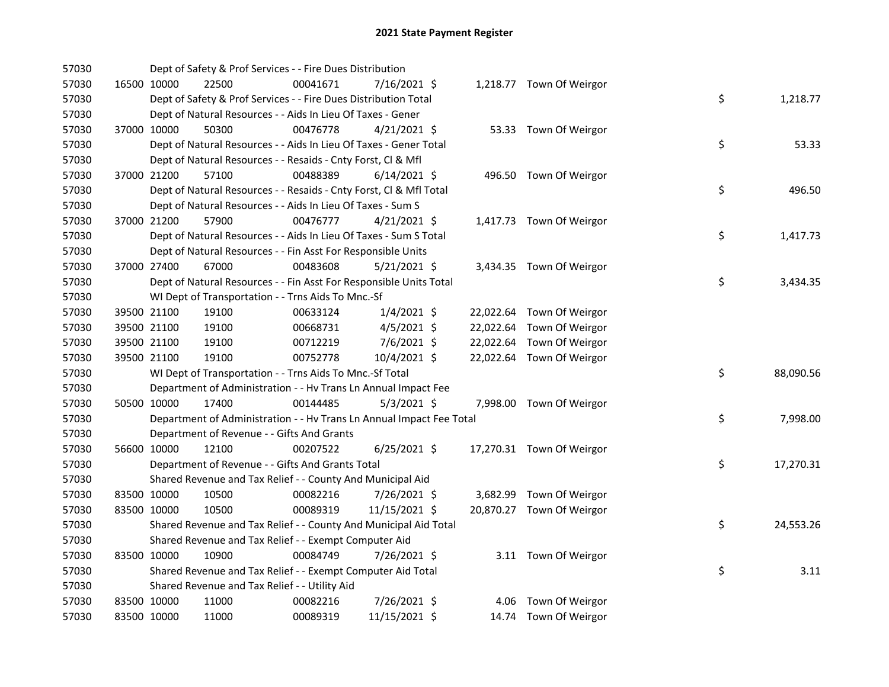# 2021 State Payment Register

| | | | | | | | | | |
|---|---|---|---|---|---|---|---|---|---|
| 57030 | | | Dept of Safety & Prof Services - - Fire Dues Distribution | | | | | | |
| 57030 | 16500 | 10000 | 22500 | 00041671 | 7/16/2021 | $ | 1,218.77 | Town Of Weirgor | |
| 57030 | | | Dept of Safety & Prof Services - - Fire Dues Distribution Total | | | | | | $ 1,218.77 |
| 57030 | | | Dept of Natural Resources - - Aids In Lieu Of Taxes - Gener | | | | | | |
| 57030 | 37000 | 10000 | 50300 | 00476778 | 4/21/2021 | $ | 53.33 | Town Of Weirgor | |
| 57030 | | | Dept of Natural Resources - - Aids In Lieu Of Taxes - Gener Total | | | | | | $ 53.33 |
| 57030 | | | Dept of Natural Resources - - Resaids - Cnty Forst, Cl & Mfl | | | | | | |
| 57030 | 37000 | 21200 | 57100 | 00488389 | 6/14/2021 | $ | 496.50 | Town Of Weirgor | |
| 57030 | | | Dept of Natural Resources - - Resaids - Cnty Forst, Cl & Mfl Total | | | | | | $ 496.50 |
| 57030 | | | Dept of Natural Resources - - Aids In Lieu Of Taxes - Sum S | | | | | | |
| 57030 | 37000 | 21200 | 57900 | 00476777 | 4/21/2021 | $ | 1,417.73 | Town Of Weirgor | |
| 57030 | | | Dept of Natural Resources - - Aids In Lieu Of Taxes - Sum S Total | | | | | | $ 1,417.73 |
| 57030 | | | Dept of Natural Resources - - Fin Asst For Responsible Units | | | | | | |
| 57030 | 37000 | 27400 | 67000 | 00483608 | 5/21/2021 | $ | 3,434.35 | Town Of Weirgor | |
| 57030 | | | Dept of Natural Resources - - Fin Asst For Responsible Units Total | | | | | | $ 3,434.35 |
| 57030 | | | WI Dept of Transportation - - Trns Aids To Mnc.-Sf | | | | | | |
| 57030 | 39500 | 21100 | 19100 | 00633124 | 1/4/2021 | $ | 22,022.64 | Town Of Weirgor | |
| 57030 | 39500 | 21100 | 19100 | 00668731 | 4/5/2021 | $ | 22,022.64 | Town Of Weirgor | |
| 57030 | 39500 | 21100 | 19100 | 00712219 | 7/6/2021 | $ | 22,022.64 | Town Of Weirgor | |
| 57030 | 39500 | 21100 | 19100 | 00752778 | 10/4/2021 | $ | 22,022.64 | Town Of Weirgor | |
| 57030 | | | WI Dept of Transportation - - Trns Aids To Mnc.-Sf Total | | | | | | $ 88,090.56 |
| 57030 | | | Department of Administration - - Hv Trans Ln Annual Impact Fee | | | | | | |
| 57030 | 50500 | 10000 | 17400 | 00144485 | 5/3/2021 | $ | 7,998.00 | Town Of Weirgor | |
| 57030 | | | Department of Administration - - Hv Trans Ln Annual Impact Fee Total | | | | | | $ 7,998.00 |
| 57030 | | | Department of Revenue - - Gifts And Grants | | | | | | |
| 57030 | 56600 | 10000 | 12100 | 00207522 | 6/25/2021 | $ | 17,270.31 | Town Of Weirgor | |
| 57030 | | | Department of Revenue - - Gifts And Grants Total | | | | | | $ 17,270.31 |
| 57030 | | | Shared Revenue and Tax Relief - - County And Municipal Aid | | | | | | |
| 57030 | 83500 | 10000 | 10500 | 00082216 | 7/26/2021 | $ | 3,682.99 | Town Of Weirgor | |
| 57030 | 83500 | 10000 | 10500 | 00089319 | 11/15/2021 | $ | 20,870.27 | Town Of Weirgor | |
| 57030 | | | Shared Revenue and Tax Relief - - County And Municipal Aid Total | | | | | | $ 24,553.26 |
| 57030 | | | Shared Revenue and Tax Relief - - Exempt Computer Aid | | | | | | |
| 57030 | 83500 | 10000 | 10900 | 00084749 | 7/26/2021 | $ | 3.11 | Town Of Weirgor | |
| 57030 | | | Shared Revenue and Tax Relief - - Exempt Computer Aid Total | | | | | | $ 3.11 |
| 57030 | | | Shared Revenue and Tax Relief - - Utility Aid | | | | | | |
| 57030 | 83500 | 10000 | 11000 | 00082216 | 7/26/2021 | $ | 4.06 | Town Of Weirgor | |
| 57030 | 83500 | 10000 | 11000 | 00089319 | 11/15/2021 | $ | 14.74 | Town Of Weirgor | |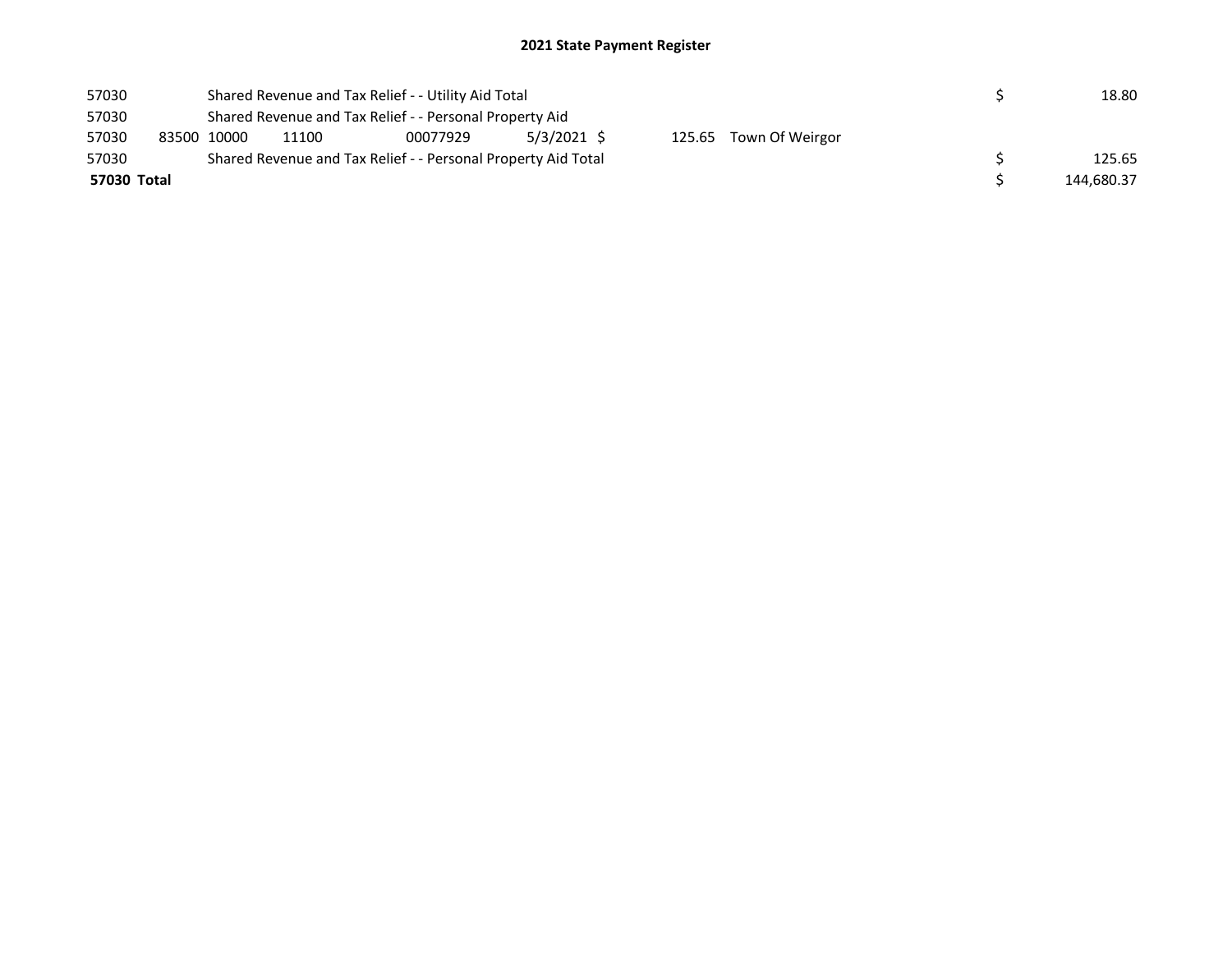## 2021 State Payment Register

| | | | | | | | | | |
|---|---|---|---|---|---|---|---|---|---|
| 57030 | | Shared Revenue and Tax Relief - - Utility Aid Total | | | | | | $ | 18.80 |
| 57030 | | Shared Revenue and Tax Relief - - Personal Property Aid | | | | | | | |
| 57030 | 83500 | 10000 | 11100 | 00077929 | 5/3/2021 | $ 125.65 | Town Of Weirgor | | |
| 57030 | | Shared Revenue and Tax Relief - - Personal Property Aid Total | | | | | | $ | 125.65 |
| **57030 Total** | | | | | | | | $ | 144,680.37 |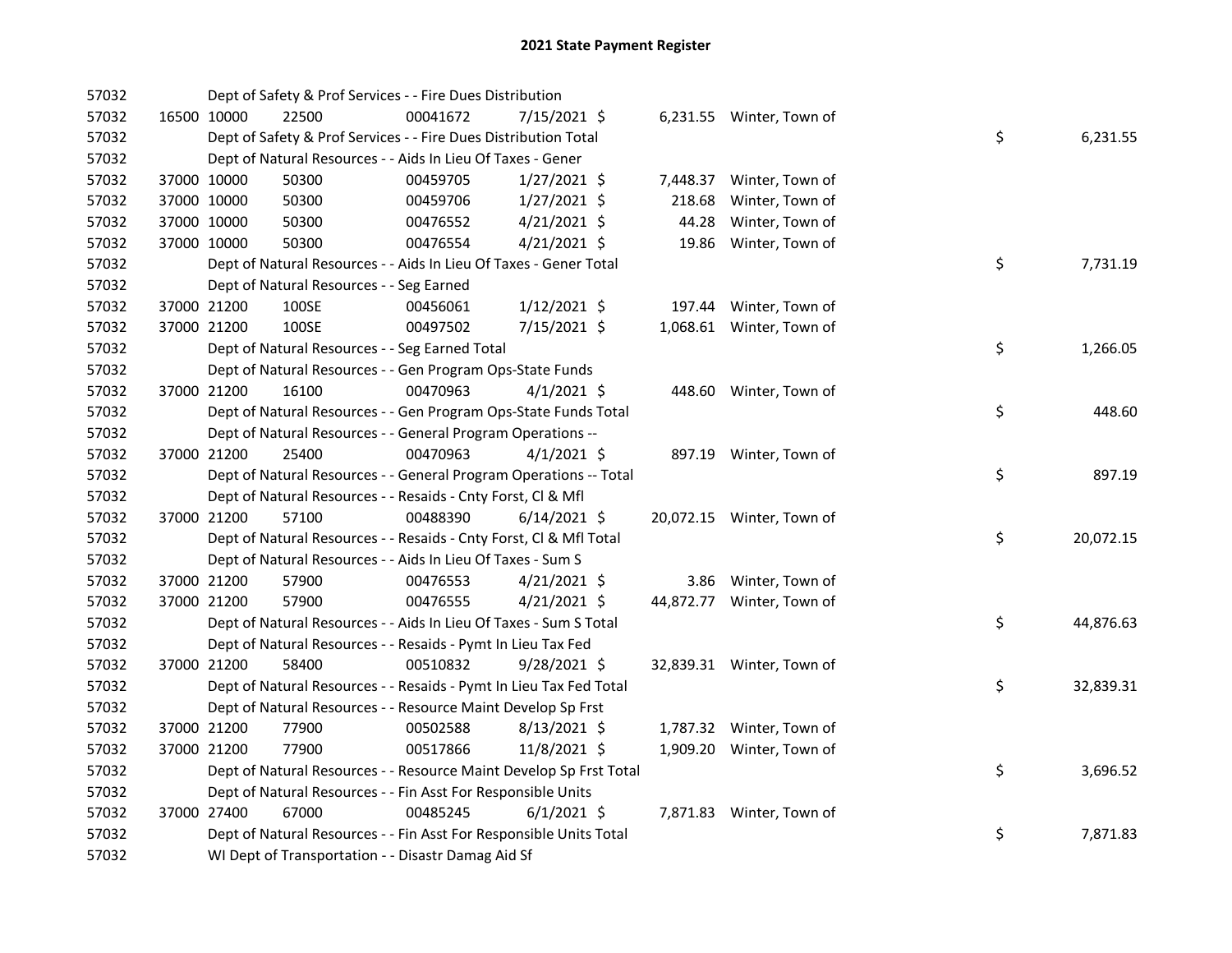# 2021 State Payment Register

| | | | | | | | | | |
|---|---|---|---|---|---|---|---|---|---|
| 57032 | | | Dept of Safety & Prof Services - - Fire Dues Distribution | | | | | | |
| 57032 | 16500 | 10000 | 22500 | 00041672 | 7/15/2021 | $ 6,231.55 | Winter, Town of | | |
| 57032 | | | Dept of Safety & Prof Services - - Fire Dues Distribution Total | | | | | $ | 6,231.55 |
| 57032 | | | Dept of Natural Resources - - Aids In Lieu Of Taxes - Gener | | | | | | |
| 57032 | 37000 | 10000 | 50300 | 00459705 | 1/27/2021 | $ 7,448.37 | Winter, Town of | | |
| 57032 | 37000 | 10000 | 50300 | 00459706 | 1/27/2021 | $ 218.68 | Winter, Town of | | |
| 57032 | 37000 | 10000 | 50300 | 00476552 | 4/21/2021 | $ 44.28 | Winter, Town of | | |
| 57032 | 37000 | 10000 | 50300 | 00476554 | 4/21/2021 | $ 19.86 | Winter, Town of | | |
| 57032 | | | Dept of Natural Resources - - Aids In Lieu Of Taxes - Gener Total | | | | | $ | 7,731.19 |
| 57032 | | | Dept of Natural Resources - - Seg Earned | | | | | | |
| 57032 | 37000 | 21200 | 100SE | 00456061 | 1/12/2021 | $ 197.44 | Winter, Town of | | |
| 57032 | 37000 | 21200 | 100SE | 00497502 | 7/15/2021 | $ 1,068.61 | Winter, Town of | | |
| 57032 | | | Dept of Natural Resources - - Seg Earned Total | | | | | $ | 1,266.05 |
| 57032 | | | Dept of Natural Resources - - Gen Program Ops-State Funds | | | | | | |
| 57032 | 37000 | 21200 | 16100 | 00470963 | 4/1/2021 | $ 448.60 | Winter, Town of | | |
| 57032 | | | Dept of Natural Resources - - Gen Program Ops-State Funds Total | | | | | $ | 448.60 |
| 57032 | | | Dept of Natural Resources - - General Program Operations -- | | | | | | |
| 57032 | 37000 | 21200 | 25400 | 00470963 | 4/1/2021 | $ 897.19 | Winter, Town of | | |
| 57032 | | | Dept of Natural Resources - - General Program Operations -- Total | | | | | $ | 897.19 |
| 57032 | | | Dept of Natural Resources - - Resaids - Cnty Forst, Cl & Mfl | | | | | | |
| 57032 | 37000 | 21200 | 57100 | 00488390 | 6/14/2021 | $ 20,072.15 | Winter, Town of | | |
| 57032 | | | Dept of Natural Resources - - Resaids - Cnty Forst, Cl & Mfl Total | | | | | $ | 20,072.15 |
| 57032 | | | Dept of Natural Resources - - Aids In Lieu Of Taxes - Sum S | | | | | | |
| 57032 | 37000 | 21200 | 57900 | 00476553 | 4/21/2021 | $ 3.86 | Winter, Town of | | |
| 57032 | 37000 | 21200 | 57900 | 00476555 | 4/21/2021 | $ 44,872.77 | Winter, Town of | | |
| 57032 | | | Dept of Natural Resources - - Aids In Lieu Of Taxes - Sum S Total | | | | | $ | 44,876.63 |
| 57032 | | | Dept of Natural Resources - - Resaids - Pymt In Lieu Tax Fed | | | | | | |
| 57032 | 37000 | 21200 | 58400 | 00510832 | 9/28/2021 | $ 32,839.31 | Winter, Town of | | |
| 57032 | | | Dept of Natural Resources - - Resaids - Pymt In Lieu Tax Fed Total | | | | | $ | 32,839.31 |
| 57032 | | | Dept of Natural Resources - - Resource Maint Develop Sp Frst | | | | | | |
| 57032 | 37000 | 21200 | 77900 | 00502588 | 8/13/2021 | $ 1,787.32 | Winter, Town of | | |
| 57032 | 37000 | 21200 | 77900 | 00517866 | 11/8/2021 | $ 1,909.20 | Winter, Town of | | |
| 57032 | | | Dept of Natural Resources - - Resource Maint Develop Sp Frst Total | | | | | $ | 3,696.52 |
| 57032 | | | Dept of Natural Resources - - Fin Asst For Responsible Units | | | | | | |
| 57032 | 37000 | 27400 | 67000 | 00485245 | 6/1/2021 | $ 7,871.83 | Winter, Town of | | |
| 57032 | | | Dept of Natural Resources - - Fin Asst For Responsible Units Total | | | | | $ | 7,871.83 |
| 57032 | | | WI Dept of Transportation - - Disastr Damag Aid Sf | | | | | | |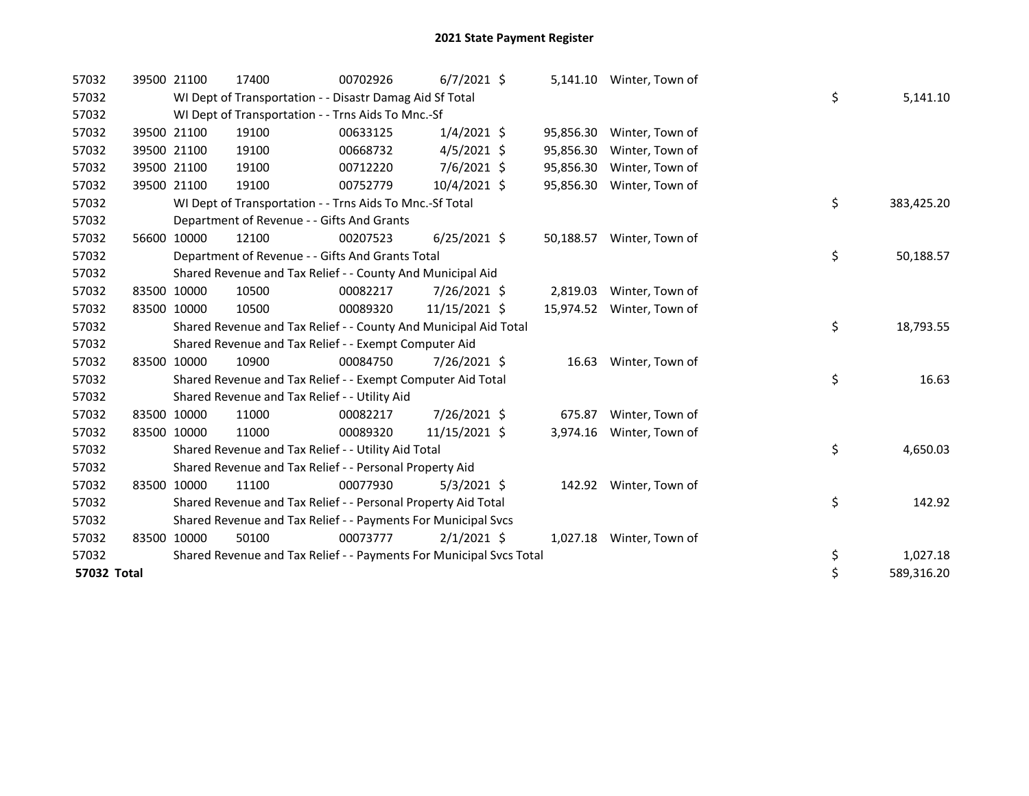# 2021 State Payment Register

| | | | | | | | | | |
|---|---|---|---|---|---|---|---|---|---|
| 57032 | 39500 | 21100 | 17400 | 00702926 | 6/7/2021 | $ | 5,141.10 | Winter, Town of | |
| 57032 | | WI Dept of Transportation - - Disastr Damag Aid Sf Total | | | | | | | $ 5,141.10 |
| 57032 | | WI Dept of Transportation - - Trns Aids To Mnc.-Sf | | | | | | | |
| 57032 | 39500 | 21100 | 19100 | 00633125 | 1/4/2021 | $ | 95,856.30 | Winter, Town of | |
| 57032 | 39500 | 21100 | 19100 | 00668732 | 4/5/2021 | $ | 95,856.30 | Winter, Town of | |
| 57032 | 39500 | 21100 | 19100 | 00712220 | 7/6/2021 | $ | 95,856.30 | Winter, Town of | |
| 57032 | 39500 | 21100 | 19100 | 00752779 | 10/4/2021 | $ | 95,856.30 | Winter, Town of | |
| 57032 | | WI Dept of Transportation - - Trns Aids To Mnc.-Sf Total | | | | | | | $ 383,425.20 |
| 57032 | | Department of Revenue - - Gifts And Grants | | | | | | | |
| 57032 | 56600 | 10000 | 12100 | 00207523 | 6/25/2021 | $ | 50,188.57 | Winter, Town of | |
| 57032 | | Department of Revenue - - Gifts And Grants Total | | | | | | | $ 50,188.57 |
| 57032 | | Shared Revenue and Tax Relief - - County And Municipal Aid | | | | | | | |
| 57032 | 83500 | 10000 | 10500 | 00082217 | 7/26/2021 | $ | 2,819.03 | Winter, Town of | |
| 57032 | 83500 | 10000 | 10500 | 00089320 | 11/15/2021 | $ | 15,974.52 | Winter, Town of | |
| 57032 | | Shared Revenue and Tax Relief - - County And Municipal Aid Total | | | | | | | $ 18,793.55 |
| 57032 | | Shared Revenue and Tax Relief - - Exempt Computer Aid | | | | | | | |
| 57032 | 83500 | 10000 | 10900 | 00084750 | 7/26/2021 | $ | 16.63 | Winter, Town of | |
| 57032 | | Shared Revenue and Tax Relief - - Exempt Computer Aid Total | | | | | | | $ 16.63 |
| 57032 | | Shared Revenue and Tax Relief - - Utility Aid | | | | | | | |
| 57032 | 83500 | 10000 | 11000 | 00082217 | 7/26/2021 | $ | 675.87 | Winter, Town of | |
| 57032 | 83500 | 10000 | 11000 | 00089320 | 11/15/2021 | $ | 3,974.16 | Winter, Town of | |
| 57032 | | Shared Revenue and Tax Relief - - Utility Aid Total | | | | | | | $ 4,650.03 |
| 57032 | | Shared Revenue and Tax Relief - - Personal Property Aid | | | | | | | |
| 57032 | 83500 | 10000 | 11100 | 00077930 | 5/3/2021 | $ | 142.92 | Winter, Town of | |
| 57032 | | Shared Revenue and Tax Relief - - Personal Property Aid Total | | | | | | | $ 142.92 |
| 57032 | | Shared Revenue and Tax Relief - - Payments For Municipal Svcs | | | | | | | |
| 57032 | 83500 | 10000 | 50100 | 00073777 | 2/1/2021 | $ | 1,027.18 | Winter, Town of | |
| 57032 | | Shared Revenue and Tax Relief - - Payments For Municipal Svcs Total | | | | | | | $ 1,027.18 |
| **57032 Total** | | | | | | | | | $ 589,316.20 |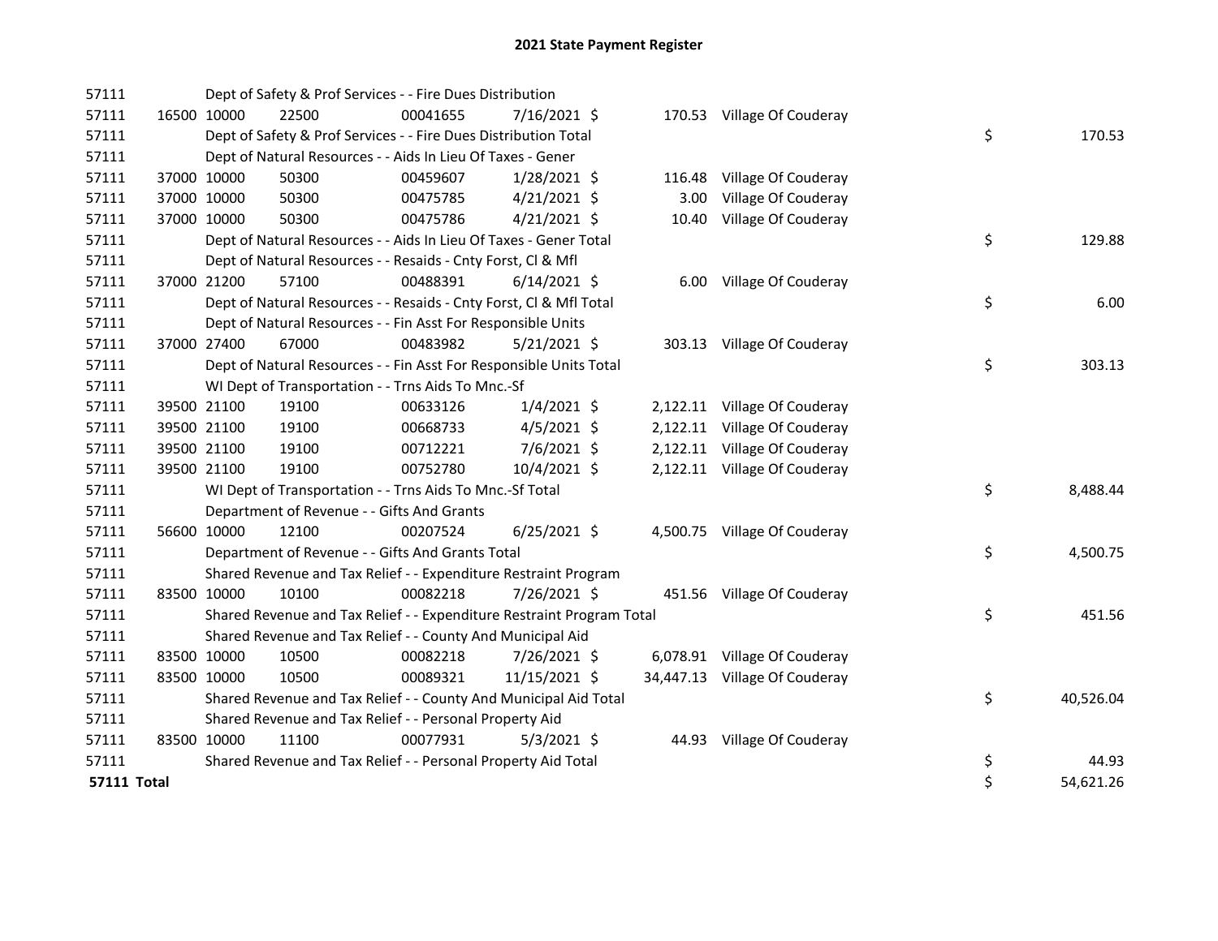# 2021 State Payment Register

| | | | | | | | | | |
|---|---|---|---|---|---|---|---|---|---|
| 57111 | | Dept of Safety & Prof Services - - Fire Dues Distribution | | | | | | | |
| 57111 | 16500 | 10000 | 22500 | 00041655 | 7/16/2021 | $ 170.53 | Village Of Couderay | | |
| 57111 | | Dept of Safety & Prof Services - - Fire Dues Distribution Total | | | | | | $ | 170.53 |
| 57111 | | Dept of Natural Resources - - Aids In Lieu Of Taxes - Gener | | | | | | | |
| 57111 | 37000 | 10000 | 50300 | 00459607 | 1/28/2021 | $ 116.48 | Village Of Couderay | | |
| 57111 | 37000 | 10000 | 50300 | 00475785 | 4/21/2021 | $ 3.00 | Village Of Couderay | | |
| 57111 | 37000 | 10000 | 50300 | 00475786 | 4/21/2021 | $ 10.40 | Village Of Couderay | | |
| 57111 | | Dept of Natural Resources - - Aids In Lieu Of Taxes - Gener Total | | | | | | $ | 129.88 |
| 57111 | | Dept of Natural Resources - - Resaids - Cnty Forst, Cl & Mfl | | | | | | | |
| 57111 | 37000 | 21200 | 57100 | 00488391 | 6/14/2021 | $ 6.00 | Village Of Couderay | | |
| 57111 | | Dept of Natural Resources - - Resaids - Cnty Forst, Cl & Mfl Total | | | | | | $ | 6.00 |
| 57111 | | Dept of Natural Resources - - Fin Asst For Responsible Units | | | | | | | |
| 57111 | 37000 | 27400 | 67000 | 00483982 | 5/21/2021 | $ 303.13 | Village Of Couderay | | |
| 57111 | | Dept of Natural Resources - - Fin Asst For Responsible Units Total | | | | | | $ | 303.13 |
| 57111 | | WI Dept of Transportation - - Trns Aids To Mnc.-Sf | | | | | | | |
| 57111 | 39500 | 21100 | 19100 | 00633126 | 1/4/2021 | $ 2,122.11 | Village Of Couderay | | |
| 57111 | 39500 | 21100 | 19100 | 00668733 | 4/5/2021 | $ 2,122.11 | Village Of Couderay | | |
| 57111 | 39500 | 21100 | 19100 | 00712221 | 7/6/2021 | $ 2,122.11 | Village Of Couderay | | |
| 57111 | 39500 | 21100 | 19100 | 00752780 | 10/4/2021 | $ 2,122.11 | Village Of Couderay | | |
| 57111 | | WI Dept of Transportation - - Trns Aids To Mnc.-Sf Total | | | | | | $ | 8,488.44 |
| 57111 | | Department of Revenue - - Gifts And Grants | | | | | | | |
| 57111 | 56600 | 10000 | 12100 | 00207524 | 6/25/2021 | $ 4,500.75 | Village Of Couderay | | |
| 57111 | | Department of Revenue - - Gifts And Grants Total | | | | | | $ | 4,500.75 |
| 57111 | | Shared Revenue and Tax Relief - - Expenditure Restraint Program | | | | | | | |
| 57111 | 83500 | 10000 | 10100 | 00082218 | 7/26/2021 | $ 451.56 | Village Of Couderay | | |
| 57111 | | Shared Revenue and Tax Relief - - Expenditure Restraint Program Total | | | | | | $ | 451.56 |
| 57111 | | Shared Revenue and Tax Relief - - County And Municipal Aid | | | | | | | |
| 57111 | 83500 | 10000 | 10500 | 00082218 | 7/26/2021 | $ 6,078.91 | Village Of Couderay | | |
| 57111 | 83500 | 10000 | 10500 | 00089321 | 11/15/2021 | $ 34,447.13 | Village Of Couderay | | |
| 57111 | | Shared Revenue and Tax Relief - - County And Municipal Aid Total | | | | | | $ | 40,526.04 |
| 57111 | | Shared Revenue and Tax Relief - - Personal Property Aid | | | | | | | |
| 57111 | 83500 | 10000 | 11100 | 00077931 | 5/3/2021 | $ 44.93 | Village Of Couderay | | |
| 57111 | | Shared Revenue and Tax Relief - - Personal Property Aid Total | | | | | | $ | 44.93 |
| **57111 Total** | | | | | | | | $ | 54,621.26 |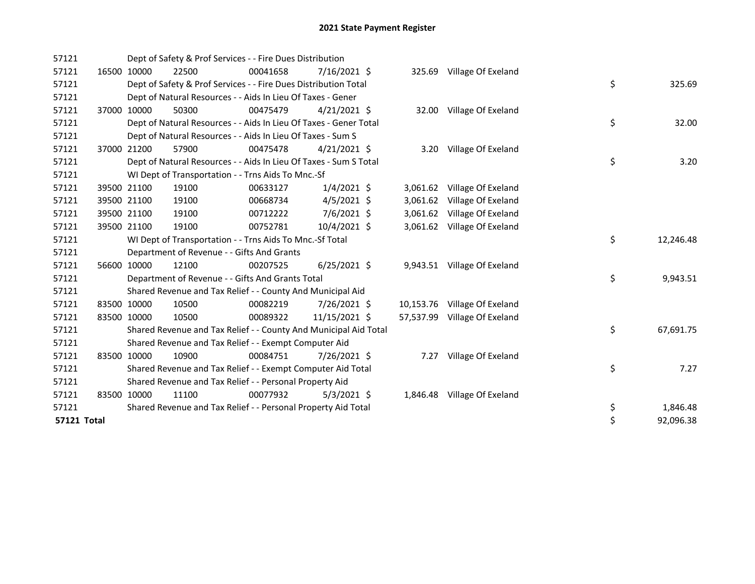# 2021 State Payment Register

| | | | | | | | | | |
|---|---|---|---|---|---|---|---|---|---|
| 57121 | | Dept of Safety & Prof Services - - Fire Dues Distribution | | | | | | | |
| 57121 | 16500 | 10000 | 22500 | 00041658 | 7/16/2021 | $ 325.69 | Village Of Exeland | | |
| 57121 | | Dept of Safety & Prof Services - - Fire Dues Distribution Total | | | | | | $ | 325.69 |
| 57121 | | Dept of Natural Resources - - Aids In Lieu Of Taxes - Gener | | | | | | | |
| 57121 | 37000 | 10000 | 50300 | 00475479 | 4/21/2021 | $ 32.00 | Village Of Exeland | | |
| 57121 | | Dept of Natural Resources - - Aids In Lieu Of Taxes - Gener Total | | | | | | $ | 32.00 |
| 57121 | | Dept of Natural Resources - - Aids In Lieu Of Taxes - Sum S | | | | | | | |
| 57121 | 37000 | 21200 | 57900 | 00475478 | 4/21/2021 | $ 3.20 | Village Of Exeland | | |
| 57121 | | Dept of Natural Resources - - Aids In Lieu Of Taxes - Sum S Total | | | | | | $ | 3.20 |
| 57121 | | WI Dept of Transportation - - Trns Aids To Mnc.-Sf | | | | | | | |
| 57121 | 39500 | 21100 | 19100 | 00633127 | 1/4/2021 | $ 3,061.62 | Village Of Exeland | | |
| 57121 | 39500 | 21100 | 19100 | 00668734 | 4/5/2021 | $ 3,061.62 | Village Of Exeland | | |
| 57121 | 39500 | 21100 | 19100 | 00712222 | 7/6/2021 | $ 3,061.62 | Village Of Exeland | | |
| 57121 | 39500 | 21100 | 19100 | 00752781 | 10/4/2021 | $ 3,061.62 | Village Of Exeland | | |
| 57121 | | WI Dept of Transportation - - Trns Aids To Mnc.-Sf Total | | | | | | $ | 12,246.48 |
| 57121 | | Department of Revenue - - Gifts And Grants | | | | | | | |
| 57121 | 56600 | 10000 | 12100 | 00207525 | 6/25/2021 | $ 9,943.51 | Village Of Exeland | | |
| 57121 | | Department of Revenue - - Gifts And Grants Total | | | | | | $ | 9,943.51 |
| 57121 | | Shared Revenue and Tax Relief - - County And Municipal Aid | | | | | | | |
| 57121 | 83500 | 10000 | 10500 | 00082219 | 7/26/2021 | $ 10,153.76 | Village Of Exeland | | |
| 57121 | 83500 | 10000 | 10500 | 00089322 | 11/15/2021 | $ 57,537.99 | Village Of Exeland | | |
| 57121 | | Shared Revenue and Tax Relief - - County And Municipal Aid Total | | | | | | $ | 67,691.75 |
| 57121 | | Shared Revenue and Tax Relief - - Exempt Computer Aid | | | | | | | |
| 57121 | 83500 | 10000 | 10900 | 00084751 | 7/26/2021 | $ 7.27 | Village Of Exeland | | |
| 57121 | | Shared Revenue and Tax Relief - - Exempt Computer Aid Total | | | | | | $ | 7.27 |
| 57121 | | Shared Revenue and Tax Relief - - Personal Property Aid | | | | | | | |
| 57121 | 83500 | 10000 | 11100 | 00077932 | 5/3/2021 | $ 1,846.48 | Village Of Exeland | | |
| 57121 | | Shared Revenue and Tax Relief - - Personal Property Aid Total | | | | | | $ | 1,846.48 |
| **57121 Total** | | | | | | | | $ | 92,096.38 |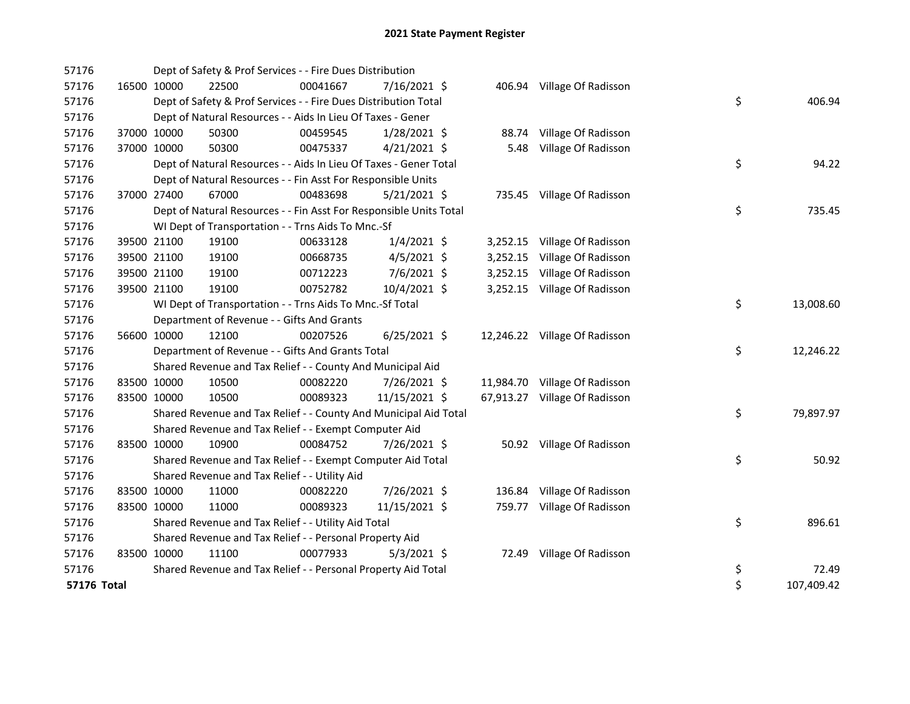# 2021 State Payment Register

| | | | | | | | | | |
|---|---|---|---|---|---|---|---|---|---|
| 57176 | | Dept of Safety & Prof Services - - Fire Dues Distribution | | | | | | | |
| 57176 | 16500 | 10000 | 22500 | 00041667 | 7/16/2021 | $ 406.94 | Village Of Radisson | | |
| 57176 | | Dept of Safety & Prof Services - - Fire Dues Distribution Total | | | | | | $ | 406.94 |
| 57176 | | Dept of Natural Resources - - Aids In Lieu Of Taxes - Gener | | | | | | | |
| 57176 | 37000 | 10000 | 50300 | 00459545 | 1/28/2021 | $ 88.74 | Village Of Radisson | | |
| 57176 | 37000 | 10000 | 50300 | 00475337 | 4/21/2021 | $ 5.48 | Village Of Radisson | | |
| 57176 | | Dept of Natural Resources - - Aids In Lieu Of Taxes - Gener Total | | | | | | $ | 94.22 |
| 57176 | | Dept of Natural Resources - - Fin Asst For Responsible Units | | | | | | | |
| 57176 | 37000 | 27400 | 67000 | 00483698 | 5/21/2021 | $ 735.45 | Village Of Radisson | | |
| 57176 | | Dept of Natural Resources - - Fin Asst For Responsible Units Total | | | | | | $ | 735.45 |
| 57176 | | WI Dept of Transportation - - Trns Aids To Mnc.-Sf | | | | | | | |
| 57176 | 39500 | 21100 | 19100 | 00633128 | 1/4/2021 | $ 3,252.15 | Village Of Radisson | | |
| 57176 | 39500 | 21100 | 19100 | 00668735 | 4/5/2021 | $ 3,252.15 | Village Of Radisson | | |
| 57176 | 39500 | 21100 | 19100 | 00712223 | 7/6/2021 | $ 3,252.15 | Village Of Radisson | | |
| 57176 | 39500 | 21100 | 19100 | 00752782 | 10/4/2021 | $ 3,252.15 | Village Of Radisson | | |
| 57176 | | WI Dept of Transportation - - Trns Aids To Mnc.-Sf Total | | | | | | $ | 13,008.60 |
| 57176 | | Department of Revenue - - Gifts And Grants | | | | | | | |
| 57176 | 56600 | 10000 | 12100 | 00207526 | 6/25/2021 | $ 12,246.22 | Village Of Radisson | | |
| 57176 | | Department of Revenue - - Gifts And Grants Total | | | | | | $ | 12,246.22 |
| 57176 | | Shared Revenue and Tax Relief - - County And Municipal Aid | | | | | | | |
| 57176 | 83500 | 10000 | 10500 | 00082220 | 7/26/2021 | $ 11,984.70 | Village Of Radisson | | |
| 57176 | 83500 | 10000 | 10500 | 00089323 | 11/15/2021 | $ 67,913.27 | Village Of Radisson | | |
| 57176 | | Shared Revenue and Tax Relief - - County And Municipal Aid Total | | | | | | $ | 79,897.97 |
| 57176 | | Shared Revenue and Tax Relief - - Exempt Computer Aid | | | | | | | |
| 57176 | 83500 | 10000 | 10900 | 00084752 | 7/26/2021 | $ 50.92 | Village Of Radisson | | |
| 57176 | | Shared Revenue and Tax Relief - - Exempt Computer Aid Total | | | | | | $ | 50.92 |
| 57176 | | Shared Revenue and Tax Relief - - Utility Aid | | | | | | | |
| 57176 | 83500 | 10000 | 11000 | 00082220 | 7/26/2021 | $ 136.84 | Village Of Radisson | | |
| 57176 | 83500 | 10000 | 11000 | 00089323 | 11/15/2021 | $ 759.77 | Village Of Radisson | | |
| 57176 | | Shared Revenue and Tax Relief - - Utility Aid Total | | | | | | $ | 896.61 |
| 57176 | | Shared Revenue and Tax Relief - - Personal Property Aid | | | | | | | |
| 57176 | 83500 | 10000 | 11100 | 00077933 | 5/3/2021 | $ 72.49 | Village Of Radisson | | |
| 57176 | | Shared Revenue and Tax Relief - - Personal Property Aid Total | | | | | | $ | 72.49 |
| **57176 Total** | | | | | | | | $ | 107,409.42 |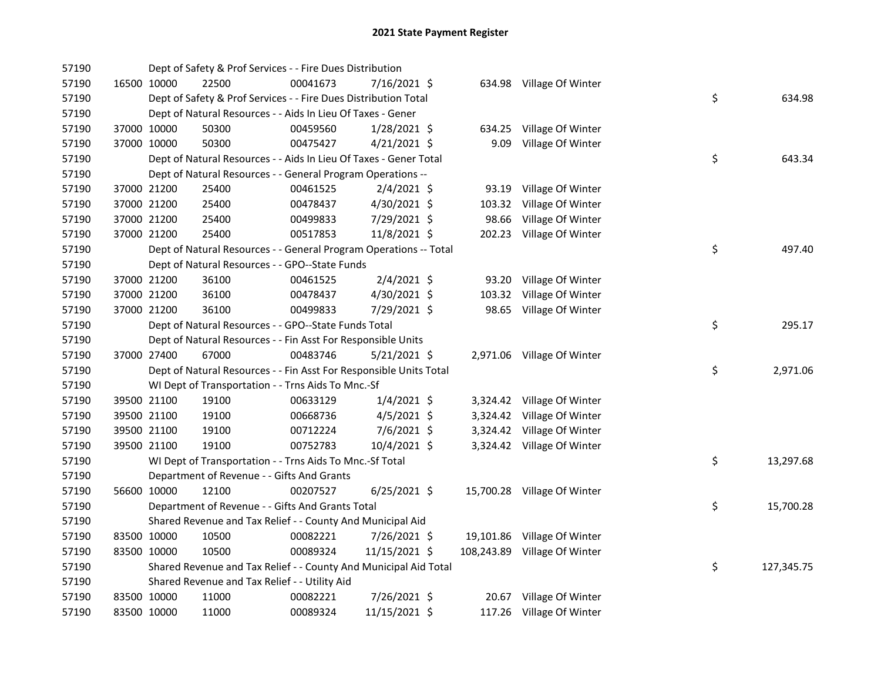# 2021 State Payment Register

| | | | | | | | | | |
|---|---|---|---|---|---|---|---|---|---|
| 57190 | | | Dept of Safety & Prof Services - - Fire Dues Distribution | | | | | | |
| 57190 | 16500 | 10000 | 22500 | 00041673 | 7/16/2021 | $ 634.98 | Village Of Winter | | |
| 57190 | | | Dept of Safety & Prof Services - - Fire Dues Distribution Total | | | | | $ | 634.98 |
| 57190 | | | Dept of Natural Resources - - Aids In Lieu Of Taxes - Gener | | | | | | |
| 57190 | 37000 | 10000 | 50300 | 00459560 | 1/28/2021 | $ 634.25 | Village Of Winter | | |
| 57190 | 37000 | 10000 | 50300 | 00475427 | 4/21/2021 | $ 9.09 | Village Of Winter | | |
| 57190 | | | Dept of Natural Resources - - Aids In Lieu Of Taxes - Gener Total | | | | | $ | 643.34 |
| 57190 | | | Dept of Natural Resources - - General Program Operations -- | | | | | | |
| 57190 | 37000 | 21200 | 25400 | 00461525 | 2/4/2021 | $ 93.19 | Village Of Winter | | |
| 57190 | 37000 | 21200 | 25400 | 00478437 | 4/30/2021 | $ 103.32 | Village Of Winter | | |
| 57190 | 37000 | 21200 | 25400 | 00499833 | 7/29/2021 | $ 98.66 | Village Of Winter | | |
| 57190 | 37000 | 21200 | 25400 | 00517853 | 11/8/2021 | $ 202.23 | Village Of Winter | | |
| 57190 | | | Dept of Natural Resources - - General Program Operations -- Total | | | | | $ | 497.40 |
| 57190 | | | Dept of Natural Resources - - GPO--State Funds | | | | | | |
| 57190 | 37000 | 21200 | 36100 | 00461525 | 2/4/2021 | $ 93.20 | Village Of Winter | | |
| 57190 | 37000 | 21200 | 36100 | 00478437 | 4/30/2021 | $ 103.32 | Village Of Winter | | |
| 57190 | 37000 | 21200 | 36100 | 00499833 | 7/29/2021 | $ 98.65 | Village Of Winter | | |
| 57190 | | | Dept of Natural Resources - - GPO--State Funds Total | | | | | $ | 295.17 |
| 57190 | | | Dept of Natural Resources - - Fin Asst For Responsible Units | | | | | | |
| 57190 | 37000 | 27400 | 67000 | 00483746 | 5/21/2021 | $ 2,971.06 | Village Of Winter | | |
| 57190 | | | Dept of Natural Resources - - Fin Asst For Responsible Units Total | | | | | $ | 2,971.06 |
| 57190 | | | WI Dept of Transportation - - Trns Aids To Mnc.-Sf | | | | | | |
| 57190 | 39500 | 21100 | 19100 | 00633129 | 1/4/2021 | $ 3,324.42 | Village Of Winter | | |
| 57190 | 39500 | 21100 | 19100 | 00668736 | 4/5/2021 | $ 3,324.42 | Village Of Winter | | |
| 57190 | 39500 | 21100 | 19100 | 00712224 | 7/6/2021 | $ 3,324.42 | Village Of Winter | | |
| 57190 | 39500 | 21100 | 19100 | 00752783 | 10/4/2021 | $ 3,324.42 | Village Of Winter | | |
| 57190 | | | WI Dept of Transportation - - Trns Aids To Mnc.-Sf Total | | | | | $ | 13,297.68 |
| 57190 | | | Department of Revenue - - Gifts And Grants | | | | | | |
| 57190 | 56600 | 10000 | 12100 | 00207527 | 6/25/2021 | $ 15,700.28 | Village Of Winter | | |
| 57190 | | | Department of Revenue - - Gifts And Grants Total | | | | | $ | 15,700.28 |
| 57190 | | | Shared Revenue and Tax Relief - - County And Municipal Aid | | | | | | |
| 57190 | 83500 | 10000 | 10500 | 00082221 | 7/26/2021 | $ 19,101.86 | Village Of Winter | | |
| 57190 | 83500 | 10000 | 10500 | 00089324 | 11/15/2021 | $ 108,243.89 | Village Of Winter | | |
| 57190 | | | Shared Revenue and Tax Relief - - County And Municipal Aid Total | | | | | $ | 127,345.75 |
| 57190 | | | Shared Revenue and Tax Relief - - Utility Aid | | | | | | |
| 57190 | 83500 | 10000 | 11000 | 00082221 | 7/26/2021 | $ 20.67 | Village Of Winter | | |
| 57190 | 83500 | 10000 | 11000 | 00089324 | 11/15/2021 | $ 117.26 | Village Of Winter | | |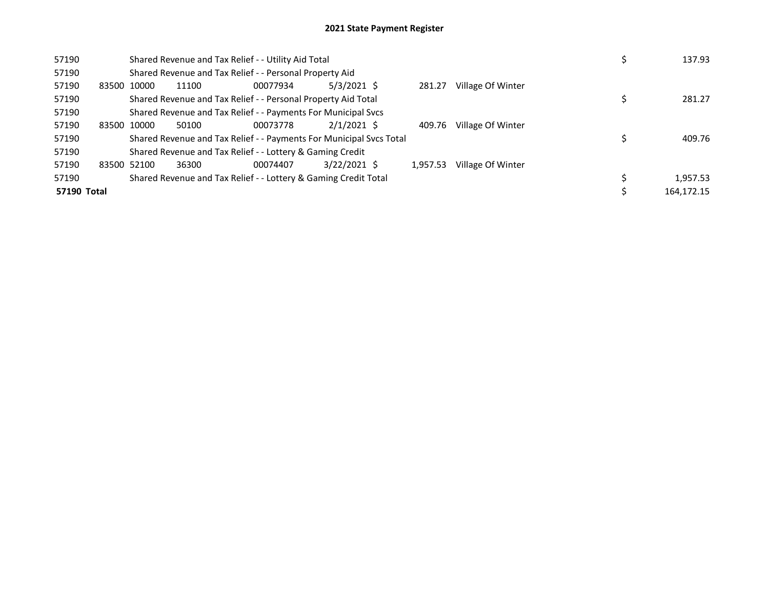# 2021 State Payment Register

| | | | | | | | | | |
|---|---|---|---|---|---|---|---|---|---|
| 57190 | | Shared Revenue and Tax Relief - - Utility Aid Total | | | | | | $ | 137.93 |
| 57190 | | Shared Revenue and Tax Relief - - Personal Property Aid | | | | | | | |
| 57190 | 83500 | 10000 | 11100 | 00077934 | 5/3/2021 | $ 281.27 | Village Of Winter | | |
| 57190 | | Shared Revenue and Tax Relief - - Personal Property Aid Total | | | | | | $ | 281.27 |
| 57190 | | Shared Revenue and Tax Relief - - Payments For Municipal Svcs | | | | | | | |
| 57190 | 83500 | 10000 | 50100 | 00073778 | 2/1/2021 | $ 409.76 | Village Of Winter | | |
| 57190 | | Shared Revenue and Tax Relief - - Payments For Municipal Svcs Total | | | | | | $ | 409.76 |
| 57190 | | Shared Revenue and Tax Relief - - Lottery & Gaming Credit | | | | | | | |
| 57190 | 83500 | 52100 | 36300 | 00074407 | 3/22/2021 | $ 1,957.53 | Village Of Winter | | |
| 57190 | | Shared Revenue and Tax Relief - - Lottery & Gaming Credit Total | | | | | | $ | 1,957.53 |
| **57190 Total** | | | | | | | | $ | 164,172.15 |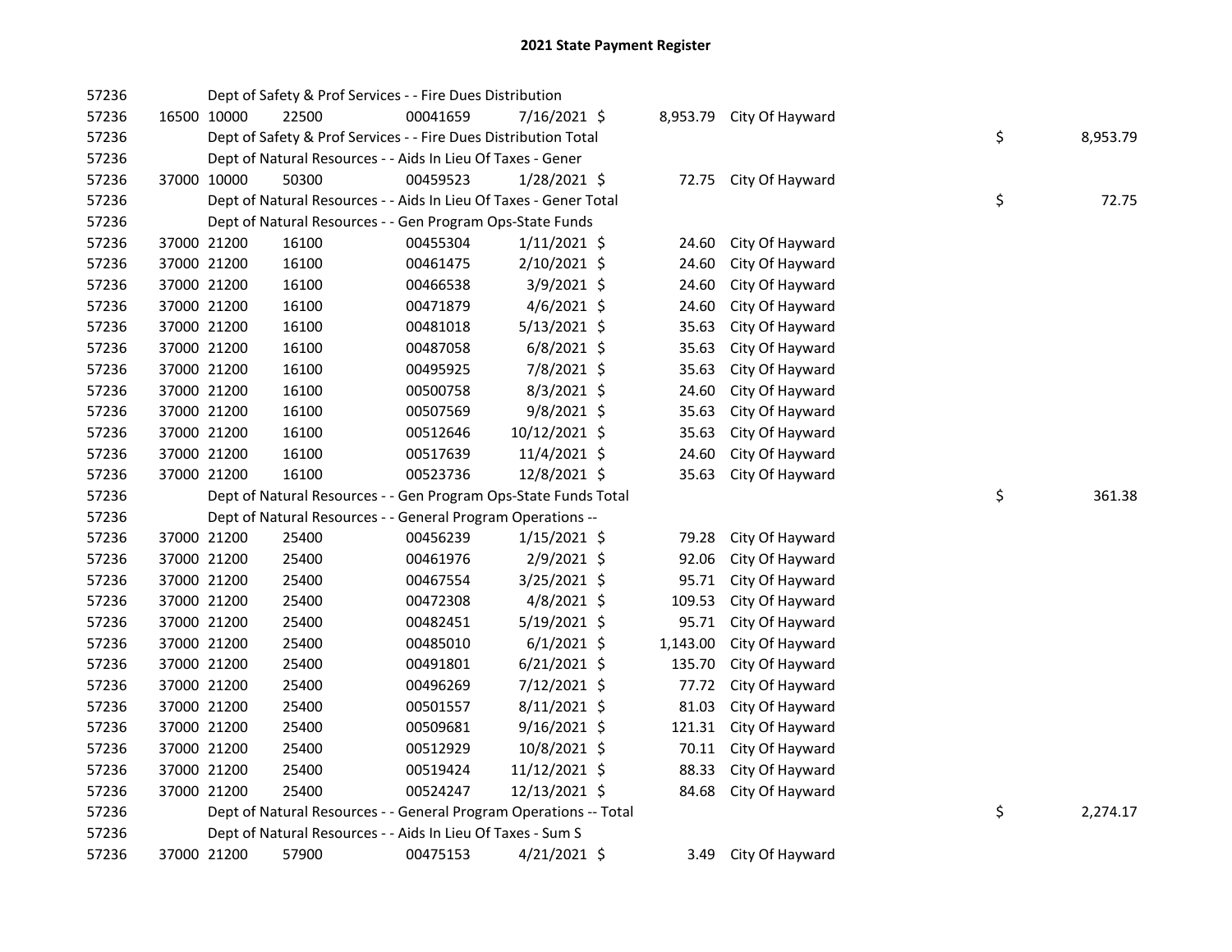# 2021 State Payment Register

| | | | | | | | | | |
|---|---|---|---|---|---|---|---|---|---|
| 57236 | | | Dept of Safety & Prof Services - - Fire Dues Distribution | | | | | | |
| 57236 | 16500 | 10000 | 22500 | 00041659 | 7/16/2021 | $ 8,953.79 | City Of Hayward | | |
| 57236 | | | Dept of Safety & Prof Services - - Fire Dues Distribution Total | | | | | $ | 8,953.79 |
| 57236 | | | Dept of Natural Resources - - Aids In Lieu Of Taxes - Gener | | | | | | |
| 57236 | 37000 | 10000 | 50300 | 00459523 | 1/28/2021 | $ 72.75 | City Of Hayward | | |
| 57236 | | | Dept of Natural Resources - - Aids In Lieu Of Taxes - Gener Total | | | | | $ | 72.75 |
| 57236 | | | Dept of Natural Resources - - Gen Program Ops-State Funds | | | | | | |
| 57236 | 37000 | 21200 | 16100 | 00455304 | 1/11/2021 | $ 24.60 | City Of Hayward | | |
| 57236 | 37000 | 21200 | 16100 | 00461475 | 2/10/2021 | $ 24.60 | City Of Hayward | | |
| 57236 | 37000 | 21200 | 16100 | 00466538 | 3/9/2021 | $ 24.60 | City Of Hayward | | |
| 57236 | 37000 | 21200 | 16100 | 00471879 | 4/6/2021 | $ 24.60 | City Of Hayward | | |
| 57236 | 37000 | 21200 | 16100 | 00481018 | 5/13/2021 | $ 35.63 | City Of Hayward | | |
| 57236 | 37000 | 21200 | 16100 | 00487058 | 6/8/2021 | $ 35.63 | City Of Hayward | | |
| 57236 | 37000 | 21200 | 16100 | 00495925 | 7/8/2021 | $ 35.63 | City Of Hayward | | |
| 57236 | 37000 | 21200 | 16100 | 00500758 | 8/3/2021 | $ 24.60 | City Of Hayward | | |
| 57236 | 37000 | 21200 | 16100 | 00507569 | 9/8/2021 | $ 35.63 | City Of Hayward | | |
| 57236 | 37000 | 21200 | 16100 | 00512646 | 10/12/2021 | $ 35.63 | City Of Hayward | | |
| 57236 | 37000 | 21200 | 16100 | 00517639 | 11/4/2021 | $ 24.60 | City Of Hayward | | |
| 57236 | 37000 | 21200 | 16100 | 00523736 | 12/8/2021 | $ 35.63 | City Of Hayward | | |
| 57236 | | | Dept of Natural Resources - - Gen Program Ops-State Funds Total | | | | | $ | 361.38 |
| 57236 | | | Dept of Natural Resources - - General Program Operations -- | | | | | | |
| 57236 | 37000 | 21200 | 25400 | 00456239 | 1/15/2021 | $ 79.28 | City Of Hayward | | |
| 57236 | 37000 | 21200 | 25400 | 00461976 | 2/9/2021 | $ 92.06 | City Of Hayward | | |
| 57236 | 37000 | 21200 | 25400 | 00467554 | 3/25/2021 | $ 95.71 | City Of Hayward | | |
| 57236 | 37000 | 21200 | 25400 | 00472308 | 4/8/2021 | $ 109.53 | City Of Hayward | | |
| 57236 | 37000 | 21200 | 25400 | 00482451 | 5/19/2021 | $ 95.71 | City Of Hayward | | |
| 57236 | 37000 | 21200 | 25400 | 00485010 | 6/1/2021 | $ 1,143.00 | City Of Hayward | | |
| 57236 | 37000 | 21200 | 25400 | 00491801 | 6/21/2021 | $ 135.70 | City Of Hayward | | |
| 57236 | 37000 | 21200 | 25400 | 00496269 | 7/12/2021 | $ 77.72 | City Of Hayward | | |
| 57236 | 37000 | 21200 | 25400 | 00501557 | 8/11/2021 | $ 81.03 | City Of Hayward | | |
| 57236 | 37000 | 21200 | 25400 | 00509681 | 9/16/2021 | $ 121.31 | City Of Hayward | | |
| 57236 | 37000 | 21200 | 25400 | 00512929 | 10/8/2021 | $ 70.11 | City Of Hayward | | |
| 57236 | 37000 | 21200 | 25400 | 00519424 | 11/12/2021 | $ 88.33 | City Of Hayward | | |
| 57236 | 37000 | 21200 | 25400 | 00524247 | 12/13/2021 | $ 84.68 | City Of Hayward | | |
| 57236 | | | Dept of Natural Resources - - General Program Operations -- Total | | | | | $ | 2,274.17 |
| 57236 | | | Dept of Natural Resources - - Aids In Lieu Of Taxes - Sum S | | | | | | |
| 57236 | 37000 | 21200 | 57900 | 00475153 | 4/21/2021 | $ 3.49 | City Of Hayward | | |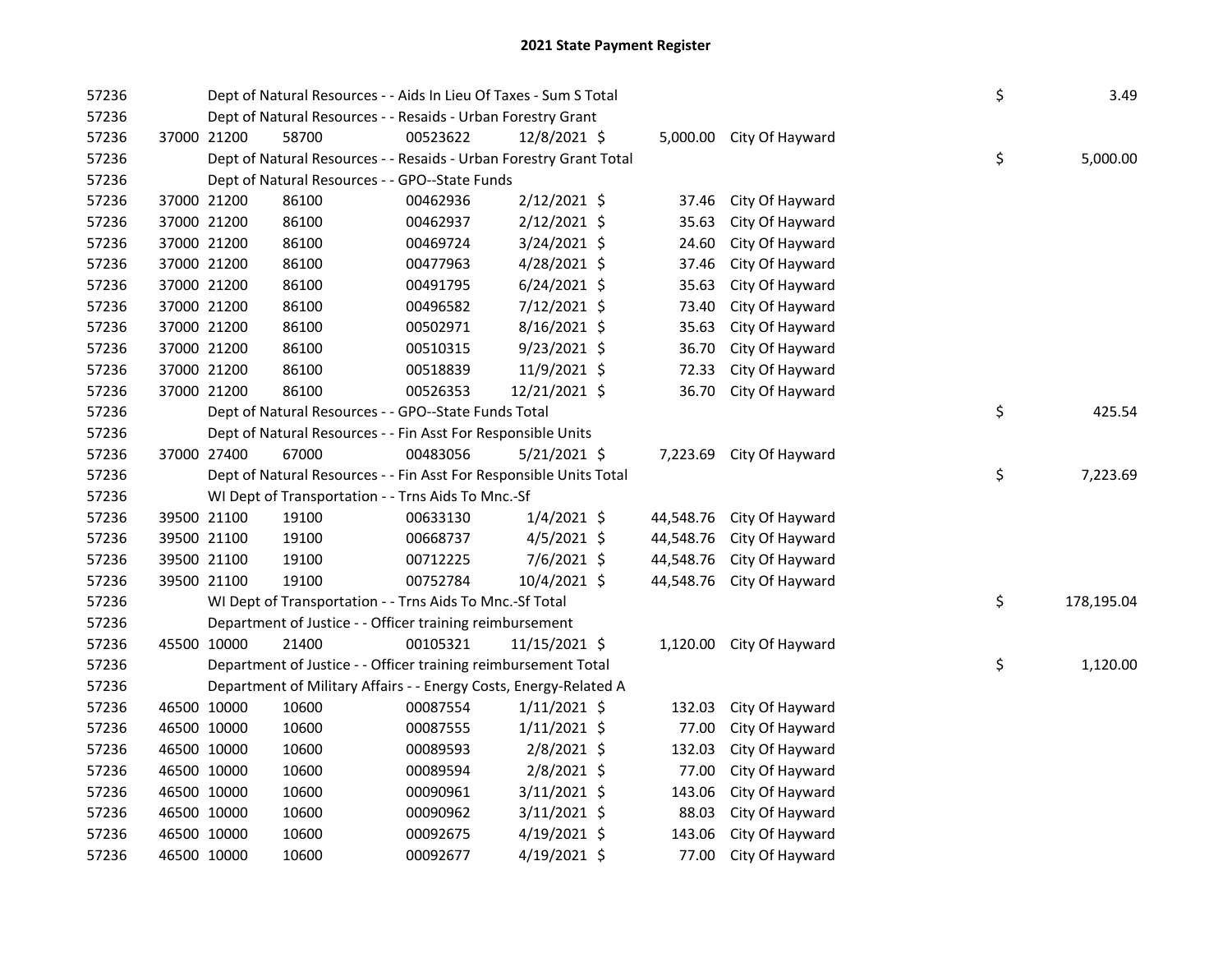## 2021 State Payment Register

| | | | | | | | | |
|---|---|---|---|---|---|---|---|---|
| 57236 | | Dept of Natural Resources - - Aids In Lieu Of Taxes - Sum S Total | | | | | $ | 3.49 |
| 57236 | | Dept of Natural Resources - - Resaids - Urban Forestry Grant | | | | | | |
| 57236 | 37000 21200 | 58700 | 00523622 | 12/8/2021 $ | 5,000.00 | City Of Hayward | | |
| 57236 | | Dept of Natural Resources - - Resaids - Urban Forestry Grant Total | | | | | $ | 5,000.00 |
| 57236 | | Dept of Natural Resources - - GPO--State Funds | | | | | | |
| 57236 | 37000 21200 | 86100 | 00462936 | 2/12/2021 $ | 37.46 | City Of Hayward | | |
| 57236 | 37000 21200 | 86100 | 00462937 | 2/12/2021 $ | 35.63 | City Of Hayward | | |
| 57236 | 37000 21200 | 86100 | 00469724 | 3/24/2021 $ | 24.60 | City Of Hayward | | |
| 57236 | 37000 21200 | 86100 | 00477963 | 4/28/2021 $ | 37.46 | City Of Hayward | | |
| 57236 | 37000 21200 | 86100 | 00491795 | 6/24/2021 $ | 35.63 | City Of Hayward | | |
| 57236 | 37000 21200 | 86100 | 00496582 | 7/12/2021 $ | 73.40 | City Of Hayward | | |
| 57236 | 37000 21200 | 86100 | 00502971 | 8/16/2021 $ | 35.63 | City Of Hayward | | |
| 57236 | 37000 21200 | 86100 | 00510315 | 9/23/2021 $ | 36.70 | City Of Hayward | | |
| 57236 | 37000 21200 | 86100 | 00518839 | 11/9/2021 $ | 72.33 | City Of Hayward | | |
| 57236 | 37000 21200 | 86100 | 00526353 | 12/21/2021 $ | 36.70 | City Of Hayward | | |
| 57236 | | Dept of Natural Resources - - GPO--State Funds Total | | | | | $ | 425.54 |
| 57236 | | Dept of Natural Resources - - Fin Asst For Responsible Units | | | | | | |
| 57236 | 37000 27400 | 67000 | 00483056 | 5/21/2021 $ | 7,223.69 | City Of Hayward | | |
| 57236 | | Dept of Natural Resources - - Fin Asst For Responsible Units Total | | | | | $ | 7,223.69 |
| 57236 | | WI Dept of Transportation - - Trns Aids To Mnc.-Sf | | | | | | |
| 57236 | 39500 21100 | 19100 | 00633130 | 1/4/2021 $ | 44,548.76 | City Of Hayward | | |
| 57236 | 39500 21100 | 19100 | 00668737 | 4/5/2021 $ | 44,548.76 | City Of Hayward | | |
| 57236 | 39500 21100 | 19100 | 00712225 | 7/6/2021 $ | 44,548.76 | City Of Hayward | | |
| 57236 | 39500 21100 | 19100 | 00752784 | 10/4/2021 $ | 44,548.76 | City Of Hayward | | |
| 57236 | | WI Dept of Transportation - - Trns Aids To Mnc.-Sf Total | | | | | $ | 178,195.04 |
| 57236 | | Department of Justice - - Officer training reimbursement | | | | | | |
| 57236 | 45500 10000 | 21400 | 00105321 | 11/15/2021 $ | 1,120.00 | City Of Hayward | | |
| 57236 | | Department of Justice - - Officer training reimbursement Total | | | | | $ | 1,120.00 |
| 57236 | | Department of Military Affairs - - Energy Costs, Energy-Related A | | | | | | |
| 57236 | 46500 10000 | 10600 | 00087554 | 1/11/2021 $ | 132.03 | City Of Hayward | | |
| 57236 | 46500 10000 | 10600 | 00087555 | 1/11/2021 $ | 77.00 | City Of Hayward | | |
| 57236 | 46500 10000 | 10600 | 00089593 | 2/8/2021 $ | 132.03 | City Of Hayward | | |
| 57236 | 46500 10000 | 10600 | 00089594 | 2/8/2021 $ | 77.00 | City Of Hayward | | |
| 57236 | 46500 10000 | 10600 | 00090961 | 3/11/2021 $ | 143.06 | City Of Hayward | | |
| 57236 | 46500 10000 | 10600 | 00090962 | 3/11/2021 $ | 88.03 | City Of Hayward | | |
| 57236 | 46500 10000 | 10600 | 00092675 | 4/19/2021 $ | 143.06 | City Of Hayward | | |
| 57236 | 46500 10000 | 10600 | 00092677 | 4/19/2021 $ | 77.00 | City Of Hayward | | |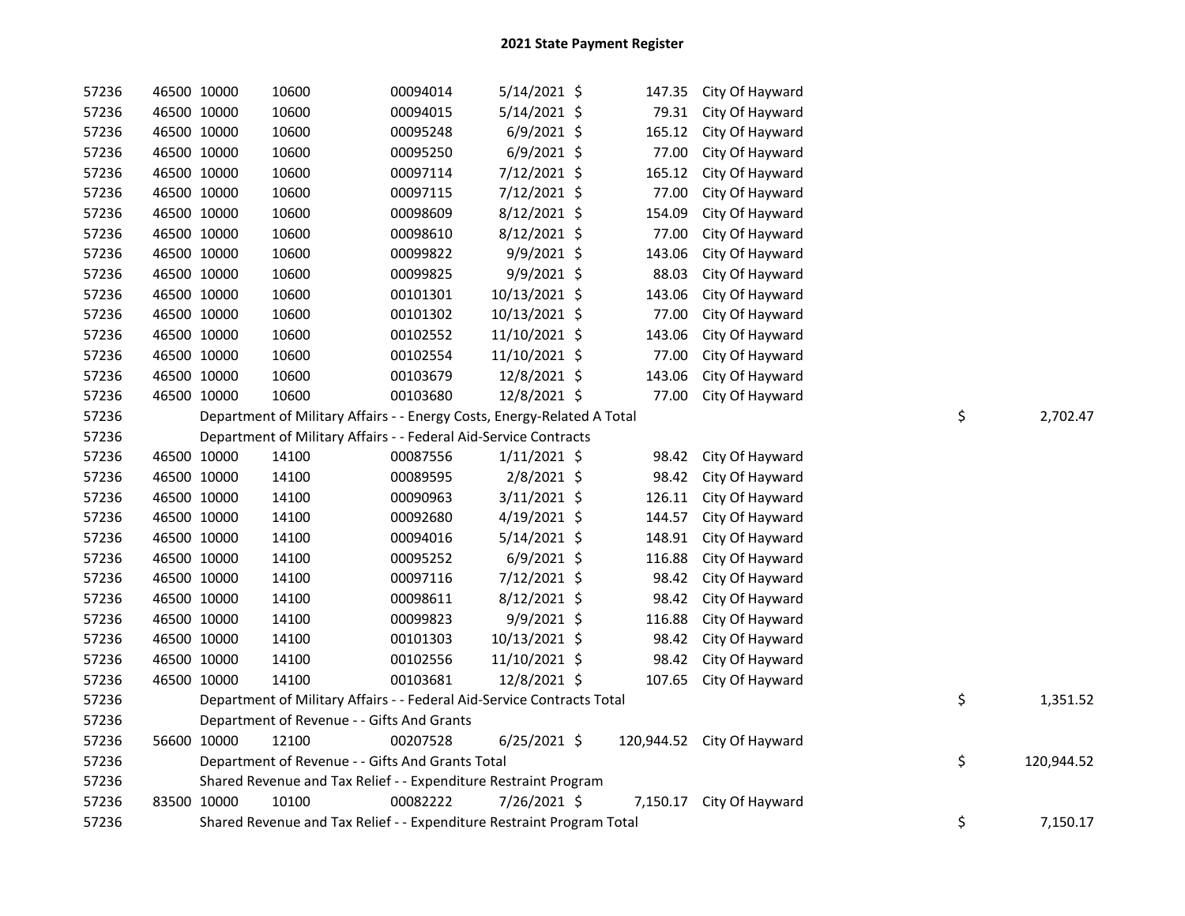# 2021 State Payment Register

| | | | | | | | | |
|---|---|---|---|---|---|---|---|---|
| 57236 | 46500 | 10000 | 10600 | 00094014 | 5/14/2021 | $ 147.35 | City Of Hayward | |
| 57236 | 46500 | 10000 | 10600 | 00094015 | 5/14/2021 | $ 79.31 | City Of Hayward | |
| 57236 | 46500 | 10000 | 10600 | 00095248 | 6/9/2021 | $ 165.12 | City Of Hayward | |
| 57236 | 46500 | 10000 | 10600 | 00095250 | 6/9/2021 | $ 77.00 | City Of Hayward | |
| 57236 | 46500 | 10000 | 10600 | 00097114 | 7/12/2021 | $ 165.12 | City Of Hayward | |
| 57236 | 46500 | 10000 | 10600 | 00097115 | 7/12/2021 | $ 77.00 | City Of Hayward | |
| 57236 | 46500 | 10000 | 10600 | 00098609 | 8/12/2021 | $ 154.09 | City Of Hayward | |
| 57236 | 46500 | 10000 | 10600 | 00098610 | 8/12/2021 | $ 77.00 | City Of Hayward | |
| 57236 | 46500 | 10000 | 10600 | 00099822 | 9/9/2021 | $ 143.06 | City Of Hayward | |
| 57236 | 46500 | 10000 | 10600 | 00099825 | 9/9/2021 | $ 88.03 | City Of Hayward | |
| 57236 | 46500 | 10000 | 10600 | 00101301 | 10/13/2021 | $ 143.06 | City Of Hayward | |
| 57236 | 46500 | 10000 | 10600 | 00101302 | 10/13/2021 | $ 77.00 | City Of Hayward | |
| 57236 | 46500 | 10000 | 10600 | 00102552 | 11/10/2021 | $ 143.06 | City Of Hayward | |
| 57236 | 46500 | 10000 | 10600 | 00102554 | 11/10/2021 | $ 77.00 | City Of Hayward | |
| 57236 | 46500 | 10000 | 10600 | 00103679 | 12/8/2021 | $ 143.06 | City Of Hayward | |
| 57236 | 46500 | 10000 | 10600 | 00103680 | 12/8/2021 | $ 77.00 | City Of Hayward | |
| 57236 | | Department of Military Affairs - - Energy Costs, Energy-Related A Total | | | | | | $ 2,702.47 |
| 57236 | | Department of Military Affairs - - Federal Aid-Service Contracts | | | | | | |
| 57236 | 46500 | 10000 | 14100 | 00087556 | 1/11/2021 | $ 98.42 | City Of Hayward | |
| 57236 | 46500 | 10000 | 14100 | 00089595 | 2/8/2021 | $ 98.42 | City Of Hayward | |
| 57236 | 46500 | 10000 | 14100 | 00090963 | 3/11/2021 | $ 126.11 | City Of Hayward | |
| 57236 | 46500 | 10000 | 14100 | 00092680 | 4/19/2021 | $ 144.57 | City Of Hayward | |
| 57236 | 46500 | 10000 | 14100 | 00094016 | 5/14/2021 | $ 148.91 | City Of Hayward | |
| 57236 | 46500 | 10000 | 14100 | 00095252 | 6/9/2021 | $ 116.88 | City Of Hayward | |
| 57236 | 46500 | 10000 | 14100 | 00097116 | 7/12/2021 | $ 98.42 | City Of Hayward | |
| 57236 | 46500 | 10000 | 14100 | 00098611 | 8/12/2021 | $ 98.42 | City Of Hayward | |
| 57236 | 46500 | 10000 | 14100 | 00099823 | 9/9/2021 | $ 116.88 | City Of Hayward | |
| 57236 | 46500 | 10000 | 14100 | 00101303 | 10/13/2021 | $ 98.42 | City Of Hayward | |
| 57236 | 46500 | 10000 | 14100 | 00102556 | 11/10/2021 | $ 98.42 | City Of Hayward | |
| 57236 | 46500 | 10000 | 14100 | 00103681 | 12/8/2021 | $ 107.65 | City Of Hayward | |
| 57236 | | Department of Military Affairs - - Federal Aid-Service Contracts Total | | | | | | $ 1,351.52 |
| 57236 | | Department of Revenue - - Gifts And Grants | | | | | | |
| 57236 | 56600 | 10000 | 12100 | 00207528 | 6/25/2021 | $ 120,944.52 | City Of Hayward | |
| 57236 | | Department of Revenue - - Gifts And Grants Total | | | | | | $ 120,944.52 |
| 57236 | | Shared Revenue and Tax Relief - - Expenditure Restraint Program | | | | | | |
| 57236 | 83500 | 10000 | 10100 | 00082222 | 7/26/2021 | $ 7,150.17 | City Of Hayward | |
| 57236 | | Shared Revenue and Tax Relief - - Expenditure Restraint Program Total | | | | | | $ 7,150.17 |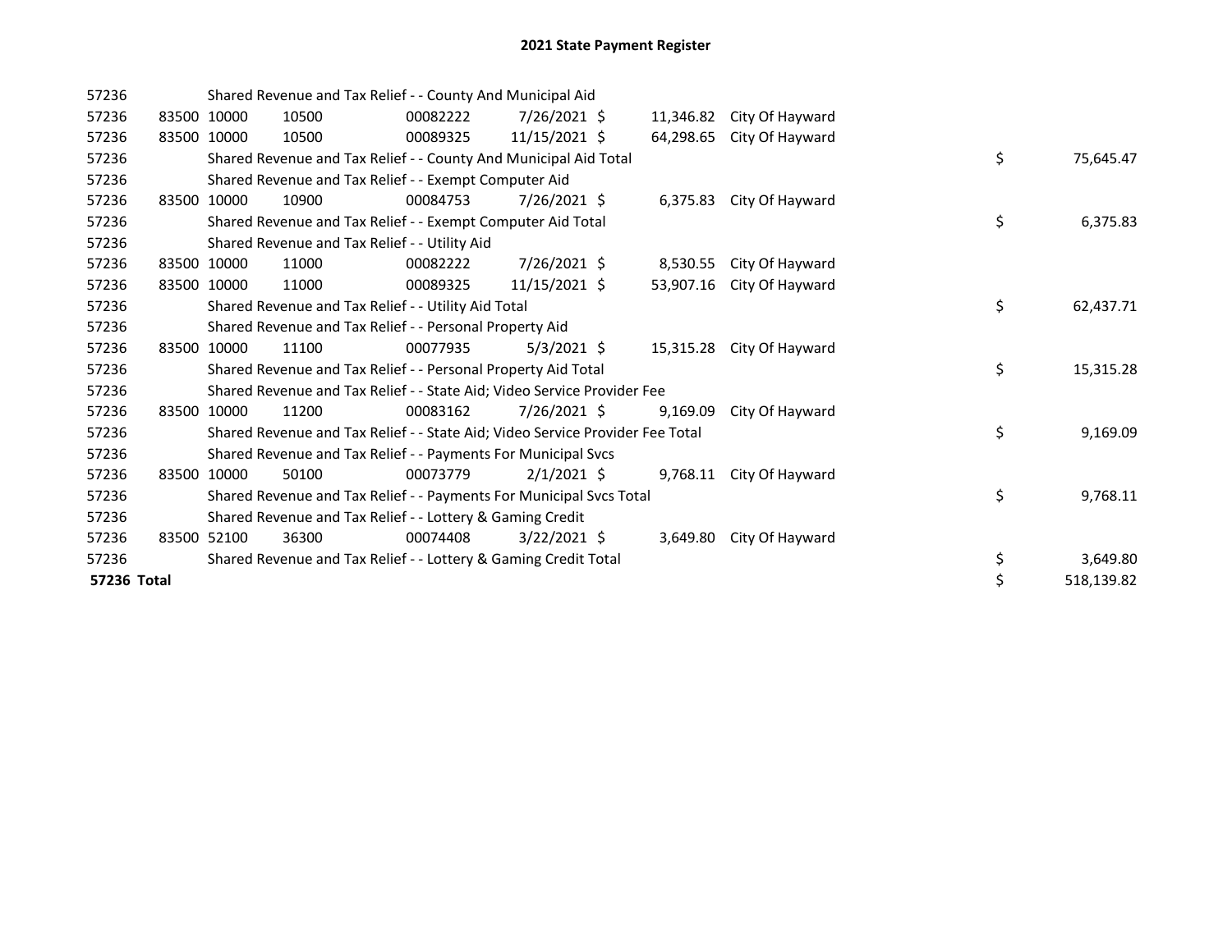# 2021 State Payment Register

| | | | | | | | | | |
|---|---|---|---|---|---|---|---|---|---|
| 57236 | | | Shared Revenue and Tax Relief - - County And Municipal Aid | | | | | | |
| 57236 | 83500 | 10000 | 10500 | 00082222 | 7/26/2021 | $ 11,346.82 | City Of Hayward | | |
| 57236 | 83500 | 10000 | 10500 | 00089325 | 11/15/2021 | $ 64,298.65 | City Of Hayward | | |
| 57236 | | | Shared Revenue and Tax Relief - - County And Municipal Aid Total | | | | | $ | 75,645.47 |
| 57236 | | | Shared Revenue and Tax Relief - - Exempt Computer Aid | | | | | | |
| 57236 | 83500 | 10000 | 10900 | 00084753 | 7/26/2021 | $ 6,375.83 | City Of Hayward | | |
| 57236 | | | Shared Revenue and Tax Relief - - Exempt Computer Aid Total | | | | | $ | 6,375.83 |
| 57236 | | | Shared Revenue and Tax Relief - - Utility Aid | | | | | | |
| 57236 | 83500 | 10000 | 11000 | 00082222 | 7/26/2021 | $ 8,530.55 | City Of Hayward | | |
| 57236 | 83500 | 10000 | 11000 | 00089325 | 11/15/2021 | $ 53,907.16 | City Of Hayward | | |
| 57236 | | | Shared Revenue and Tax Relief - - Utility Aid Total | | | | | $ | 62,437.71 |
| 57236 | | | Shared Revenue and Tax Relief - - Personal Property Aid | | | | | | |
| 57236 | 83500 | 10000 | 11100 | 00077935 | 5/3/2021 | $ 15,315.28 | City Of Hayward | | |
| 57236 | | | Shared Revenue and Tax Relief - - Personal Property Aid Total | | | | | $ | 15,315.28 |
| 57236 | | | Shared Revenue and Tax Relief - - State Aid; Video Service Provider Fee | | | | | | |
| 57236 | 83500 | 10000 | 11200 | 00083162 | 7/26/2021 | $ 9,169.09 | City Of Hayward | | |
| 57236 | | | Shared Revenue and Tax Relief - - State Aid; Video Service Provider Fee Total | | | | | $ | 9,169.09 |
| 57236 | | | Shared Revenue and Tax Relief - - Payments For Municipal Svcs | | | | | | |
| 57236 | 83500 | 10000 | 50100 | 00073779 | 2/1/2021 | $ 9,768.11 | City Of Hayward | | |
| 57236 | | | Shared Revenue and Tax Relief - - Payments For Municipal Svcs Total | | | | | $ | 9,768.11 |
| 57236 | | | Shared Revenue and Tax Relief - - Lottery & Gaming Credit | | | | | | |
| 57236 | 83500 | 52100 | 36300 | 00074408 | 3/22/2021 | $ 3,649.80 | City Of Hayward | | |
| 57236 | | | Shared Revenue and Tax Relief - - Lottery & Gaming Credit Total | | | | | $ | 3,649.80 |
| **57236 Total** | | | | | | | | $ | 518,139.82 |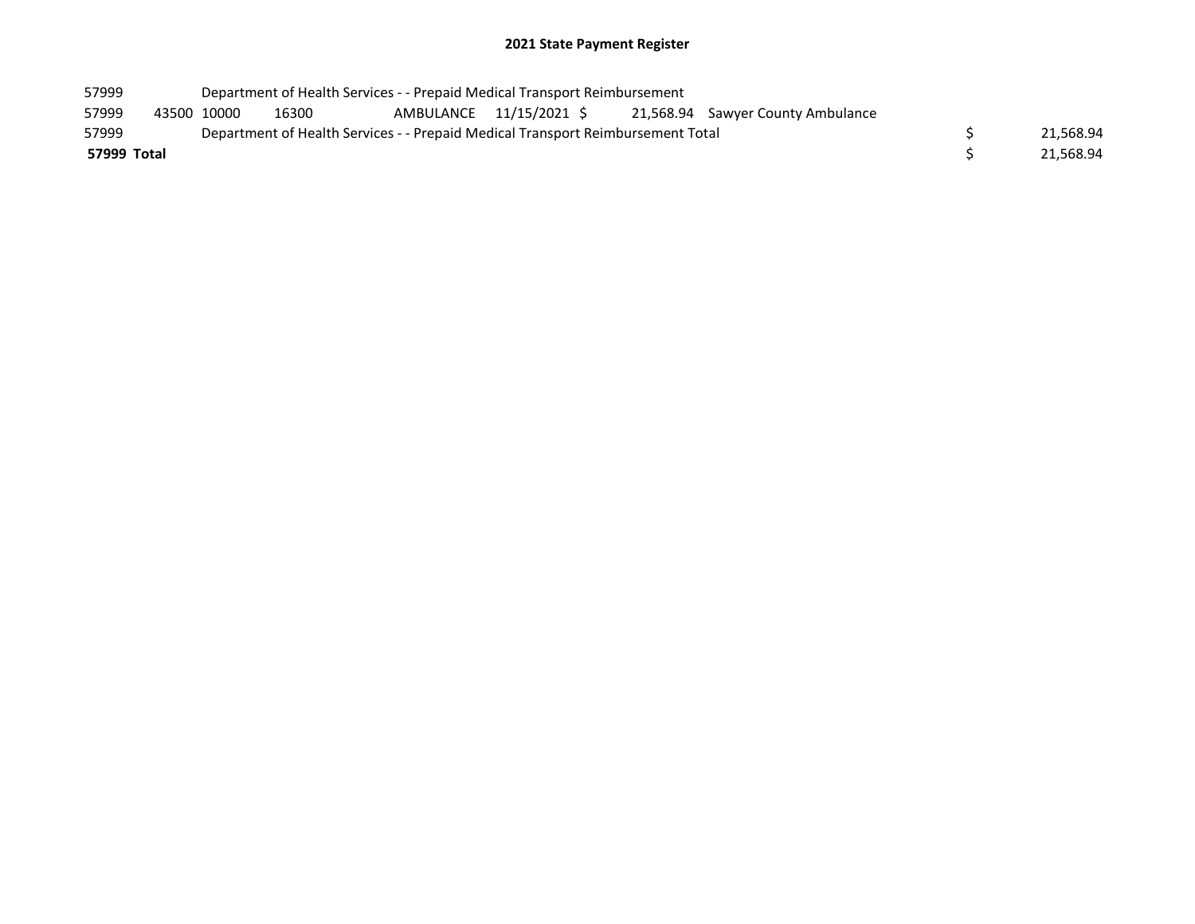# 2021 State Payment Register

| | | | | | | | | | | |
|---|---|---|---|---|---|---|---|---|---|---|
| 57999 | | Department of Health Services - - Prepaid Medical Transport Reimbursement | | | | | | | | |
| 57999 | 43500 | 10000 | 16300 | AMBULANCE | 11/15/2021 | $ | 21,568.94 | Sawyer County Ambulance | | |
| 57999 | | Department of Health Services - - Prepaid Medical Transport Reimbursement Total | | | | | | | $ | 21,568.94 |
| **57999 Total** | | | | | | | | | $ | 21,568.94 |